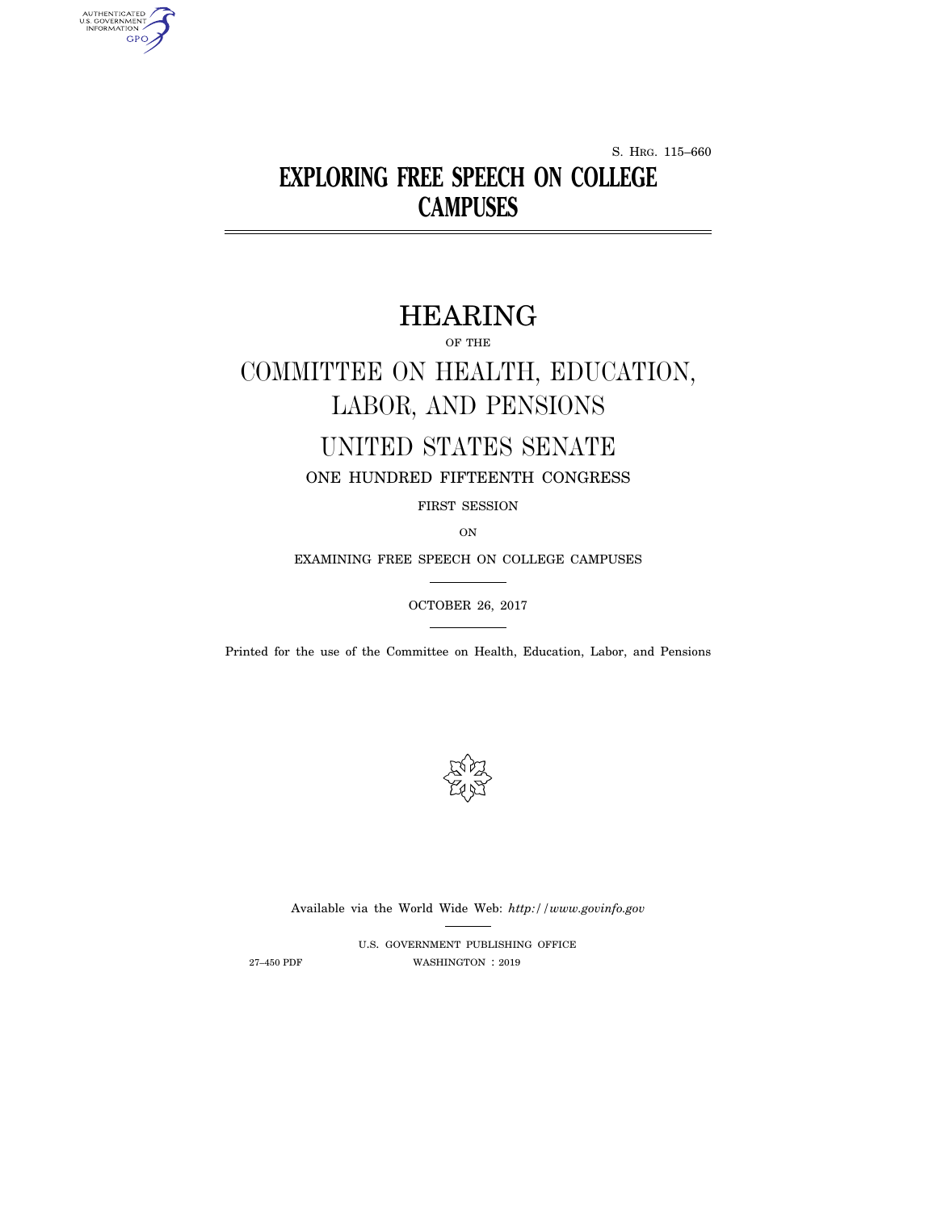S. HRG. 115–660

# EXPLORING FREE SPEECH ON COLLEGE CAMPUSES

## HEARING

OF THE

## COMMITTEE ON HEALTH, EDUCATION, LABOR, AND PENSIONS

## UNITED STATES SENATE

ONE HUNDRED FIFTEENTH CONGRESS

FIRST SESSION

ON

EXAMINING FREE SPEECH ON COLLEGE CAMPUSES

OCTOBER 26, 2017

Printed for the use of the Committee on Health, Education, Labor, and Pensions

Available via the World Wide Web: *http://www.govinfo.gov*

U.S. GOVERNMENT PUBLISHING OFFICE

27–450 PDF WASHINGTON : 2019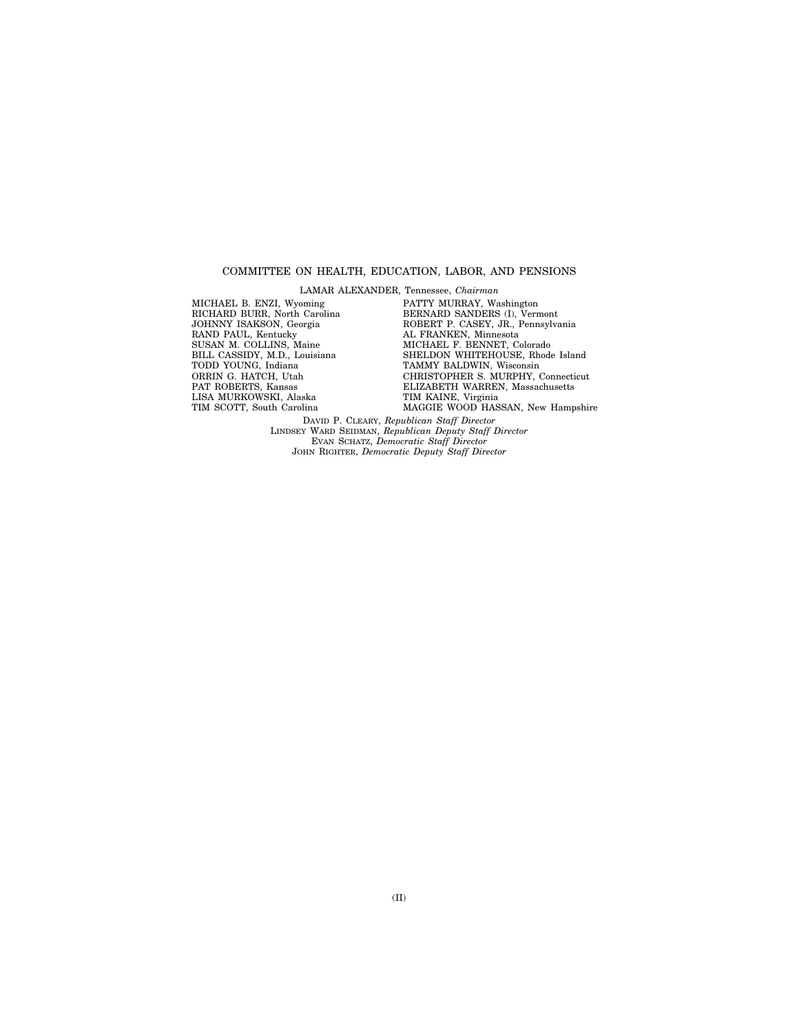## COMMITTEE ON HEALTH, EDUCATION, LABOR, AND PENSIONS

LAMAR ALEXANDER, Tennessee, *Chairman*

MICHAEL B. ENZI, Wyoming
RICHARD BURR, North Carolina
JOHNNY ISAKSON, Georgia
RAND PAUL, Kentucky
SUSAN M. COLLINS, Maine
BILL CASSIDY, M.D., Louisiana
TODD YOUNG, Indiana
ORRIN G. HATCH, Utah
PAT ROBERTS, Kansas
LISA MURKOWSKI, Alaska
TIM SCOTT, South Carolina

PATTY MURRAY, Washington
BERNARD SANDERS (I), Vermont
ROBERT P. CASEY, JR., Pennsylvania
AL FRANKEN, Minnesota
MICHAEL F. BENNET, Colorado
SHELDON WHITEHOUSE, Rhode Island
TAMMY BALDWIN, Wisconsin
CHRISTOPHER S. MURPHY, Connecticut
ELIZABETH WARREN, Massachusetts
TIM KAINE, Virginia
MAGGIE WOOD HASSAN, New Hampshire

DAVID P. CLEARY, *Republican Staff Director*
LINDSEY WARD SEIDMAN, *Republican Deputy Staff Director*
EVAN SCHATZ, *Democratic Staff Director*
JOHN RIGHTER, *Democratic Deputy Staff Director*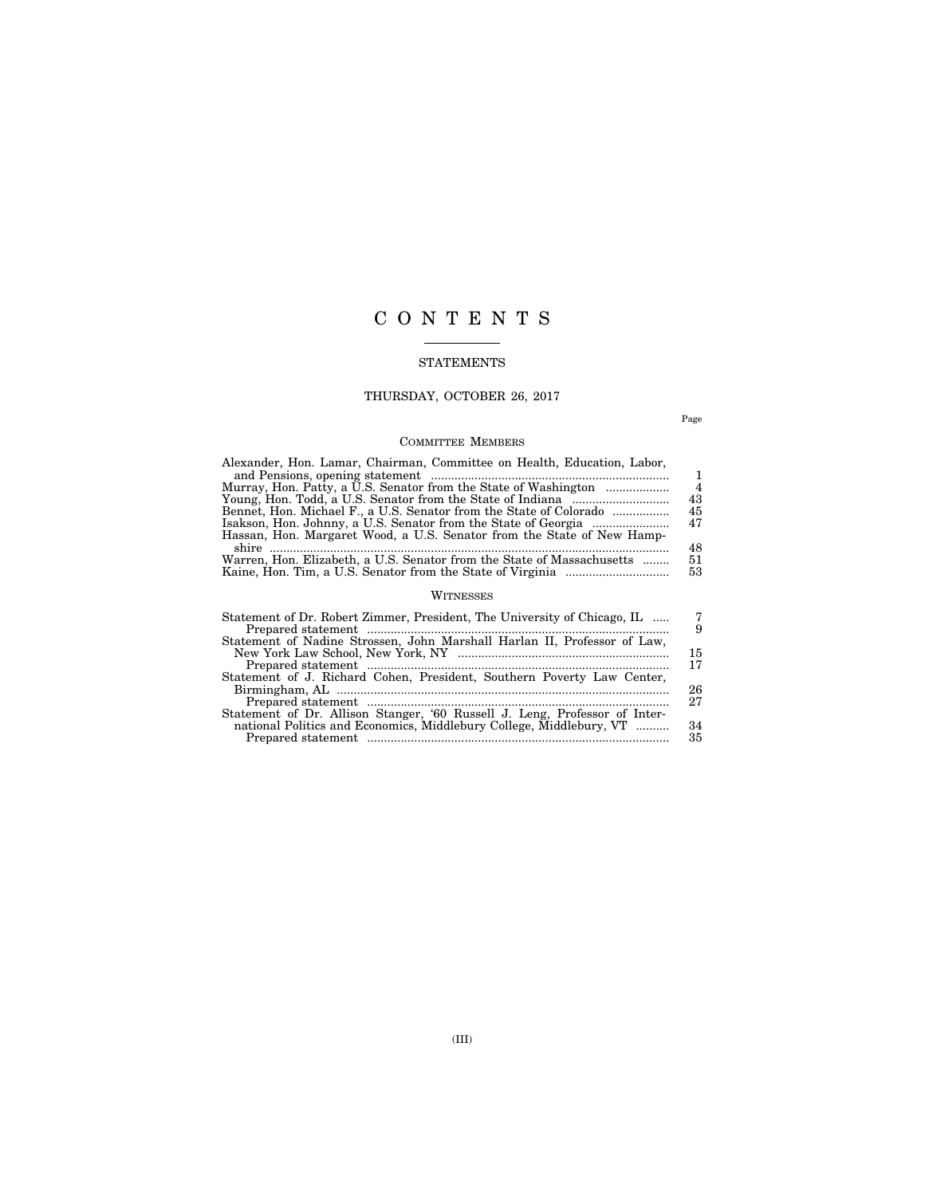# C O N T E N T S

## STATEMENTS

### THURSDAY, OCTOBER 26, 2017

| | Page |
|---|---|
| **COMMITTEE MEMBERS** | |
| Alexander, Hon. Lamar, Chairman, Committee on Health, Education, Labor, and Pensions, opening statement | 1 |
| Murray, Hon. Patty, a U.S. Senator from the State of Washington | 4 |
| Young, Hon. Todd, a U.S. Senator from the State of Indiana | 43 |
| Bennet, Hon. Michael F., a U.S. Senator from the State of Colorado | 45 |
| Isakson, Hon. Johnny, a U.S. Senator from the State of Georgia | 47 |
| Hassan, Hon. Margaret Wood, a U.S. Senator from the State of New Hampshire | 48 |
| Warren, Hon. Elizabeth, a U.S. Senator from the State of Massachusetts | 51 |
| Kaine, Hon. Tim, a U.S. Senator from the State of Virginia | 53 |
| **WITNESSES** | |
| Statement of Dr. Robert Zimmer, President, The University of Chicago, IL | 7 |
| Prepared statement | 9 |
| Statement of Nadine Strossen, John Marshall Harlan II, Professor of Law, New York Law School, New York, NY | 15 |
| Prepared statement | 17 |
| Statement of J. Richard Cohen, President, Southern Poverty Law Center, Birmingham, AL | 26 |
| Prepared statement | 27 |
| Statement of Dr. Allison Stanger, '60 Russell J. Leng, Professor of International Politics and Economics, Middlebury College, Middlebury, VT | 34 |
| Prepared statement | 35 |

(III)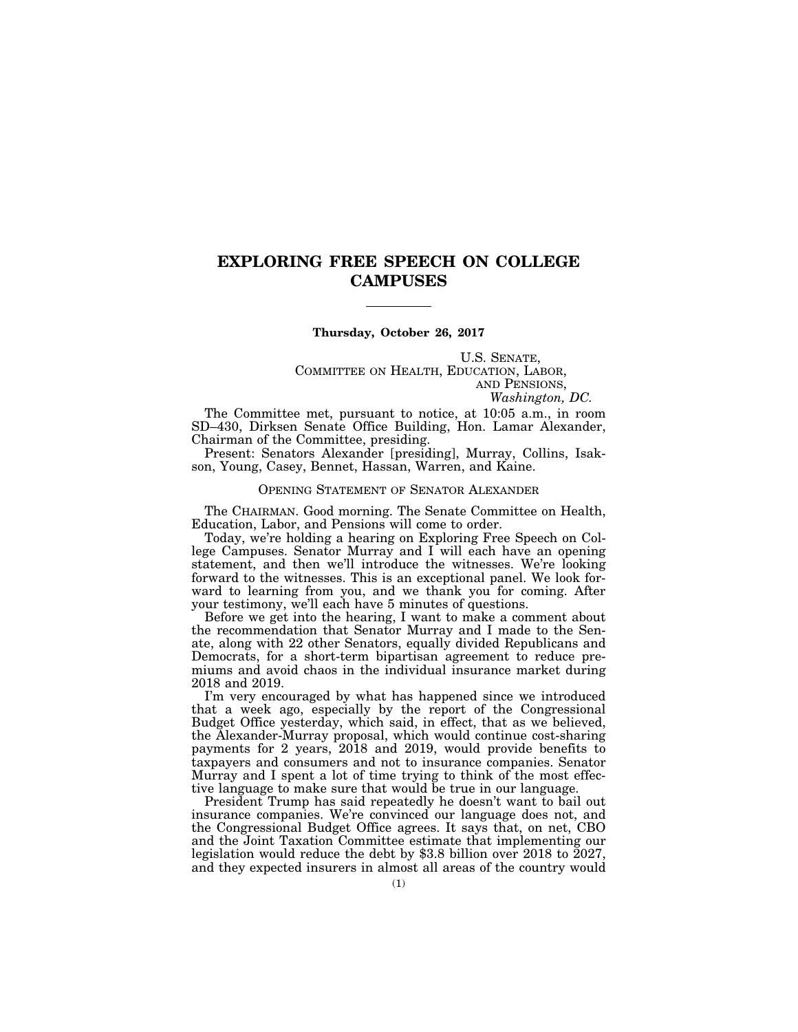# EXPLORING FREE SPEECH ON COLLEGE CAMPUSES

**Thursday, October 26, 2017**

U.S. SENATE,
COMMITTEE ON HEALTH, EDUCATION, LABOR,
AND PENSIONS,
*Washington, DC.*

The Committee met, pursuant to notice, at 10:05 a.m., in room SD–430, Dirksen Senate Office Building, Hon. Lamar Alexander, Chairman of the Committee, presiding.

Present: Senators Alexander [presiding], Murray, Collins, Isakson, Young, Casey, Bennet, Hassan, Warren, and Kaine.

## OPENING STATEMENT OF SENATOR ALEXANDER

The CHAIRMAN. Good morning. The Senate Committee on Health, Education, Labor, and Pensions will come to order.

Today, we're holding a hearing on Exploring Free Speech on College Campuses. Senator Murray and I will each have an opening statement, and then we'll introduce the witnesses. We're looking forward to the witnesses. This is an exceptional panel. We look forward to learning from you, and we thank you for coming. After your testimony, we'll each have 5 minutes of questions.

Before we get into the hearing, I want to make a comment about the recommendation that Senator Murray and I made to the Senate, along with 22 other Senators, equally divided Republicans and Democrats, for a short-term bipartisan agreement to reduce premiums and avoid chaos in the individual insurance market during 2018 and 2019.

I'm very encouraged by what has happened since we introduced that a week ago, especially by the report of the Congressional Budget Office yesterday, which said, in effect, that as we believed, the Alexander-Murray proposal, which would continue cost-sharing payments for 2 years, 2018 and 2019, would provide benefits to taxpayers and consumers and not to insurance companies. Senator Murray and I spent a lot of time trying to think of the most effective language to make sure that would be true in our language.

President Trump has said repeatedly he doesn't want to bail out insurance companies. We're convinced our language does not, and the Congressional Budget Office agrees. It says that, on net, CBO and the Joint Taxation Committee estimate that implementing our legislation would reduce the debt by $3.8 billion over 2018 to 2027, and they expected insurers in almost all areas of the country would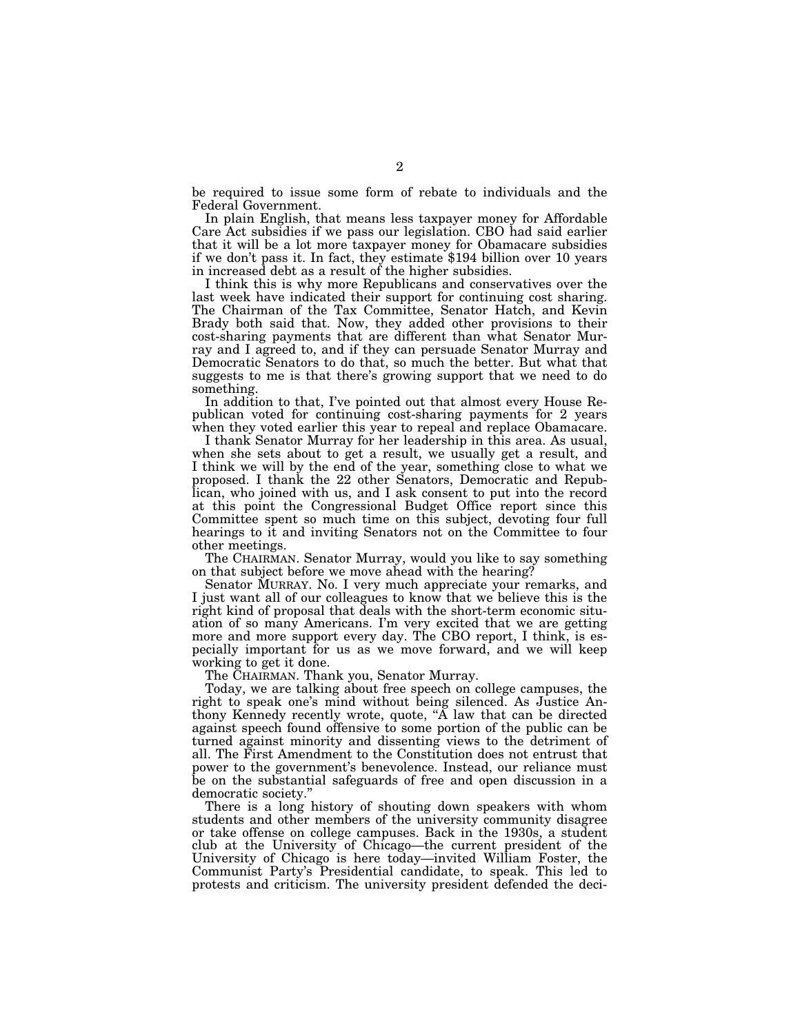be required to issue some form of rebate to individuals and the Federal Government.

In plain English, that means less taxpayer money for Affordable Care Act subsidies if we pass our legislation. CBO had said earlier that it will be a lot more taxpayer money for Obamacare subsidies if we don't pass it. In fact, they estimate $194 billion over 10 years in increased debt as a result of the higher subsidies.

I think this is why more Republicans and conservatives over the last week have indicated their support for continuing cost sharing. The Chairman of the Tax Committee, Senator Hatch, and Kevin Brady both said that. Now, they added other provisions to their cost-sharing payments that are different than what Senator Murray and I agreed to, and if they can persuade Senator Murray and Democratic Senators to do that, so much the better. But what that suggests to me is that there's growing support that we need to do something.

In addition to that, I've pointed out that almost every House Republican voted for continuing cost-sharing payments for 2 years when they voted earlier this year to repeal and replace Obamacare.

I thank Senator Murray for her leadership in this area. As usual, when she sets about to get a result, we usually get a result, and I think we will by the end of the year, something close to what we proposed. I thank the 22 other Senators, Democratic and Republican, who joined with us, and I ask consent to put into the record at this point the Congressional Budget Office report since this Committee spent so much time on this subject, devoting four full hearings to it and inviting Senators not on the Committee to four other meetings.

The CHAIRMAN. Senator Murray, would you like to say something on that subject before we move ahead with the hearing?

Senator MURRAY. No. I very much appreciate your remarks, and I just want all of our colleagues to know that we believe this is the right kind of proposal that deals with the short-term economic situation of so many Americans. I'm very excited that we are getting more and more support every day. The CBO report, I think, is especially important for us as we move forward, and we will keep working to get it done.

The CHAIRMAN. Thank you, Senator Murray.

Today, we are talking about free speech on college campuses, the right to speak one's mind without being silenced. As Justice Anthony Kennedy recently wrote, quote, "A law that can be directed against speech found offensive to some portion of the public can be turned against minority and dissenting views to the detriment of all. The First Amendment to the Constitution does not entrust that power to the government's benevolence. Instead, our reliance must be on the substantial safeguards of free and open discussion in a democratic society."

There is a long history of shouting down speakers with whom students and other members of the university community disagree or take offense on college campuses. Back in the 1930s, a student club at the University of Chicago—the current president of the University of Chicago is here today—invited William Foster, the Communist Party's Presidential candidate, to speak. This led to protests and criticism. The university president defended the deci-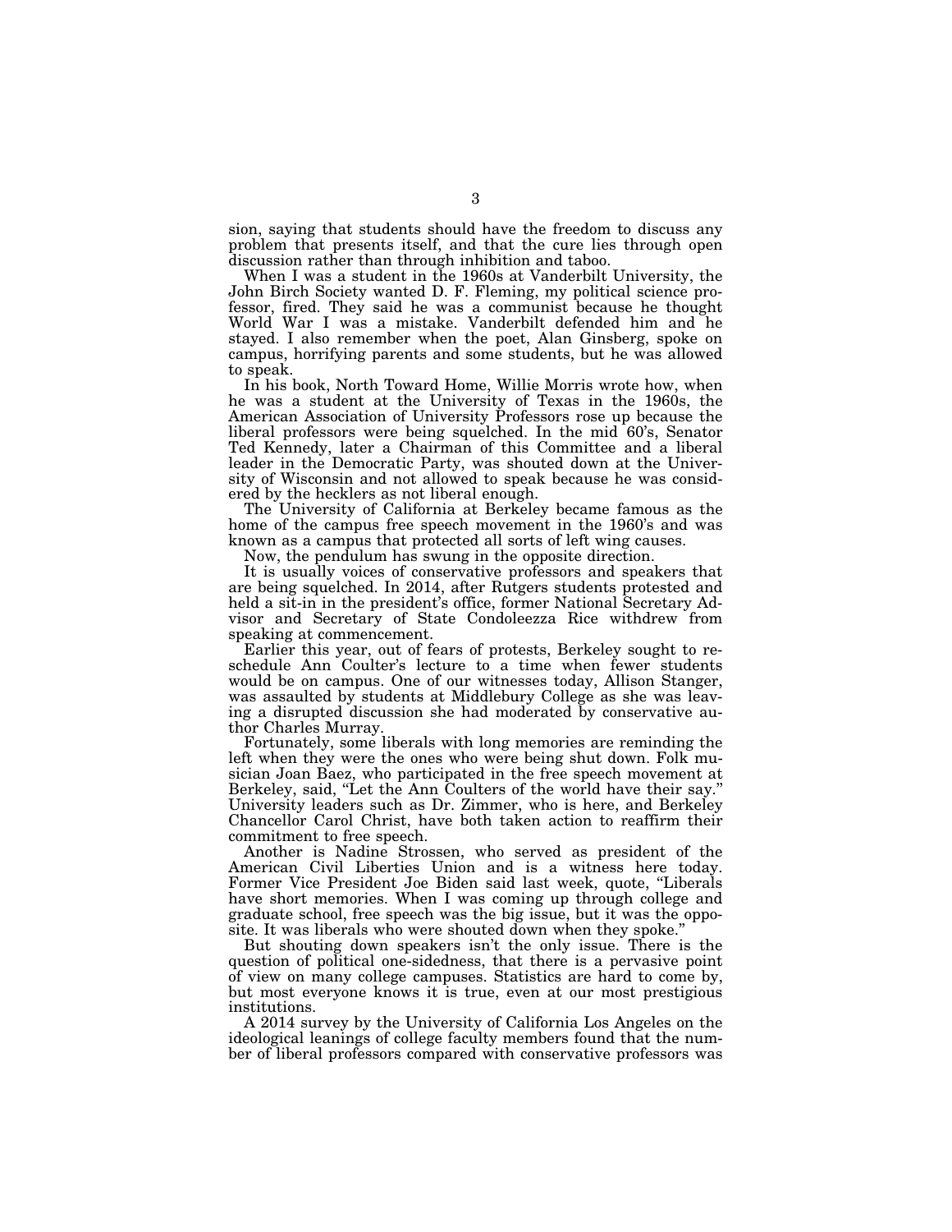sion, saying that students should have the freedom to discuss any problem that presents itself, and that the cure lies through open discussion rather than through inhibition and taboo.

When I was a student in the 1960s at Vanderbilt University, the John Birch Society wanted D. F. Fleming, my political science professor, fired. They said he was a communist because he thought World War I was a mistake. Vanderbilt defended him and he stayed. I also remember when the poet, Alan Ginsberg, spoke on campus, horrifying parents and some students, but he was allowed to speak.

In his book, North Toward Home, Willie Morris wrote how, when he was a student at the University of Texas in the 1960s, the American Association of University Professors rose up because the liberal professors were being squelched. In the mid 60's, Senator Ted Kennedy, later a Chairman of this Committee and a liberal leader in the Democratic Party, was shouted down at the University of Wisconsin and not allowed to speak because he was considered by the hecklers as not liberal enough.

The University of California at Berkeley became famous as the home of the campus free speech movement in the 1960's and was known as a campus that protected all sorts of left wing causes.

Now, the pendulum has swung in the opposite direction.

It is usually voices of conservative professors and speakers that are being squelched. In 2014, after Rutgers students protested and held a sit-in in the president's office, former National Secretary Advisor and Secretary of State Condoleezza Rice withdrew from speaking at commencement.

Earlier this year, out of fears of protests, Berkeley sought to reschedule Ann Coulter's lecture to a time when fewer students would be on campus. One of our witnesses today, Allison Stanger, was assaulted by students at Middlebury College as she was leaving a disrupted discussion she had moderated by conservative author Charles Murray.

Fortunately, some liberals with long memories are reminding the left when they were the ones who were being shut down. Folk musician Joan Baez, who participated in the free speech movement at Berkeley, said, "Let the Ann Coulters of the world have their say." University leaders such as Dr. Zimmer, who is here, and Berkeley Chancellor Carol Christ, have both taken action to reaffirm their commitment to free speech.

Another is Nadine Strossen, who served as president of the American Civil Liberties Union and is a witness here today. Former Vice President Joe Biden said last week, quote, "Liberals have short memories. When I was coming up through college and graduate school, free speech was the big issue, but it was the opposite. It was liberals who were shouted down when they spoke."

But shouting down speakers isn't the only issue. There is the question of political one-sidedness, that there is a pervasive point of view on many college campuses. Statistics are hard to come by, but most everyone knows it is true, even at our most prestigious institutions.

A 2014 survey by the University of California Los Angeles on the ideological leanings of college faculty members found that the number of liberal professors compared with conservative professors was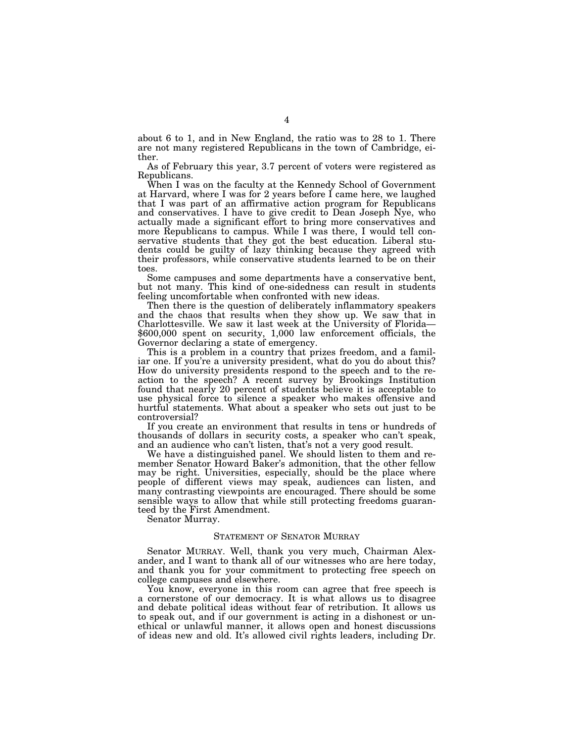about 6 to 1, and in New England, the ratio was to 28 to 1. There are not many registered Republicans in the town of Cambridge, either.

As of February this year, 3.7 percent of voters were registered as Republicans.

When I was on the faculty at the Kennedy School of Government at Harvard, where I was for 2 years before I came here, we laughed that I was part of an affirmative action program for Republicans and conservatives. I have to give credit to Dean Joseph Nye, who actually made a significant effort to bring more conservatives and more Republicans to campus. While I was there, I would tell conservative students that they got the best education. Liberal students could be guilty of lazy thinking because they agreed with their professors, while conservative students learned to be on their toes.

Some campuses and some departments have a conservative bent, but not many. This kind of one-sidedness can result in students feeling uncomfortable when confronted with new ideas.

Then there is the question of deliberately inflammatory speakers and the chaos that results when they show up. We saw that in Charlottesville. We saw it last week at the University of Florida—$600,000 spent on security, 1,000 law enforcement officials, the Governor declaring a state of emergency.

This is a problem in a country that prizes freedom, and a familiar one. If you're a university president, what do you do about this? How do university presidents respond to the speech and to the reaction to the speech? A recent survey by Brookings Institution found that nearly 20 percent of students believe it is acceptable to use physical force to silence a speaker who makes offensive and hurtful statements. What about a speaker who sets out just to be controversial?

If you create an environment that results in tens or hundreds of thousands of dollars in security costs, a speaker who can't speak, and an audience who can't listen, that's not a very good result.

We have a distinguished panel. We should listen to them and remember Senator Howard Baker's admonition, that the other fellow may be right. Universities, especially, should be the place where people of different views may speak, audiences can listen, and many contrasting viewpoints are encouraged. There should be some sensible ways to allow that while still protecting freedoms guaranteed by the First Amendment.

Senator Murray.

## STATEMENT OF SENATOR MURRAY

Senator MURRAY. Well, thank you very much, Chairman Alexander, and I want to thank all of our witnesses who are here today, and thank you for your commitment to protecting free speech on college campuses and elsewhere.

You know, everyone in this room can agree that free speech is a cornerstone of our democracy. It is what allows us to disagree and debate political ideas without fear of retribution. It allows us to speak out, and if our government is acting in a dishonest or unethical or unlawful manner, it allows open and honest discussions of ideas new and old. It's allowed civil rights leaders, including Dr.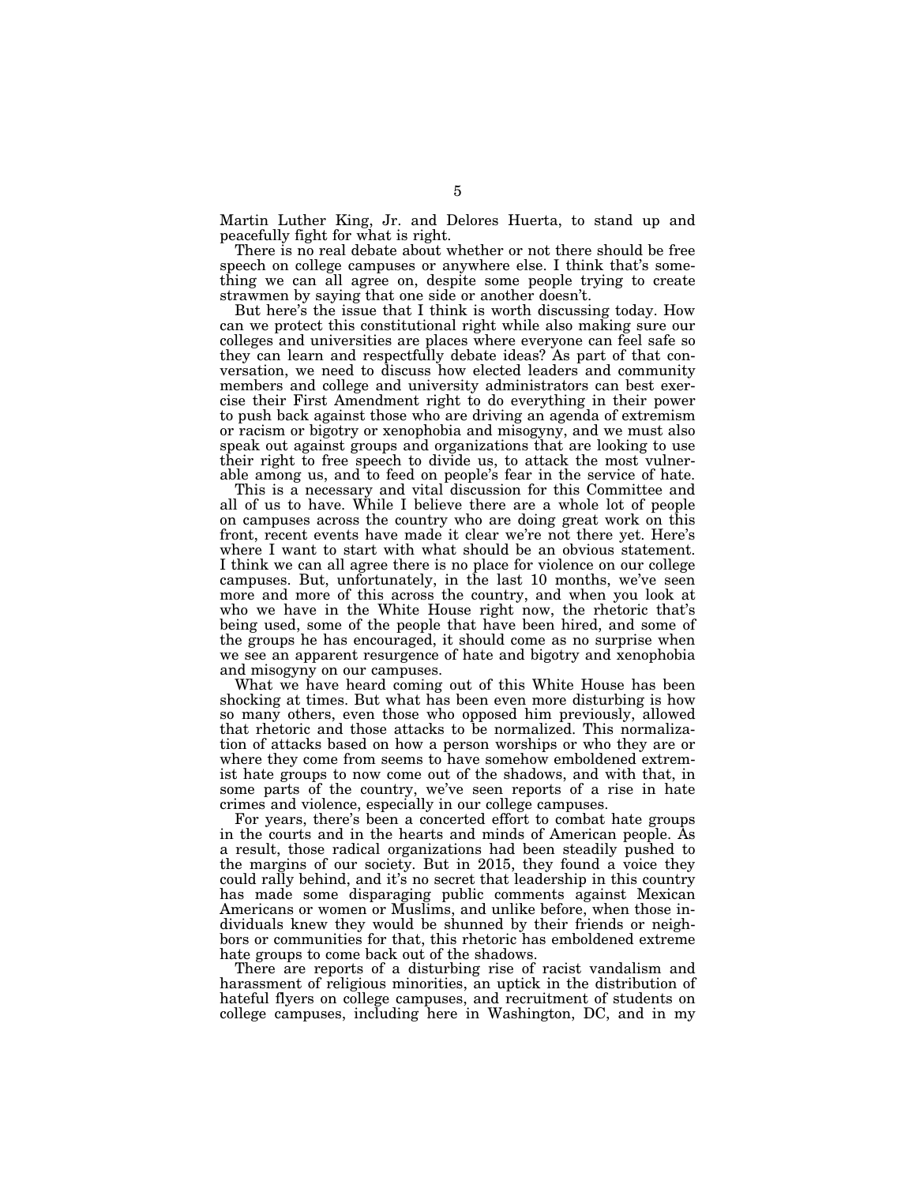Martin Luther King, Jr. and Delores Huerta, to stand up and peacefully fight for what is right.

There is no real debate about whether or not there should be free speech on college campuses or anywhere else. I think that's something we can all agree on, despite some people trying to create strawmen by saying that one side or another doesn't.

But here's the issue that I think is worth discussing today. How can we protect this constitutional right while also making sure our colleges and universities are places where everyone can feel safe so they can learn and respectfully debate ideas? As part of that conversation, we need to discuss how elected leaders and community members and college and university administrators can best exercise their First Amendment right to do everything in their power to push back against those who are driving an agenda of extremism or racism or bigotry or xenophobia and misogyny, and we must also speak out against groups and organizations that are looking to use their right to free speech to divide us, to attack the most vulnerable among us, and to feed on people's fear in the service of hate.

This is a necessary and vital discussion for this Committee and all of us to have. While I believe there are a whole lot of people on campuses across the country who are doing great work on this front, recent events have made it clear we're not there yet. Here's where I want to start with what should be an obvious statement. I think we can all agree there is no place for violence on our college campuses. But, unfortunately, in the last 10 months, we've seen more and more of this across the country, and when you look at who we have in the White House right now, the rhetoric that's being used, some of the people that have been hired, and some of the groups he has encouraged, it should come as no surprise when we see an apparent resurgence of hate and bigotry and xenophobia and misogyny on our campuses.

What we have heard coming out of this White House has been shocking at times. But what has been even more disturbing is how so many others, even those who opposed him previously, allowed that rhetoric and those attacks to be normalized. This normalization of attacks based on how a person worships or who they are or where they come from seems to have somehow emboldened extremist hate groups to now come out of the shadows, and with that, in some parts of the country, we've seen reports of a rise in hate crimes and violence, especially in our college campuses.

For years, there's been a concerted effort to combat hate groups in the courts and in the hearts and minds of American people. As a result, those radical organizations had been steadily pushed to the margins of our society. But in 2015, they found a voice they could rally behind, and it's no secret that leadership in this country has made some disparaging public comments against Mexican Americans or women or Muslims, and unlike before, when those individuals knew they would be shunned by their friends or neighbors or communities for that, this rhetoric has emboldened extreme hate groups to come back out of the shadows.

There are reports of a disturbing rise of racist vandalism and harassment of religious minorities, an uptick in the distribution of hateful flyers on college campuses, and recruitment of students on college campuses, including here in Washington, DC, and in my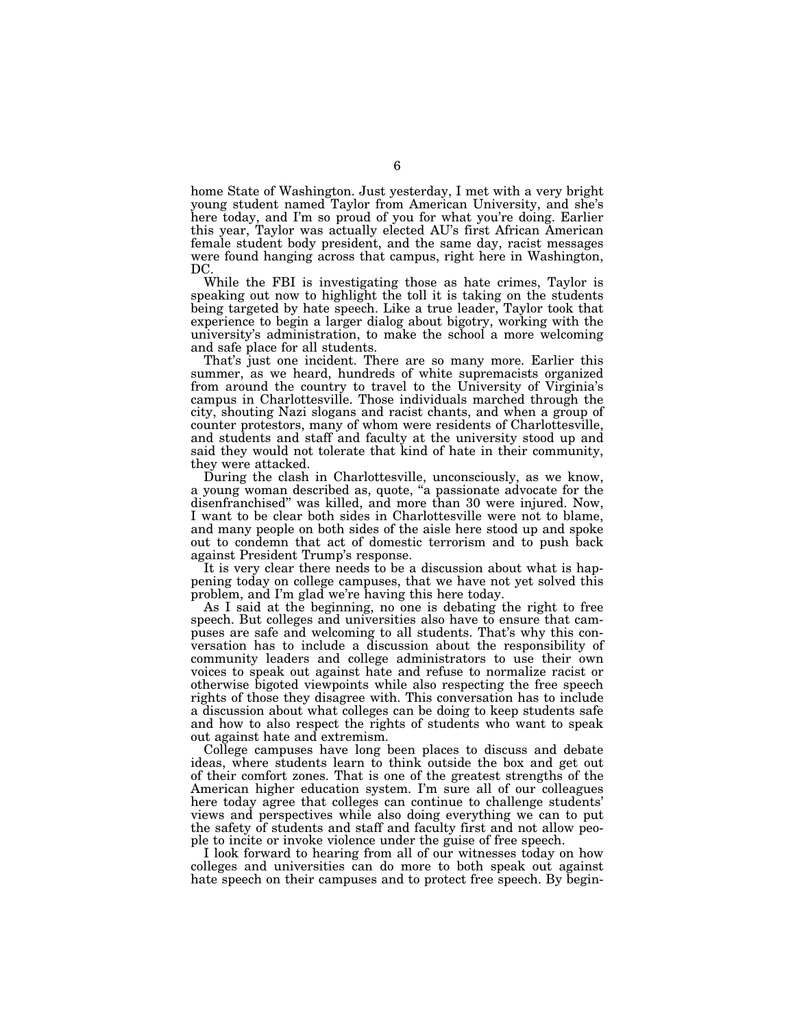home State of Washington. Just yesterday, I met with a very bright young student named Taylor from American University, and she's here today, and I'm so proud of you for what you're doing. Earlier this year, Taylor was actually elected AU's first African American female student body president, and the same day, racist messages were found hanging across that campus, right here in Washington, DC.

While the FBI is investigating those as hate crimes, Taylor is speaking out now to highlight the toll it is taking on the students being targeted by hate speech. Like a true leader, Taylor took that experience to begin a larger dialog about bigotry, working with the university's administration, to make the school a more welcoming and safe place for all students.

That's just one incident. There are so many more. Earlier this summer, as we heard, hundreds of white supremacists organized from around the country to travel to the University of Virginia's campus in Charlottesville. Those individuals marched through the city, shouting Nazi slogans and racist chants, and when a group of counter protestors, many of whom were residents of Charlottesville, and students and staff and faculty at the university stood up and said they would not tolerate that kind of hate in their community, they were attacked.

During the clash in Charlottesville, unconsciously, as we know, a young woman described as, quote, "a passionate advocate for the disenfranchised" was killed, and more than 30 were injured. Now, I want to be clear both sides in Charlottesville were not to blame, and many people on both sides of the aisle here stood up and spoke out to condemn that act of domestic terrorism and to push back against President Trump's response.

It is very clear there needs to be a discussion about what is happening today on college campuses, that we have not yet solved this problem, and I'm glad we're having this here today.

As I said at the beginning, no one is debating the right to free speech. But colleges and universities also have to ensure that campuses are safe and welcoming to all students. That's why this conversation has to include a discussion about the responsibility of community leaders and college administrators to use their own voices to speak out against hate and refuse to normalize racist or otherwise bigoted viewpoints while also respecting the free speech rights of those they disagree with. This conversation has to include a discussion about what colleges can be doing to keep students safe and how to also respect the rights of students who want to speak out against hate and extremism.

College campuses have long been places to discuss and debate ideas, where students learn to think outside the box and get out of their comfort zones. That is one of the greatest strengths of the American higher education system. I'm sure all of our colleagues here today agree that colleges can continue to challenge students' views and perspectives while also doing everything we can to put the safety of students and staff and faculty first and not allow people to incite or invoke violence under the guise of free speech.

I look forward to hearing from all of our witnesses today on how colleges and universities can do more to both speak out against hate speech on their campuses and to protect free speech. By begin-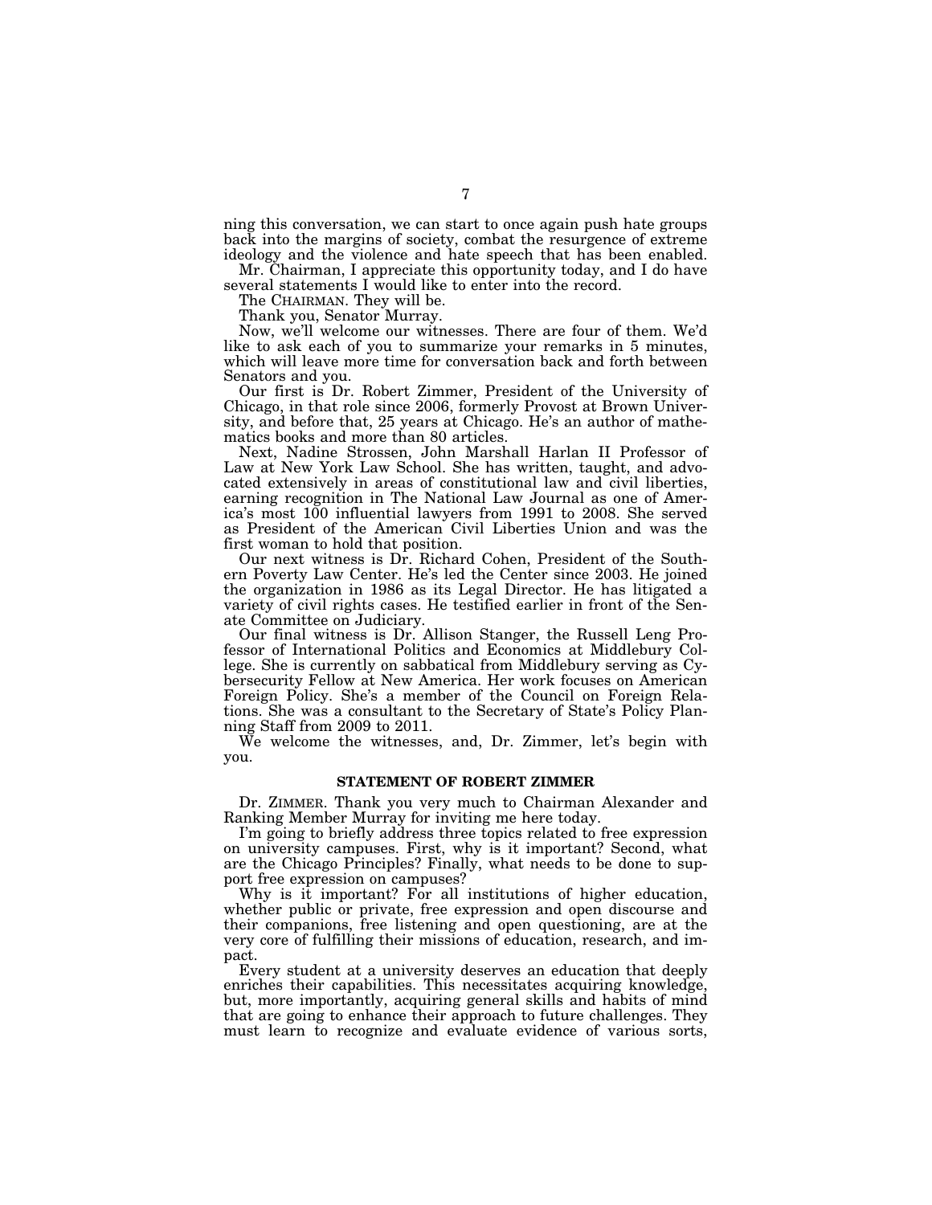ning this conversation, we can start to once again push hate groups back into the margins of society, combat the resurgence of extreme ideology and the violence and hate speech that has been enabled.

Mr. Chairman, I appreciate this opportunity today, and I do have several statements I would like to enter into the record.

The CHAIRMAN. They will be.

Thank you, Senator Murray.

Now, we'll welcome our witnesses. There are four of them. We'd like to ask each of you to summarize your remarks in 5 minutes, which will leave more time for conversation back and forth between Senators and you.

Our first is Dr. Robert Zimmer, President of the University of Chicago, in that role since 2006, formerly Provost at Brown University, and before that, 25 years at Chicago. He's an author of mathematics books and more than 80 articles.

Next, Nadine Strossen, John Marshall Harlan II Professor of Law at New York Law School. She has written, taught, and advocated extensively in areas of constitutional law and civil liberties, earning recognition in The National Law Journal as one of America's most 100 influential lawyers from 1991 to 2008. She served as President of the American Civil Liberties Union and was the first woman to hold that position.

Our next witness is Dr. Richard Cohen, President of the Southern Poverty Law Center. He's led the Center since 2003. He joined the organization in 1986 as its Legal Director. He has litigated a variety of civil rights cases. He testified earlier in front of the Senate Committee on Judiciary.

Our final witness is Dr. Allison Stanger, the Russell Leng Professor of International Politics and Economics at Middlebury College. She is currently on sabbatical from Middlebury serving as Cybersecurity Fellow at New America. Her work focuses on American Foreign Policy. She's a member of the Council on Foreign Relations. She was a consultant to the Secretary of State's Policy Planning Staff from 2009 to 2011.

We welcome the witnesses, and, Dr. Zimmer, let's begin with you.

## STATEMENT OF ROBERT ZIMMER

Dr. ZIMMER. Thank you very much to Chairman Alexander and Ranking Member Murray for inviting me here today.

I'm going to briefly address three topics related to free expression on university campuses. First, why is it important? Second, what are the Chicago Principles? Finally, what needs to be done to support free expression on campuses?

Why is it important? For all institutions of higher education, whether public or private, free expression and open discourse and their companions, free listening and open questioning, are at the very core of fulfilling their missions of education, research, and impact.

Every student at a university deserves an education that deeply enriches their capabilities. This necessitates acquiring knowledge, but, more importantly, acquiring general skills and habits of mind that are going to enhance their approach to future challenges. They must learn to recognize and evaluate evidence of various sorts,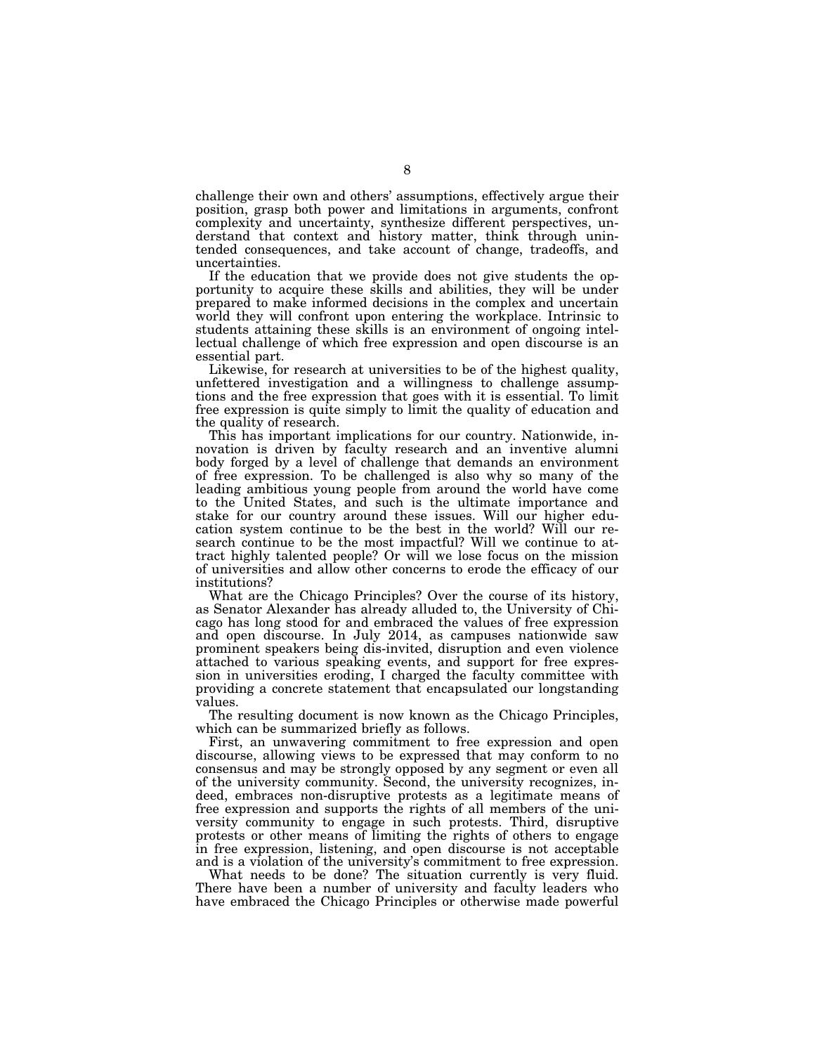challenge their own and others' assumptions, effectively argue their position, grasp both power and limitations in arguments, confront complexity and uncertainty, synthesize different perspectives, understand that context and history matter, think through unintended consequences, and take account of change, tradeoffs, and uncertainties.

If the education that we provide does not give students the opportunity to acquire these skills and abilities, they will be under prepared to make informed decisions in the complex and uncertain world they will confront upon entering the workplace. Intrinsic to students attaining these skills is an environment of ongoing intellectual challenge of which free expression and open discourse is an essential part.

Likewise, for research at universities to be of the highest quality, unfettered investigation and a willingness to challenge assumptions and the free expression that goes with it is essential. To limit free expression is quite simply to limit the quality of education and the quality of research.

This has important implications for our country. Nationwide, innovation is driven by faculty research and an inventive alumni body forged by a level of challenge that demands an environment of free expression. To be challenged is also why so many of the leading ambitious young people from around the world have come to the United States, and such is the ultimate importance and stake for our country around these issues. Will our higher education system continue to be the best in the world? Will our research continue to be the most impactful? Will we continue to attract highly talented people? Or will we lose focus on the mission of universities and allow other concerns to erode the efficacy of our institutions?

What are the Chicago Principles? Over the course of its history, as Senator Alexander has already alluded to, the University of Chicago has long stood for and embraced the values of free expression and open discourse. In July 2014, as campuses nationwide saw prominent speakers being dis-invited, disruption and even violence attached to various speaking events, and support for free expression in universities eroding, I charged the faculty committee with providing a concrete statement that encapsulated our longstanding values.

The resulting document is now known as the Chicago Principles, which can be summarized briefly as follows.

First, an unwavering commitment to free expression and open discourse, allowing views to be expressed that may conform to no consensus and may be strongly opposed by any segment or even all of the university community. Second, the university recognizes, indeed, embraces non-disruptive protests as a legitimate means of free expression and supports the rights of all members of the university community to engage in such protests. Third, disruptive protests or other means of limiting the rights of others to engage in free expression, listening, and open discourse is not acceptable and is a violation of the university's commitment to free expression.

What needs to be done? The situation currently is very fluid. There have been a number of university and faculty leaders who have embraced the Chicago Principles or otherwise made powerful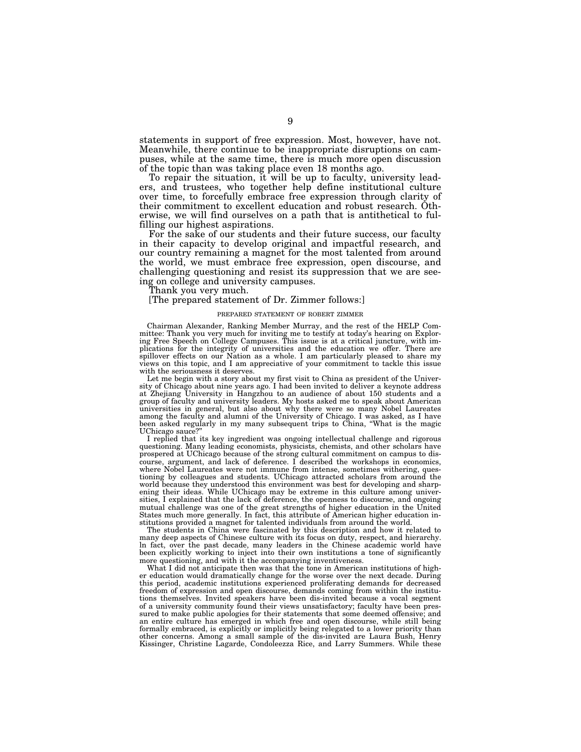statements in support of free expression. Most, however, have not. Meanwhile, there continue to be inappropriate disruptions on campuses, while at the same time, there is much more open discussion of the topic than was taking place even 18 months ago.

To repair the situation, it will be up to faculty, university leaders, and trustees, who together help define institutional culture over time, to forcefully embrace free expression through clarity of their commitment to excellent education and robust research. Otherwise, we will find ourselves on a path that is antithetical to fulfilling our highest aspirations.

For the sake of our students and their future success, our faculty in their capacity to develop original and impactful research, and our country remaining a magnet for the most talented from around the world, we must embrace free expression, open discourse, and challenging questioning and resist its suppression that we are seeing on college and university campuses.

Thank you very much.

[The prepared statement of Dr. Zimmer follows:]

PREPARED STATEMENT OF ROBERT ZIMMER

Chairman Alexander, Ranking Member Murray, and the rest of the HELP Committee: Thank you very much for inviting me to testify at today's hearing on Exploring Free Speech on College Campuses. This issue is at a critical juncture, with implications for the integrity of universities and the education we offer. There are spillover effects on our Nation as a whole. I am particularly pleased to share my views on this topic, and I am appreciative of your commitment to tackle this issue with the seriousness it deserves.

Let me begin with a story about my first visit to China as president of the University of Chicago about nine years ago. I had been invited to deliver a keynote address at Zhejiang University in Hangzhou to an audience of about 150 students and a group of faculty and university leaders. My hosts asked me to speak about American universities in general, but also about why there were so many Nobel Laureates among the faculty and alumni of the University of Chicago. I was asked, as I have been asked regularly in my many subsequent trips to China, "What is the magic UChicago sauce?"

I replied that its key ingredient was ongoing intellectual challenge and rigorous questioning. Many leading economists, physicists, chemists, and other scholars have prospered at UChicago because of the strong cultural commitment on campus to discourse, argument, and lack of deference. I described the workshops in economics, where Nobel Laureates were not immune from intense, sometimes withering, questioning by colleagues and students. UChicago attracted scholars from around the world because they understood this environment was best for developing and sharpening their ideas. While UChicago may be extreme in this culture among universities, I explained that the lack of deference, the openness to discourse, and ongoing mutual challenge was one of the great strengths of higher education in the United States much more generally. In fact, this attribute of American higher education institutions provided a magnet for talented individuals from around the world.

The students in China were fascinated by this description and how it related to many deep aspects of Chinese culture with its focus on duty, respect, and hierarchy. In fact, over the past decade, many leaders in the Chinese academic world have been explicitly working to inject into their own institutions a tone of significantly more questioning, and with it the accompanying inventiveness.

What I did not anticipate then was that the tone in American institutions of higher education would dramatically change for the worse over the next decade. During this period, academic institutions experienced proliferating demands for decreased freedom of expression and open discourse, demands coming from within the institutions themselves. Invited speakers have been dis-invited because a vocal segment of a university community found their views unsatisfactory; faculty have been pressured to make public apologies for their statements that some deemed offensive; and an entire culture has emerged in which free and open discourse, while still being formally embraced, is explicitly or implicitly being relegated to a lower priority than other concerns. Among a small sample of the dis-invited are Laura Bush, Henry Kissinger, Christine Lagarde, Condoleezza Rice, and Larry Summers. While these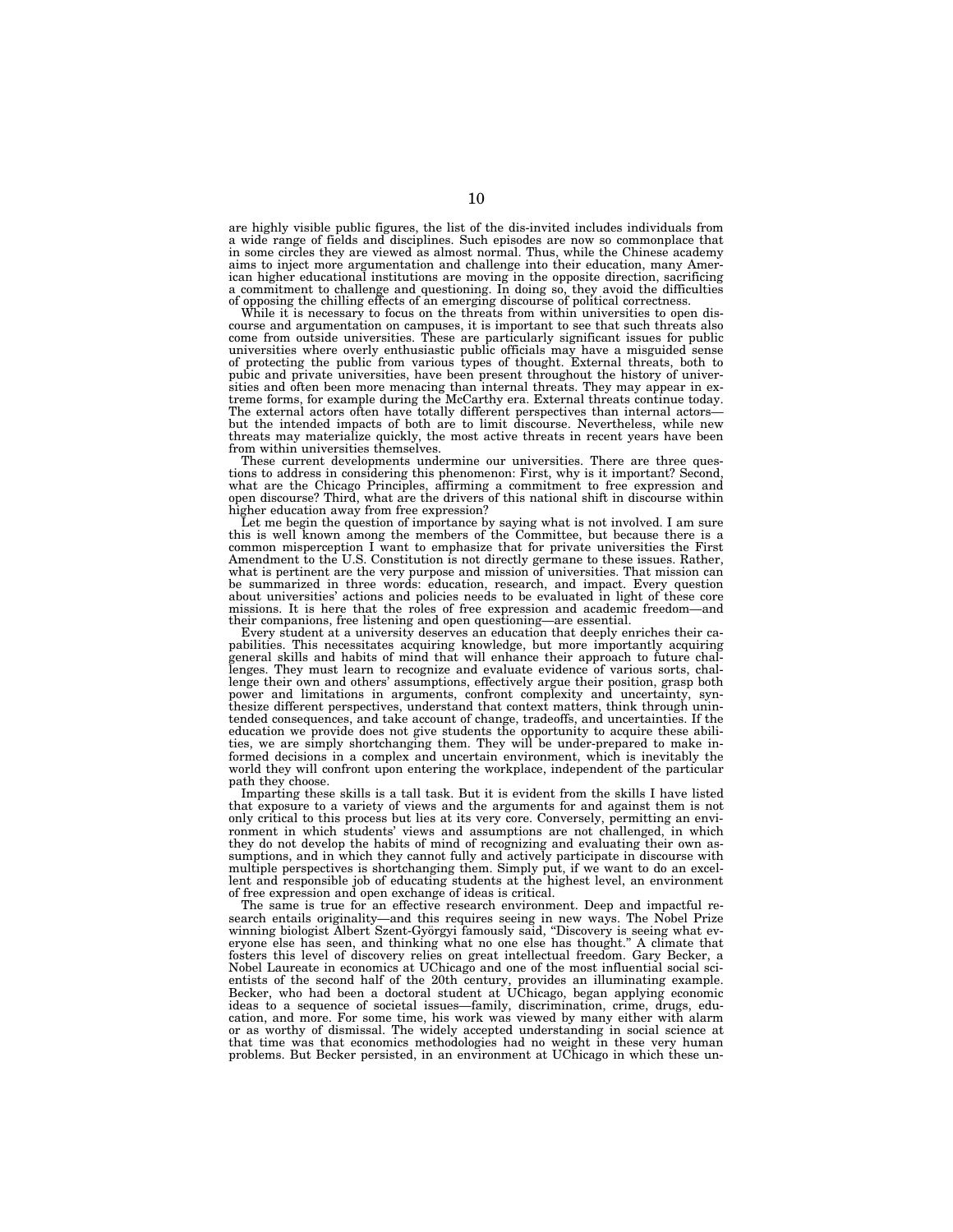are highly visible public figures, the list of the dis-invited includes individuals from a wide range of fields and disciplines. Such episodes are now so commonplace that in some circles they are viewed as almost normal. Thus, while the Chinese academy aims to inject more argumentation and challenge into their education, many American higher educational institutions are moving in the opposite direction, sacrificing a commitment to challenge and questioning. In doing so, they avoid the difficulties of opposing the chilling effects of an emerging discourse of political correctness.

While it is necessary to focus on the threats from within universities to open discourse and argumentation on campuses, it is important to see that such threats also come from outside universities. These are particularly significant issues for public universities where overly enthusiastic public officials may have a misguided sense of protecting the public from various types of thought. External threats, both to pubic and private universities, have been present throughout the history of universities and often been more menacing than internal threats. They may appear in extreme forms, for example during the McCarthy era. External threats continue today. The external actors often have totally different perspectives than internal actors—but the intended impacts of both are to limit discourse. Nevertheless, while new threats may materialize quickly, the most active threats in recent years have been from within universities themselves.

These current developments undermine our universities. There are three questions to address in considering this phenomenon: First, why is it important? Second, what are the Chicago Principles, affirming a commitment to free expression and open discourse? Third, what are the drivers of this national shift in discourse within higher education away from free expression?

Let me begin the question of importance by saying what is not involved. I am sure this is well known among the members of the Committee, but because there is a common misperception I want to emphasize that for private universities the First Amendment to the U.S. Constitution is not directly germane to these issues. Rather, what is pertinent are the very purpose and mission of universities. That mission can be summarized in three words: education, research, and impact. Every question about universities' actions and policies needs to be evaluated in light of these core missions. It is here that the roles of free expression and academic freedom—and their companions, free listening and open questioning—are essential.

Every student at a university deserves an education that deeply enriches their capabilities. This necessitates acquiring knowledge, but more importantly acquiring general skills and habits of mind that will enhance their approach to future challenges. They must learn to recognize and evaluate evidence of various sorts, challenge their own and others' assumptions, effectively argue their position, grasp both power and limitations in arguments, confront complexity and uncertainty, synthesize different perspectives, understand that context matters, think through unintended consequences, and take account of change, tradeoffs, and uncertainties. If the education we provide does not give students the opportunity to acquire these abilities, we are simply shortchanging them. They will be under-prepared to make informed decisions in a complex and uncertain environment, which is inevitably the world they will confront upon entering the workplace, independent of the particular path they choose.

Imparting these skills is a tall task. But it is evident from the skills I have listed that exposure to a variety of views and the arguments for and against them is not only critical to this process but lies at its very core. Conversely, permitting an environment in which students' views and assumptions are not challenged, in which they do not develop the habits of mind of recognizing and evaluating their own assumptions, and in which they cannot fully and actively participate in discourse with multiple perspectives is shortchanging them. Simply put, if we want to do an excellent and responsible job of educating students at the highest level, an environment of free expression and open exchange of ideas is critical.

The same is true for an effective research environment. Deep and impactful research entails originality—and this requires seeing in new ways. The Nobel Prize winning biologist Albert Szent-Györgyi famously said, "Discovery is seeing what everyone else has seen, and thinking what no one else has thought." A climate that fosters this level of discovery relies on great intellectual freedom. Gary Becker, a Nobel Laureate in economics at UChicago and one of the most influential social scientists of the second half of the 20th century, provides an illuminating example. Becker, who had been a doctoral student at UChicago, began applying economic ideas to a sequence of societal issues—family, discrimination, crime, drugs, education, and more. For some time, his work was viewed by many either with alarm or as worthy of dismissal. The widely accepted understanding in social science at that time was that economics methodologies had no weight in these very human problems. But Becker persisted, in an environment at UChicago in which these un-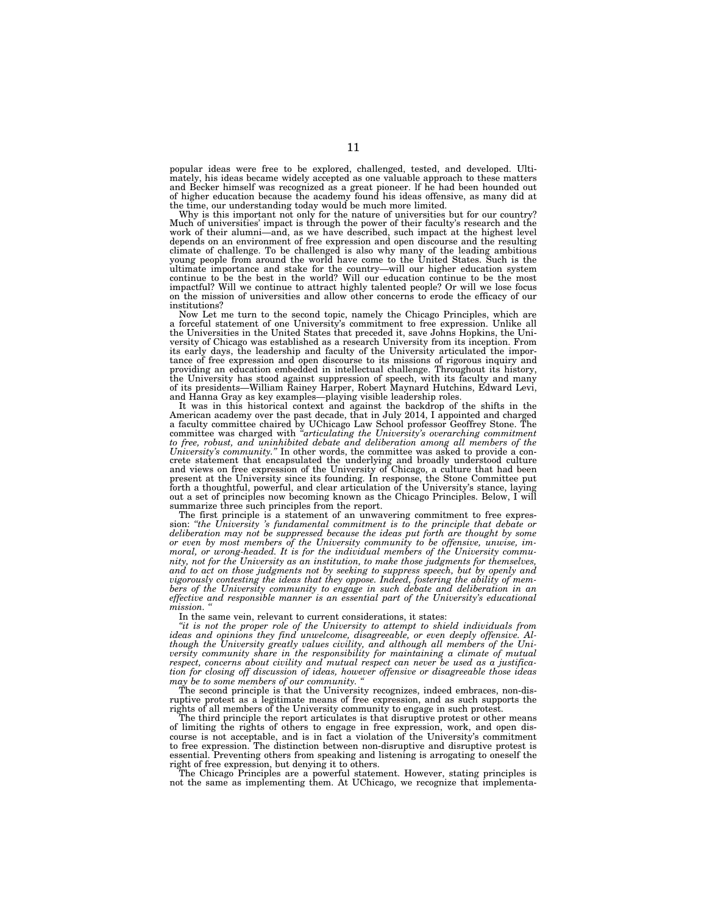popular ideas were free to be explored, challenged, tested, and developed. Ultimately, his ideas became widely accepted as one valuable approach to these matters and Becker himself was recognized as a great pioneer. If he had been hounded out of higher education because the academy found his ideas offensive, as many did at the time, our understanding today would be much more limited.

Why is this important not only for the nature of universities but for our country? Much of universities' impact is through the power of their faculty's research and the work of their alumni—and, as we have described, such impact at the highest level depends on an environment of free expression and open discourse and the resulting climate of challenge. To be challenged is also why many of the leading ambitious young people from around the world have come to the United States. Such is the ultimate importance and stake for the country—will our higher education system continue to be the best in the world? Will our education continue to be the most impactful? Will we continue to attract highly talented people? Or will we lose focus on the mission of universities and allow other concerns to erode the efficacy of our institutions?

Now Let me turn to the second topic, namely the Chicago Principles, which are a forceful statement of one University's commitment to free expression. Unlike all the Universities in the United States that preceded it, save Johns Hopkins, the University of Chicago was established as a research University from its inception. From its early days, the leadership and faculty of the University articulated the importance of free expression and open discourse to its missions of rigorous inquiry and providing an education embedded in intellectual challenge. Throughout its history, the University has stood against suppression of speech, with its faculty and many of its presidents—William Rainey Harper, Robert Maynard Hutchins, Edward Levi, and Hanna Gray as key examples—playing visible leadership roles.

It was in this historical context and against the backdrop of the shifts in the American academy over the past decade, that in July 2014, I appointed and charged a faculty committee chaired by UChicago Law School professor Geoffrey Stone. The committee was charged with *"articulating the University's overarching commitment to free, robust, and uninhibited debate and deliberation among all members of the University's community."* In other words, the committee was asked to provide a concrete statement that encapsulated the underlying and broadly understood culture and views on free expression of the University of Chicago, a culture that had been present at the University since its founding. In response, the Stone Committee put forth a thoughtful, powerful, and clear articulation of the University's stance, laying out a set of principles now becoming known as the Chicago Principles. Below, I will summarize three such principles from the report.

The first principle is a statement of an unwavering commitment to free expression: *"the University 's fundamental commitment is to the principle that debate or deliberation may not be suppressed because the ideas put forth are thought by some or even by most members of the University community to be offensive, unwise, immoral, or wrong-headed. It is for the individual members of the University community, not for the University as an institution, to make those judgments for themselves, and to act on those judgments not by seeking to suppress speech, but by openly and vigorously contesting the ideas that they oppose. Indeed, fostering the ability of members of the University community to engage in such debate and deliberation in an effective and responsible manner is an essential part of the University's educational mission. "*

In the same vein, relevant to current considerations, it states:

*"it is not the proper role of the University to attempt to shield individuals from ideas and opinions they find unwelcome, disagreeable, or even deeply offensive. Although the University greatly values civility, and although all members of the University community share in the responsibility for maintaining a climate of mutual respect, concerns about civility and mutual respect can never be used as a justification for closing off discussion of ideas, however offensive or disagreeable those ideas may be to some members of our community. "*

The second principle is that the University recognizes, indeed embraces, non-disruptive protest as a legitimate means of free expression, and as such supports the rights of all members of the University community to engage in such protest.

The third principle the report articulates is that disruptive protest or other means of limiting the rights of others to engage in free expression, work, and open discourse is not acceptable, and is in fact a violation of the University's commitment to free expression. The distinction between non-disruptive and disruptive protest is essential. Preventing others from speaking and listening is arrogating to oneself the right of free expression, but denying it to others.

The Chicago Principles are a powerful statement. However, stating principles is not the same as implementing them. At UChicago, we recognize that implementa-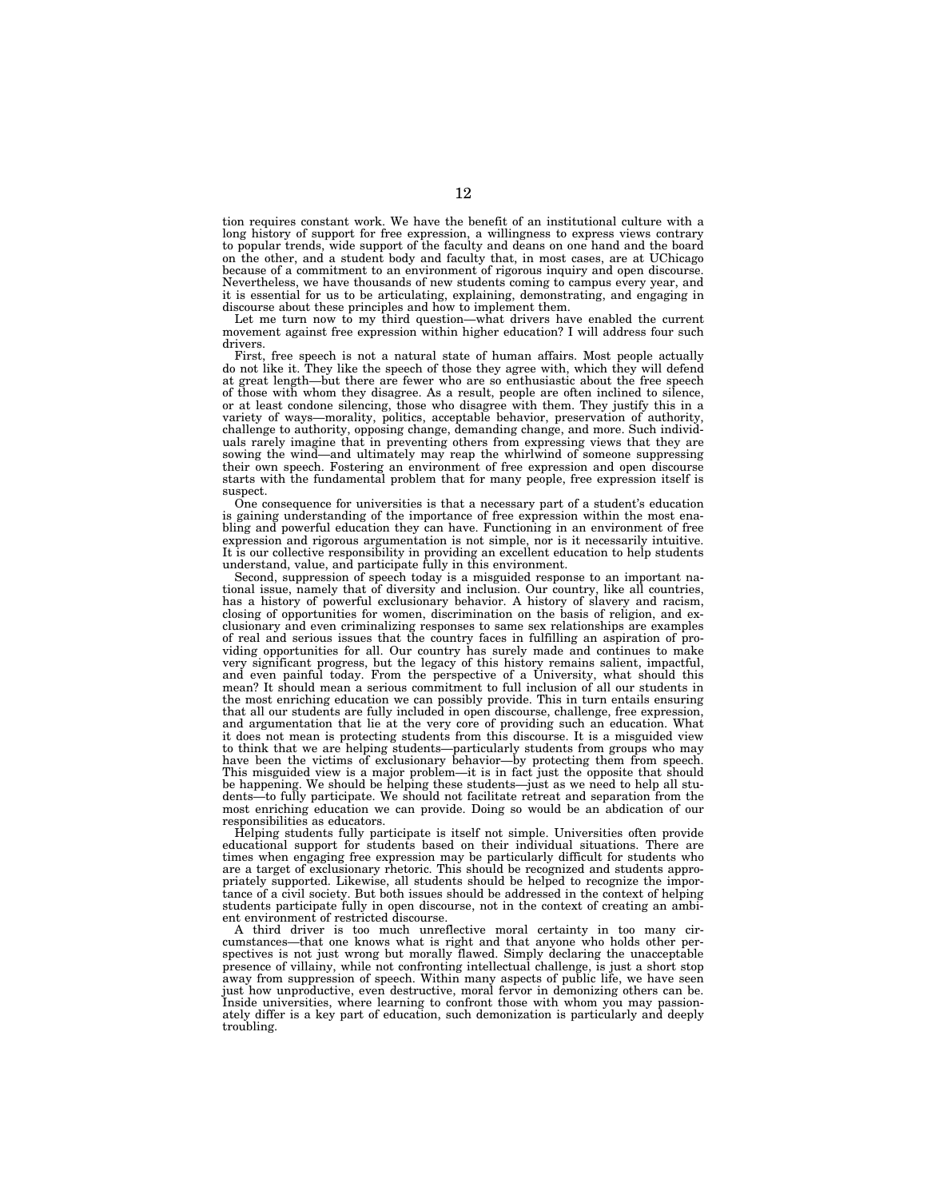tion requires constant work. We have the benefit of an institutional culture with a long history of support for free expression, a willingness to express views contrary to popular trends, wide support of the faculty and deans on one hand and the board on the other, and a student body and faculty that, in most cases, are at UChicago because of a commitment to an environment of rigorous inquiry and open discourse. Nevertheless, we have thousands of new students coming to campus every year, and it is essential for us to be articulating, explaining, demonstrating, and engaging in discourse about these principles and how to implement them.

Let me turn now to my third question—what drivers have enabled the current movement against free expression within higher education? I will address four such drivers.

First, free speech is not a natural state of human affairs. Most people actually do not like it. They like the speech of those they agree with, which they will defend at great length—but there are fewer who are so enthusiastic about the free speech of those with whom they disagree. As a result, people are often inclined to silence, or at least condone silencing, those who disagree with them. They justify this in a variety of ways—morality, politics, acceptable behavior, preservation of authority, challenge to authority, opposing change, demanding change, and more. Such individuals rarely imagine that in preventing others from expressing views that they are sowing the wind—and ultimately may reap the whirlwind of someone suppressing their own speech. Fostering an environment of free expression and open discourse starts with the fundamental problem that for many people, free expression itself is suspect.

One consequence for universities is that a necessary part of a student's education is gaining understanding of the importance of free expression within the most enabling and powerful education they can have. Functioning in an environment of free expression and rigorous argumentation is not simple, nor is it necessarily intuitive. It is our collective responsibility in providing an excellent education to help students understand, value, and participate fully in this environment.

Second, suppression of speech today is a misguided response to an important national issue, namely that of diversity and inclusion. Our country, like all countries, has a history of powerful exclusionary behavior. A history of slavery and racism, closing of opportunities for women, discrimination on the basis of religion, and exclusionary and even criminalizing responses to same sex relationships are examples of real and serious issues that the country faces in fulfilling an aspiration of providing opportunities for all. Our country has surely made and continues to make very significant progress, but the legacy of this history remains salient, impactful, and even painful today. From the perspective of a University, what should this mean? It should mean a serious commitment to full inclusion of all our students in the most enriching education we can possibly provide. This in turn entails ensuring that all our students are fully included in open discourse, challenge, free expression, and argumentation that lie at the very core of providing such an education. What it does not mean is protecting students from this discourse. It is a misguided view to think that we are helping students—particularly students from groups who may have been the victims of exclusionary behavior—by protecting them from speech. This misguided view is a major problem—it is in fact just the opposite that should be happening. We should be helping these students—just as we need to help all students—to fully participate. We should not facilitate retreat and separation from the most enriching education we can provide. Doing so would be an abdication of our responsibilities as educators.

Helping students fully participate is itself not simple. Universities often provide educational support for students based on their individual situations. There are times when engaging free expression may be particularly difficult for students who are a target of exclusionary rhetoric. This should be recognized and students appropriately supported. Likewise, all students should be helped to recognize the importance of a civil society. But both issues should be addressed in the context of helping students participate fully in open discourse, not in the context of creating an ambient environment of restricted discourse.

A third driver is too much unreflective moral certainty in too many circumstances—that one knows what is right and that anyone who holds other perspectives is not just wrong but morally flawed. Simply declaring the unacceptable presence of villainy, while not confronting intellectual challenge, is just a short stop away from suppression of speech. Within many aspects of public life, we have seen just how unproductive, even destructive, moral fervor in demonizing others can be. Inside universities, where learning to confront those with whom you may passionately differ is a key part of education, such demonization is particularly and deeply troubling.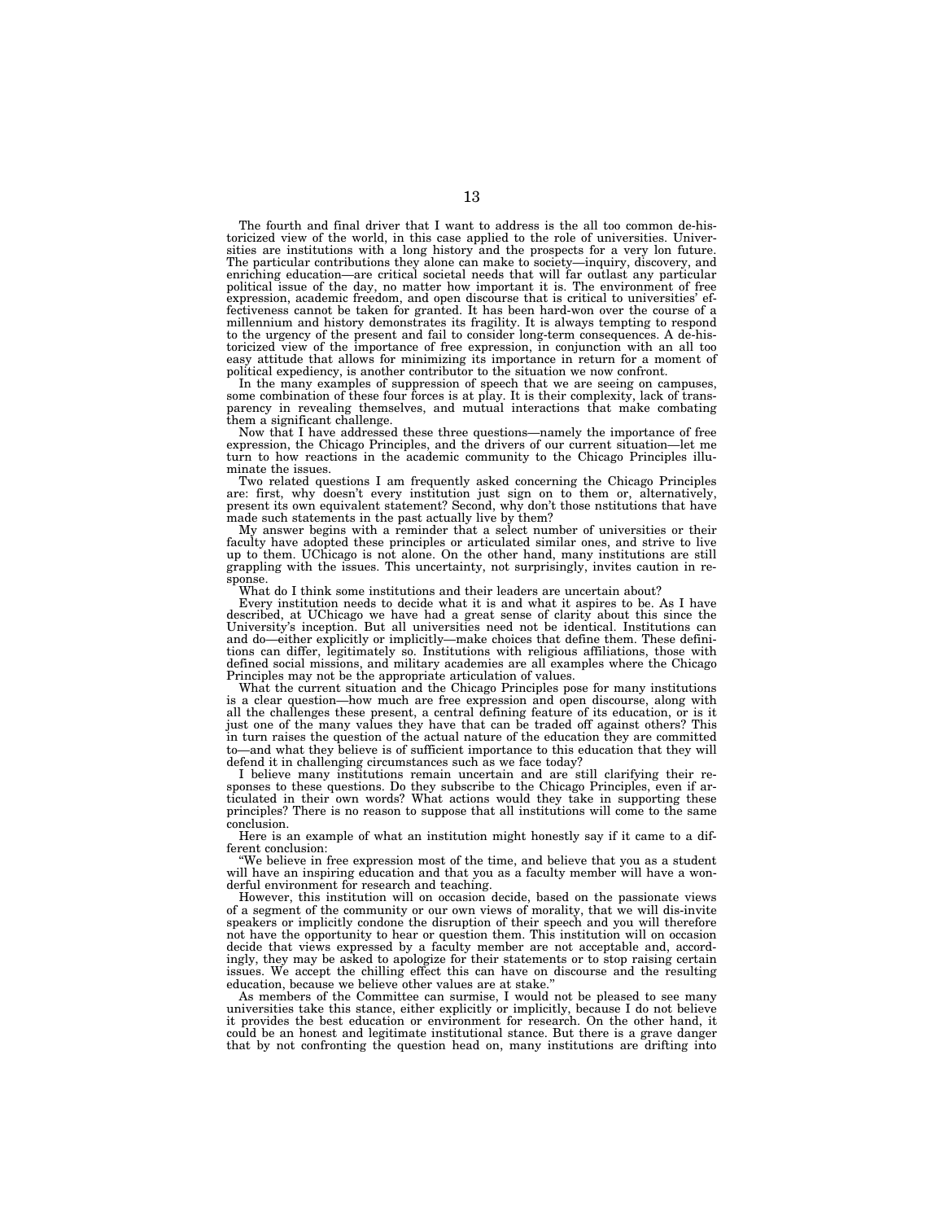The fourth and final driver that I want to address is the all too common de-historicized view of the world, in this case applied to the role of universities. Universities are institutions with a long history and the prospects for a very lon future. The particular contributions they alone can make to society—inquiry, discovery, and enriching education—are critical societal needs that will far outlast any particular political issue of the day, no matter how important it is. The environment of free expression, academic freedom, and open discourse that is critical to universities' effectiveness cannot be taken for granted. It has been hard-won over the course of a millennium and history demonstrates its fragility. It is always tempting to respond to the urgency of the present and fail to consider long-term consequences. A de-historicized view of the importance of free expression, in conjunction with an all too easy attitude that allows for minimizing its importance in return for a moment of political expediency, is another contributor to the situation we now confront.

In the many examples of suppression of speech that we are seeing on campuses, some combination of these four forces is at play. It is their complexity, lack of transparency in revealing themselves, and mutual interactions that make combating them a significant challenge.

Now that I have addressed these three questions—namely the importance of free expression, the Chicago Principles, and the drivers of our current situation—let me turn to how reactions in the academic community to the Chicago Principles illuminate the issues.

Two related questions I am frequently asked concerning the Chicago Principles are: first, why doesn't every institution just sign on to them or, alternatively, present its own equivalent statement? Second, why don't those nstitutions that have made such statements in the past actually live by them?

My answer begins with a reminder that a select number of universities or their faculty have adopted these principles or articulated similar ones, and strive to live up to them. UChicago is not alone. On the other hand, many institutions are still grappling with the issues. This uncertainty, not surprisingly, invites caution in response.

What do I think some institutions and their leaders are uncertain about?

Every institution needs to decide what it is and what it aspires to be. As I have described, at UChicago we have had a great sense of clarity about this since the University's inception. But all universities need not be identical. Institutions can and do—either explicitly or implicitly—make choices that define them. These definitions can differ, legitimately so. Institutions with religious affiliations, those with defined social missions, and military academies are all examples where the Chicago Principles may not be the appropriate articulation of values.

What the current situation and the Chicago Principles pose for many institutions is a clear question—how much are free expression and open discourse, along with all the challenges these present, a central defining feature of its education, or is it just one of the many values they have that can be traded off against others? This in turn raises the question of the actual nature of the education they are committed to—and what they believe is of sufficient importance to this education that they will defend it in challenging circumstances such as we face today?

I believe many institutions remain uncertain and are still clarifying their responses to these questions. Do they subscribe to the Chicago Principles, even if articulated in their own words? What actions would they take in supporting these principles? There is no reason to suppose that all institutions will come to the same conclusion.

Here is an example of what an institution might honestly say if it came to a different conclusion:

"We believe in free expression most of the time, and believe that you as a student will have an inspiring education and that you as a faculty member will have a wonderful environment for research and teaching.

However, this institution will on occasion decide, based on the passionate views of a segment of the community or our own views of morality, that we will dis-invite speakers or implicitly condone the disruption of their speech and you will therefore not have the opportunity to hear or question them. This institution will on occasion decide that views expressed by a faculty member are not acceptable and, accordingly, they may be asked to apologize for their statements or to stop raising certain issues. We accept the chilling effect this can have on discourse and the resulting education, because we believe other values are at stake."

As members of the Committee can surmise, I would not be pleased to see many universities take this stance, either explicitly or implicitly, because I do not believe it provides the best education or environment for research. On the other hand, it could be an honest and legitimate institutional stance. But there is a grave danger that by not confronting the question head on, many institutions are drifting into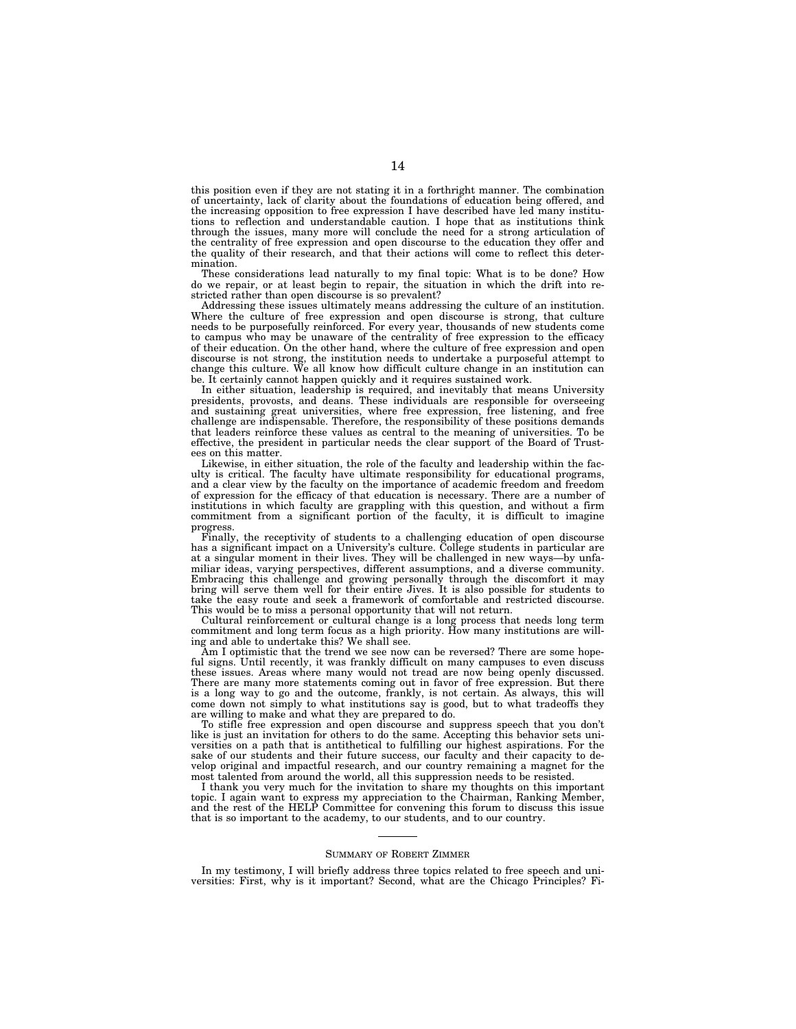this position even if they are not stating it in a forthright manner. The combination of uncertainty, lack of clarity about the foundations of education being offered, and the increasing opposition to free expression I have described have led many institutions to reflection and understandable caution. I hope that as institutions think through the issues, many more will conclude the need for a strong articulation of the centrality of free expression and open discourse to the education they offer and the quality of their research, and that their actions will come to reflect this determination.

These considerations lead naturally to my final topic: What is to be done? How do we repair, or at least begin to repair, the situation in which the drift into restricted rather than open discourse is so prevalent?

Addressing these issues ultimately means addressing the culture of an institution. Where the culture of free expression and open discourse is strong, that culture needs to be purposefully reinforced. For every year, thousands of new students come to campus who may be unaware of the centrality of free expression to the efficacy of their education. On the other hand, where the culture of free expression and open discourse is not strong, the institution needs to undertake a purposeful attempt to change this culture. We all know how difficult culture change in an institution can be. It certainly cannot happen quickly and it requires sustained work.

In either situation, leadership is required, and inevitably that means University presidents, provosts, and deans. These individuals are responsible for overseeing and sustaining great universities, where free expression, free listening, and free challenge are indispensable. Therefore, the responsibility of these positions demands that leaders reinforce these values as central to the meaning of universities. To be effective, the president in particular needs the clear support of the Board of Trustees on this matter.

Likewise, in either situation, the role of the faculty and leadership within the faculty is critical. The faculty have ultimate responsibility for educational programs, and a clear view by the faculty on the importance of academic freedom and freedom of expression for the efficacy of that education is necessary. There are a number of institutions in which faculty are grappling with this question, and without a firm commitment from a significant portion of the faculty, it is difficult to imagine progress.

Finally, the receptivity of students to a challenging education of open discourse has a significant impact on a University's culture. College students in particular are at a singular moment in their lives. They will be challenged in new ways—by unfamiliar ideas, varying perspectives, different assumptions, and a diverse community. Embracing this challenge and growing personally through the discomfort it may bring will serve them well for their entire Jives. It is also possible for students to take the easy route and seek a framework of comfortable and restricted discourse. This would be to miss a personal opportunity that will not return.

Cultural reinforcement or cultural change is a long process that needs long term commitment and long term focus as a high priority. How many institutions are willing and able to undertake this? We shall see.

Am I optimistic that the trend we see now can be reversed? There are some hopeful signs. Until recently, it was frankly difficult on many campuses to even discuss these issues. Areas where many would not tread are now being openly discussed. There are many more statements coming out in favor of free expression. But there is a long way to go and the outcome, frankly, is not certain. As always, this will come down not simply to what institutions say is good, but to what tradeoffs they are willing to make and what they are prepared to do.

To stifle free expression and open discourse and suppress speech that you don't like is just an invitation for others to do the same. Accepting this behavior sets universities on a path that is antithetical to fulfilling our highest aspirations. For the sake of our students and their future success, our faculty and their capacity to develop original and impactful research, and our country remaining a magnet for the most talented from around the world, all this suppression needs to be resisted.

I thank you very much for the invitation to share my thoughts on this important topic. I again want to express my appreciation to the Chairman, Ranking Member, and the rest of the HELP Committee for convening this forum to discuss this issue that is so important to the academy, to our students, and to our country.

---

## SUMMARY OF ROBERT ZIMMER

In my testimony, I will briefly address three topics related to free speech and universities: First, why is it important? Second, what are the Chicago Principles? Fi-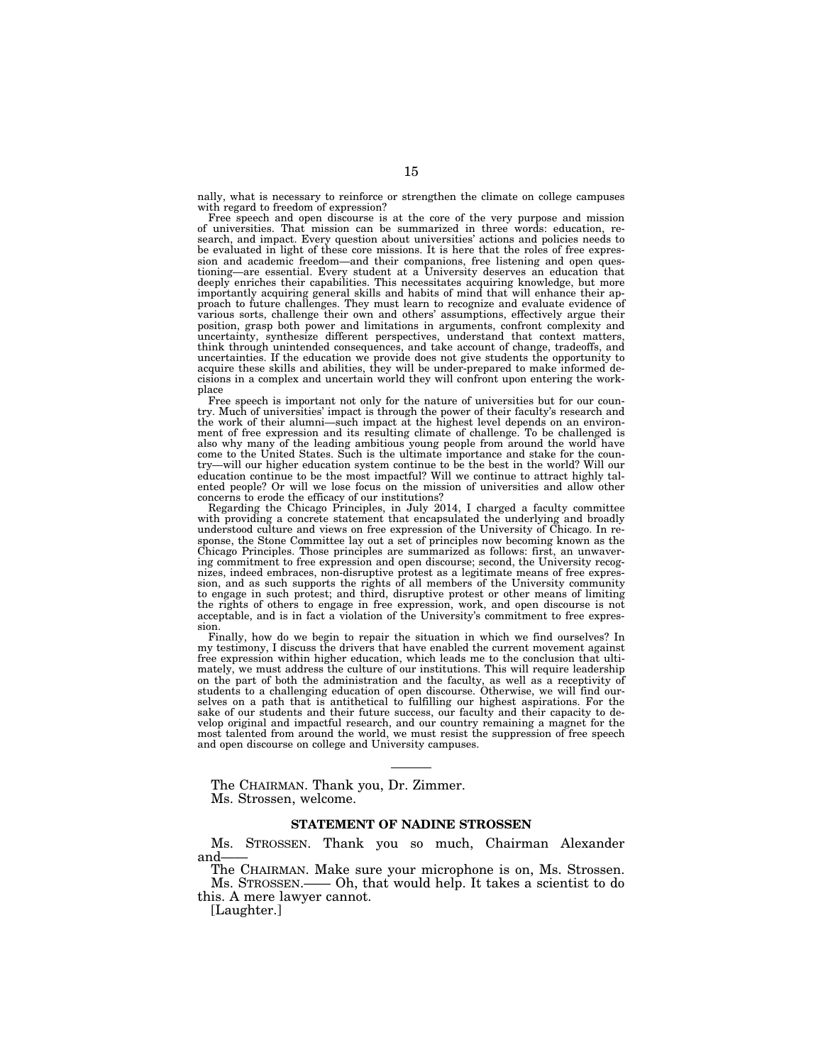nally, what is necessary to reinforce or strengthen the climate on college campuses with regard to freedom of expression?

Free speech and open discourse is at the core of the very purpose and mission of universities. That mission can be summarized in three words: education, research, and impact. Every question about universities' actions and policies needs to be evaluated in light of these core missions. It is here that the roles of free expression and academic freedom—and their companions, free listening and open questioning—are essential. Every student at a University deserves an education that deeply enriches their capabilities. This necessitates acquiring knowledge, but more importantly acquiring general skills and habits of mind that will enhance their approach to future challenges. They must learn to recognize and evaluate evidence of various sorts, challenge their own and others' assumptions, effectively argue their position, grasp both power and limitations in arguments, confront complexity and uncertainty, synthesize different perspectives, understand that context matters, think through unintended consequences, and take account of change, tradeoffs, and uncertainties. If the education we provide does not give students the opportunity to acquire these skills and abilities, they will be under-prepared to make informed decisions in a complex and uncertain world they will confront upon entering the workplace

Free speech is important not only for the nature of universities but for our country. Much of universities' impact is through the power of their faculty's research and the work of their alumni—such impact at the highest level depends on an environment of free expression and its resulting climate of challenge. To be challenged is also why many of the leading ambitious young people from around the world have come to the United States. Such is the ultimate importance and stake for the country—will our higher education system continue to be the best in the world? Will our education continue to be the most impactful? Will we continue to attract highly talented people? Or will we lose focus on the mission of universities and allow other concerns to erode the efficacy of our institutions?

Regarding the Chicago Principles, in July 2014, I charged a faculty committee with providing a concrete statement that encapsulated the underlying and broadly understood culture and views on free expression of the University of Chicago. In response, the Stone Committee lay out a set of principles now becoming known as the Chicago Principles. Those principles are summarized as follows: first, an unwavering commitment to free expression and open discourse; second, the University recognizes, indeed embraces, non-disruptive protest as a legitimate means of free expression, and as such supports the rights of all members of the University community to engage in such protest; and third, disruptive protest or other means of limiting the rights of others to engage in free expression, work, and open discourse is not acceptable, and is in fact a violation of the University's commitment to free expression.

Finally, how do we begin to repair the situation in which we find ourselves? In my testimony, I discuss the drivers that have enabled the current movement against free expression within higher education, which leads me to the conclusion that ultimately, we must address the culture of our institutions. This will require leadership on the part of both the administration and the faculty, as well as a receptivity of students to a challenging education of open discourse. Otherwise, we will find ourselves on a path that is antithetical to fulfilling our highest aspirations. For the sake of our students and their future success, our faculty and their capacity to develop original and impactful research, and our country remaining a magnet for the most talented from around the world, we must resist the suppression of free speech and open discourse on college and University campuses.

---

The CHAIRMAN. Thank you, Dr. Zimmer.

Ms. Strossen, welcome.

## STATEMENT OF NADINE STROSSEN

Ms. STROSSEN. Thank you so much, Chairman Alexander and——

The CHAIRMAN. Make sure your microphone is on, Ms. Strossen.

Ms. STROSSEN.—— Oh, that would help. It takes a scientist to do this. A mere lawyer cannot.

[Laughter.]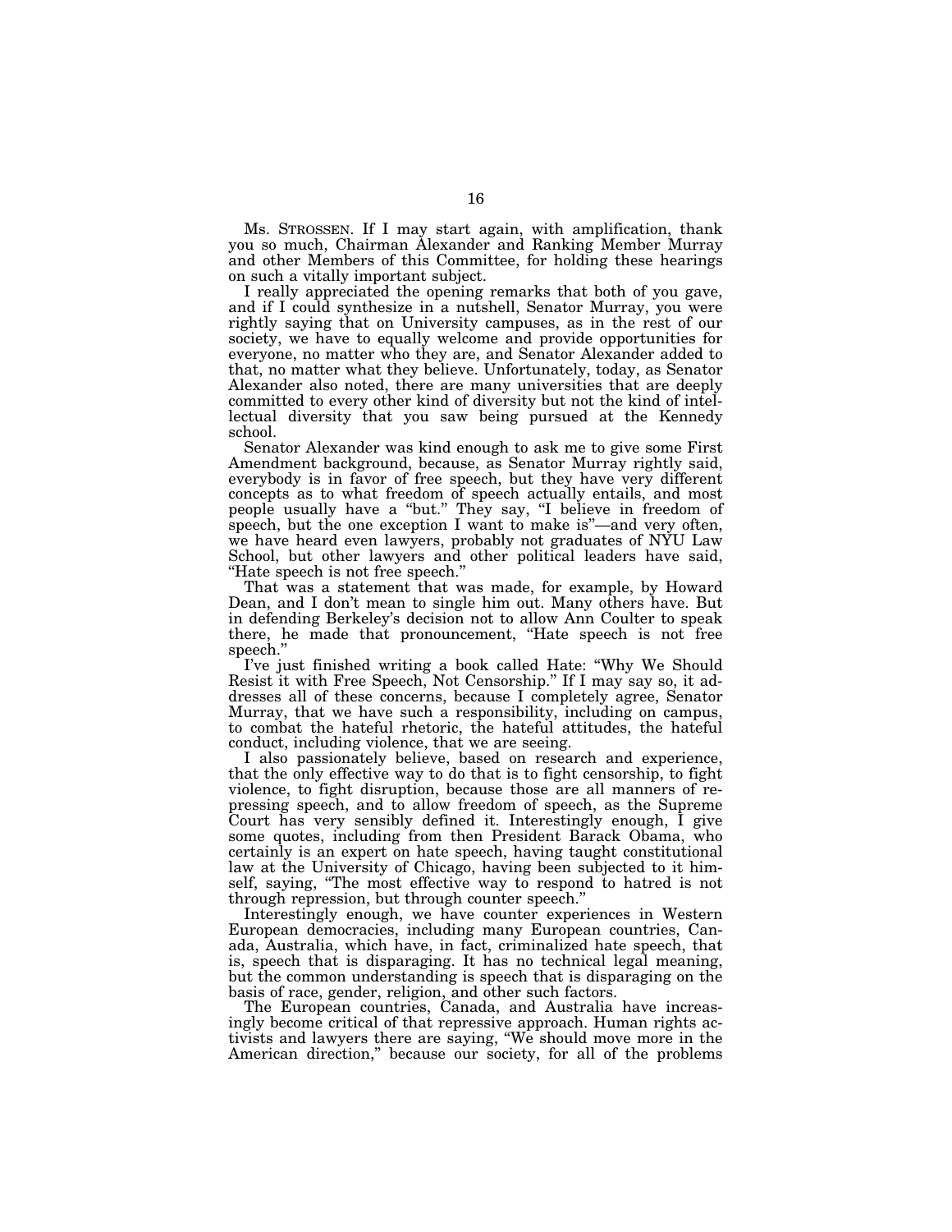Ms. STROSSEN. If I may start again, with amplification, thank you so much, Chairman Alexander and Ranking Member Murray and other Members of this Committee, for holding these hearings on such a vitally important subject.

I really appreciated the opening remarks that both of you gave, and if I could synthesize in a nutshell, Senator Murray, you were rightly saying that on University campuses, as in the rest of our society, we have to equally welcome and provide opportunities for everyone, no matter who they are, and Senator Alexander added to that, no matter what they believe. Unfortunately, today, as Senator Alexander also noted, there are many universities that are deeply committed to every other kind of diversity but not the kind of intellectual diversity that you saw being pursued at the Kennedy school.

Senator Alexander was kind enough to ask me to give some First Amendment background, because, as Senator Murray rightly said, everybody is in favor of free speech, but they have very different concepts as to what freedom of speech actually entails, and most people usually have a "but." They say, "I believe in freedom of speech, but the one exception I want to make is"—and very often, we have heard even lawyers, probably not graduates of NYU Law School, but other lawyers and other political leaders have said, "Hate speech is not free speech."

That was a statement that was made, for example, by Howard Dean, and I don't mean to single him out. Many others have. But in defending Berkeley's decision not to allow Ann Coulter to speak there, he made that pronouncement, "Hate speech is not free speech."

I've just finished writing a book called Hate: "Why We Should Resist it with Free Speech, Not Censorship." If I may say so, it addresses all of these concerns, because I completely agree, Senator Murray, that we have such a responsibility, including on campus, to combat the hateful rhetoric, the hateful attitudes, the hateful conduct, including violence, that we are seeing.

I also passionately believe, based on research and experience, that the only effective way to do that is to fight censorship, to fight violence, to fight disruption, because those are all manners of repressing speech, and to allow freedom of speech, as the Supreme Court has very sensibly defined it. Interestingly enough, I give some quotes, including from then President Barack Obama, who certainly is an expert on hate speech, having taught constitutional law at the University of Chicago, having been subjected to it himself, saying, "The most effective way to respond to hatred is not through repression, but through counter speech."

Interestingly enough, we have counter experiences in Western European democracies, including many European countries, Canada, Australia, which have, in fact, criminalized hate speech, that is, speech that is disparaging. It has no technical legal meaning, but the common understanding is speech that is disparaging on the basis of race, gender, religion, and other such factors.

The European countries, Canada, and Australia have increasingly become critical of that repressive approach. Human rights activists and lawyers there are saying, "We should move more in the American direction," because our society, for all of the problems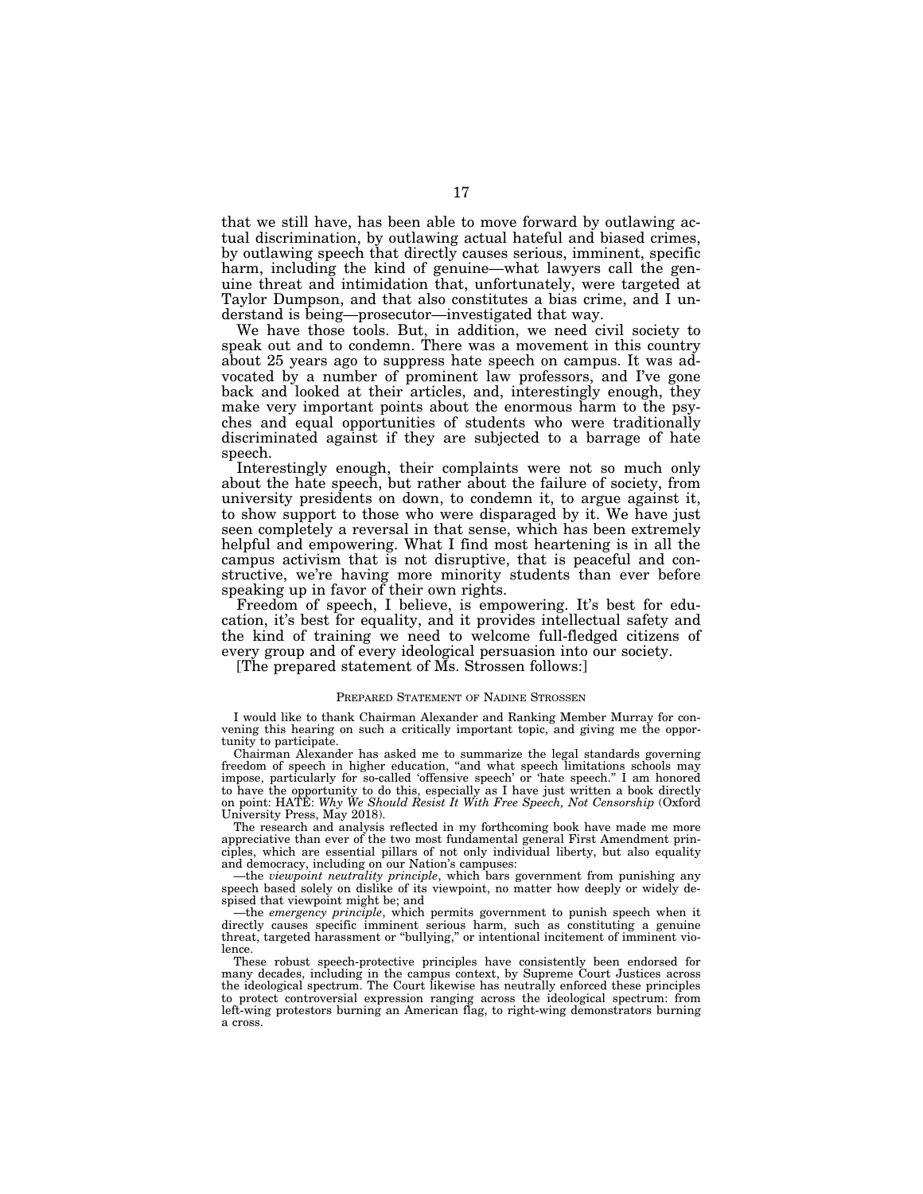that we still have, has been able to move forward by outlawing actual discrimination, by outlawing actual hateful and biased crimes, by outlawing speech that directly causes serious, imminent, specific harm, including the kind of genuine—what lawyers call the genuine threat and intimidation that, unfortunately, were targeted at Taylor Dumpson, and that also constitutes a bias crime, and I understand is being—prosecutor—investigated that way.

We have those tools. But, in addition, we need civil society to speak out and to condemn. There was a movement in this country about 25 years ago to suppress hate speech on campus. It was advocated by a number of prominent law professors, and I've gone back and looked at their articles, and, interestingly enough, they make very important points about the enormous harm to the psyches and equal opportunities of students who were traditionally discriminated against if they are subjected to a barrage of hate speech.

Interestingly enough, their complaints were not so much only about the hate speech, but rather about the failure of society, from university presidents on down, to condemn it, to argue against it, to show support to those who were disparaged by it. We have just seen completely a reversal in that sense, which has been extremely helpful and empowering. What I find most heartening is in all the campus activism that is not disruptive, that is peaceful and constructive, we're having more minority students than ever before speaking up in favor of their own rights.

Freedom of speech, I believe, is empowering. It's best for education, it's best for equality, and it provides intellectual safety and the kind of training we need to welcome full-fledged citizens of every group and of every ideological persuasion into our society.

[The prepared statement of Ms. Strossen follows:]

PREPARED STATEMENT OF NADINE STROSSEN

I would like to thank Chairman Alexander and Ranking Member Murray for convening this hearing on such a critically important topic, and giving me the opportunity to participate.

Chairman Alexander has asked me to summarize the legal standards governing freedom of speech in higher education, "and what speech limitations schools may impose, particularly for so-called 'offensive speech' or 'hate speech." I am honored to have the opportunity to do this, especially as I have just written a book directly on point: HATE: *Why We Should Resist It With Free Speech, Not Censorship* (Oxford University Press, May 2018).

The research and analysis reflected in my forthcoming book have made me more appreciative than ever of the two most fundamental general First Amendment principles, which are essential pillars of not only individual liberty, but also equality and democracy, including on our Nation's campuses:

—the *viewpoint neutrality principle*, which bars government from punishing any speech based solely on dislike of its viewpoint, no matter how deeply or widely despised that viewpoint might be; and

—the *emergency principle*, which permits government to punish speech when it directly causes specific imminent serious harm, such as constituting a genuine threat, targeted harassment or "bullying," or intentional incitement of imminent violence.

These robust speech-protective principles have consistently been endorsed for many decades, including in the campus context, by Supreme Court Justices across the ideological spectrum. The Court likewise has neutrally enforced these principles to protect controversial expression ranging across the ideological spectrum: from left-wing protestors burning an American flag, to right-wing demonstrators burning a cross.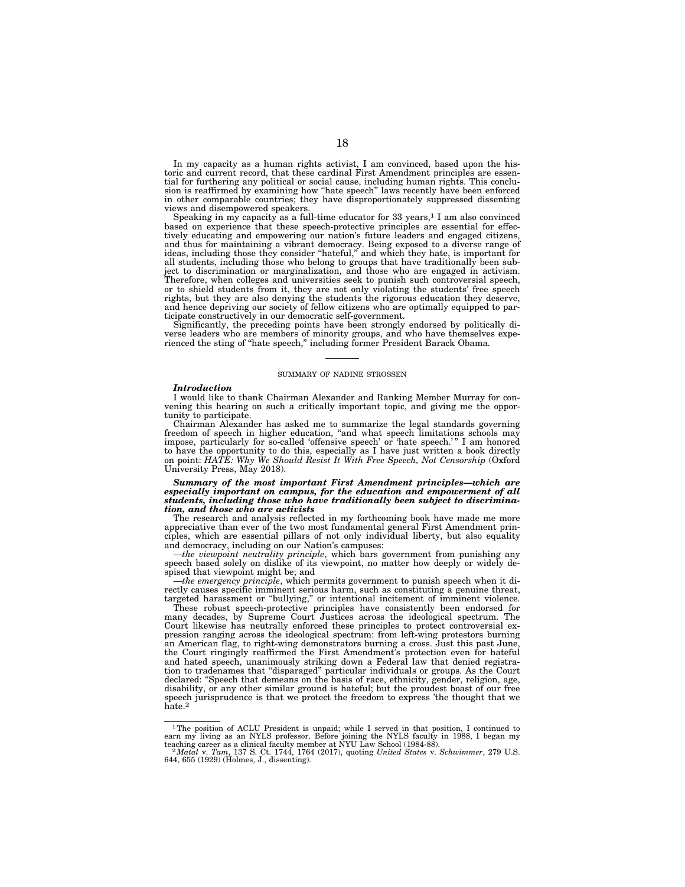In my capacity as a human rights activist, I am convinced, based upon the historic and current record, that these cardinal First Amendment principles are essential for furthering any political or social cause, including human rights. This conclusion is reaffirmed by examining how "hate speech" laws recently have been enforced in other comparable countries; they have disproportionately suppressed dissenting views and disempowered speakers.

Speaking in my capacity as a full-time educator for 33 years,[1] I am also convinced based on experience that these speech-protective principles are essential for effectively educating and empowering our nation's future leaders and engaged citizens, and thus for maintaining a vibrant democracy. Being exposed to a diverse range of ideas, including those they consider "hateful," and which they hate, is important for all students, including those who belong to groups that have traditionally been subject to discrimination or marginalization, and those who are engaged in activism. Therefore, when colleges and universities seek to punish such controversial speech, or to shield students from it, they are not only violating the students' free speech rights, but they are also denying the students the rigorous education they deserve, and hence depriving our society of fellow citizens who are optimally equipped to participate constructively in our democratic self-government.

Significantly, the preceding points have been strongly endorsed by politically diverse leaders who are members of minority groups, and who have themselves experienced the sting of "hate speech," including former President Barack Obama.

---

SUMMARY OF NADINE STROSSEN

***Introduction***

I would like to thank Chairman Alexander and Ranking Member Murray for convening this hearing on such a critically important topic, and giving me the opportunity to participate.

Chairman Alexander has asked me to summarize the legal standards governing freedom of speech in higher education, "and what speech limitations schools may impose, particularly for so-called 'offensive speech' or 'hate speech.'" I am honored to have the opportunity to do this, especially as I have just written a book directly on point: *HATE: Why We Should Resist It With Free Speech, Not Censorship* (Oxford University Press, May 2018).

***Summary of the most important First Amendment principles—which are especially important on campus, for the education and empowerment of all students, including those who have traditionally been subject to discrimination, and those who are activists***

The research and analysis reflected in my forthcoming book have made me more appreciative than ever of the two most fundamental general First Amendment principles, which are essential pillars of not only individual liberty, but also equality and democracy, including on our Nation's campuses:

—*the viewpoint neutrality principle*, which bars government from punishing any speech based solely on dislike of its viewpoint, no matter how deeply or widely despised that viewpoint might be; and

—*the emergency principle*, which permits government to punish speech when it directly causes specific imminent serious harm, such as constituting a genuine threat, targeted harassment or "bullying," or intentional incitement of imminent violence.

These robust speech-protective principles have consistently been endorsed for many decades, by Supreme Court Justices across the ideological spectrum. The Court likewise has neutrally enforced these principles to protect controversial expression ranging across the ideological spectrum: from left-wing protestors burning an American flag, to right-wing demonstrators burning a cross. Just this past June, the Court ringingly reaffirmed the First Amendment's protection even for hateful and hated speech, unanimously striking down a Federal law that denied registration to tradenames that "disparaged" particular individuals or groups. As the Court declared: "Speech that demeans on the basis of race, ethnicity, gender, religion, age, disability, or any other similar ground is hateful; but the proudest boast of our free speech jurisprudence is that we protect the freedom to express 'the thought that we hate.[2]

---

[1] The position of ACLU President is unpaid; while I served in that position, I continued to earn my living as an NYLS professor. Before joining the NYLS faculty in 1988, I began my teaching career as a clinical faculty member at NYU Law School (1984-88).

[2] *Matal* v. *Tam*, 137 S. Ct. 1744, 1764 (2017), quoting *United States* v. *Schwimmer*, 279 U.S. 644, 655 (1929) (Holmes, J., dissenting).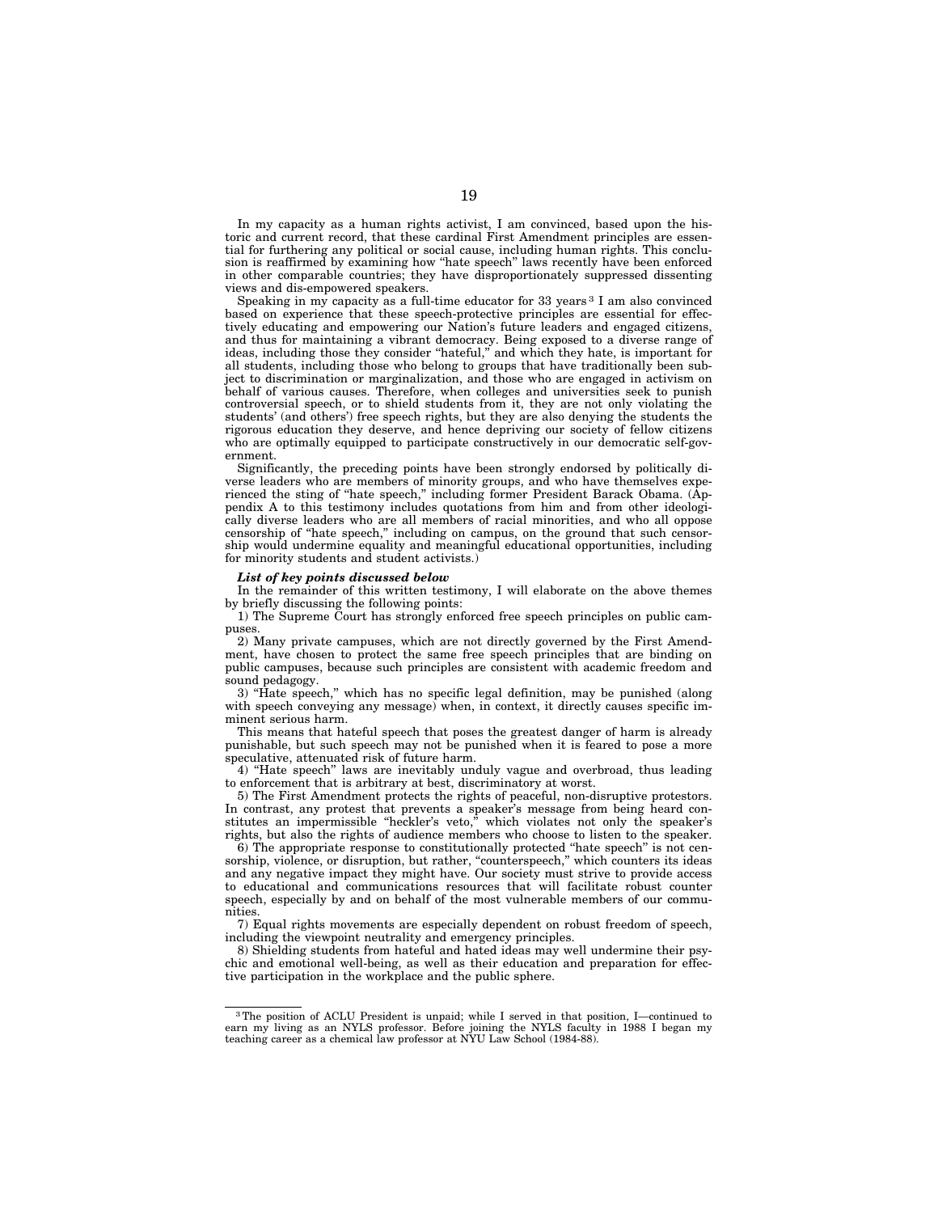In my capacity as a human rights activist, I am convinced, based upon the historic and current record, that these cardinal First Amendment principles are essential for furthering any political or social cause, including human rights. This conclusion is reaffirmed by examining how "hate speech" laws recently have been enforced in other comparable countries; they have disproportionately suppressed dissenting views and dis-empowered speakers.

Speaking in my capacity as a full-time educator for 33 years[3] I am also convinced based on experience that these speech-protective principles are essential for effectively educating and empowering our Nation's future leaders and engaged citizens, and thus for maintaining a vibrant democracy. Being exposed to a diverse range of ideas, including those they consider "hateful," and which they hate, is important for all students, including those who belong to groups that have traditionally been subject to discrimination or marginalization, and those who are engaged in activism on behalf of various causes. Therefore, when colleges and universities seek to punish controversial speech, or to shield students from it, they are not only violating the students' (and others') free speech rights, but they are also denying the students the rigorous education they deserve, and hence depriving our society of fellow citizens who are optimally equipped to participate constructively in our democratic self-government.

Significantly, the preceding points have been strongly endorsed by politically diverse leaders who are members of minority groups, and who have themselves experienced the sting of "hate speech," including former President Barack Obama. (Appendix A to this testimony includes quotations from him and from other ideologically diverse leaders who are all members of racial minorities, and who all oppose censorship of "hate speech," including on campus, on the ground that such censorship would undermine equality and meaningful educational opportunities, including for minority students and student activists.)

***List of key points discussed below***

In the remainder of this written testimony, I will elaborate on the above themes by briefly discussing the following points:

1) The Supreme Court has strongly enforced free speech principles on public campuses.

2) Many private campuses, which are not directly governed by the First Amendment, have chosen to protect the same free speech principles that are binding on public campuses, because such principles are consistent with academic freedom and sound pedagogy.

3) "Hate speech," which has no specific legal definition, may be punished (along with speech conveying any message) when, in context, it directly causes specific imminent serious harm.

This means that hateful speech that poses the greatest danger of harm is already punishable, but such speech may not be punished when it is feared to pose a more speculative, attenuated risk of future harm.

4) "Hate speech" laws are inevitably unduly vague and overbroad, thus leading to enforcement that is arbitrary at best, discriminatory at worst.

5) The First Amendment protects the rights of peaceful, non-disruptive protestors. In contrast, any protest that prevents a speaker's message from being heard constitutes an impermissible "heckler's veto," which violates not only the speaker's rights, but also the rights of audience members who choose to listen to the speaker.

6) The appropriate response to constitutionally protected "hate speech" is not censorship, violence, or disruption, but rather, "counterspeech," which counters its ideas and any negative impact they might have. Our society must strive to provide access to educational and communications resources that will facilitate robust counter speech, especially by and on behalf of the most vulnerable members of our communities.

7) Equal rights movements are especially dependent on robust freedom of speech, including the viewpoint neutrality and emergency principles.

8) Shielding students from hateful and hated ideas may well undermine their psychic and emotional well-being, as well as their education and preparation for effective participation in the workplace and the public sphere.

---

[3] The position of ACLU President is unpaid; while I served in that position, I—continued to earn my living as an NYLS professor. Before joining the NYLS faculty in 1988 I began my teaching career as a chemical law professor at NYU Law School (1984-88).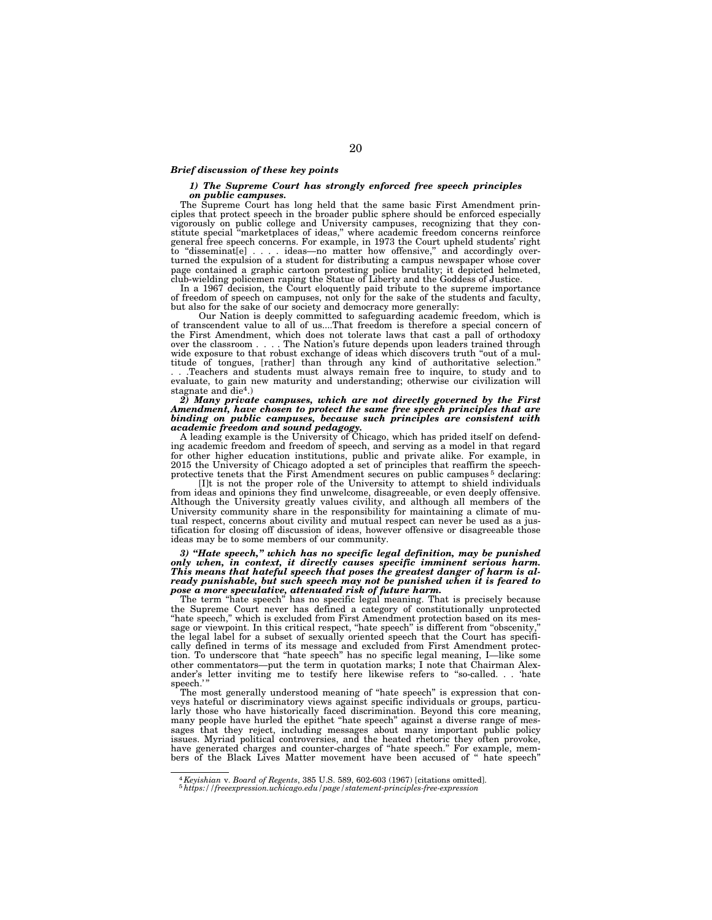### *Brief discussion of these key points*

***1) The Supreme Court has strongly enforced free speech principles on public campuses.***

The Supreme Court has long held that the same basic First Amendment principles that protect speech in the broader public sphere should be enforced especially vigorously on public college and University campuses, recognizing that they constitute special "marketplaces of ideas," where academic freedom concerns reinforce general free speech concerns. For example, in 1973 the Court upheld students' right to "disseminat[e] . . . . ideas—no matter how offensive," and accordingly overturned the expulsion of a student for distributing a campus newspaper whose cover page contained a graphic cartoon protesting police brutality; it depicted helmeted, club-wielding policemen raping the Statue of Liberty and the Goddess of Justice.

In a 1967 decision, the Court eloquently paid tribute to the supreme importance of freedom of speech on campuses, not only for the sake of the students and faculty, but also for the sake of our society and democracy more generally:

Our Nation is deeply committed to safeguarding academic freedom, which is of transcendent value to all of us....That freedom is therefore a special concern of the First Amendment, which does not tolerate laws that cast a pall of orthodoxy over the classroom . . . . The Nation's future depends upon leaders trained through wide exposure to that robust exchange of ideas which discovers truth "out of a multitude of tongues, [rather] than through any kind of authoritative selection." . . .Teachers and students must always remain free to inquire, to study and to evaluate, to gain new maturity and understanding; otherwise our civilization will stagnate and die[4].)

***2) Many private campuses, which are not directly governed by the First Amendment, have chosen to protect the same free speech principles that are binding on public campuses, because such principles are consistent with academic freedom and sound pedagogy.***

A leading example is the University of Chicago, which has prided itself on defending academic freedom and freedom of speech, and serving as a model in that regard for other higher education institutions, public and private alike. For example, in 2015 the University of Chicago adopted a set of principles that reaffirm the speech-protective tenets that the First Amendment secures on public campuses[5] declaring:

[I]t is not the proper role of the University to attempt to shield individuals from ideas and opinions they find unwelcome, disagreeable, or even deeply offensive. Although the University greatly values civility, and although all members of the University community share in the responsibility for maintaining a climate of mutual respect, concerns about civility and mutual respect can never be used as a justification for closing off discussion of ideas, however offensive or disagreeable those ideas may be to some members of our community.

***3) "Hate speech," which has no specific legal definition, may be punished only when, in context, it directly causes specific imminent serious harm. This means that hateful speech that poses the greatest danger of harm is already punishable, but such speech may not be punished when it is feared to pose a more speculative, attenuated risk of future harm.***

The term "hate speech" has no specific legal meaning. That is precisely because the Supreme Court never has defined a category of constitutionally unprotected "hate speech," which is excluded from First Amendment protection based on its message or viewpoint. In this critical respect, "hate speech" is different from "obscenity," the legal label for a subset of sexually oriented speech that the Court has specifically defined in terms of its message and excluded from First Amendment protection. To underscore that "hate speech" has no specific legal meaning, I—like some other commentators—put the term in quotation marks; I note that Chairman Alexander's letter inviting me to testify here likewise refers to "so-called. . . 'hate speech.'"

The most generally understood meaning of "hate speech" is expression that conveys hateful or discriminatory views against specific individuals or groups, particularly those who have historically faced discrimination. Beyond this core meaning, many people have hurled the epithet "hate speech" against a diverse range of messages that they reject, including messages about many important public policy issues. Myriad political controversies, and the heated rhetoric they often provoke, have generated charges and counter-charges of "hate speech." For example, members of the Black Lives Matter movement have been accused of " hate speech"

---

[4] *Keyishian* v. *Board of Regents*, 385 U.S. 589, 602-603 (1967) [citations omitted].

[5] *https://freeexpression.uchicago.edu/page/statement-principles-free-expression*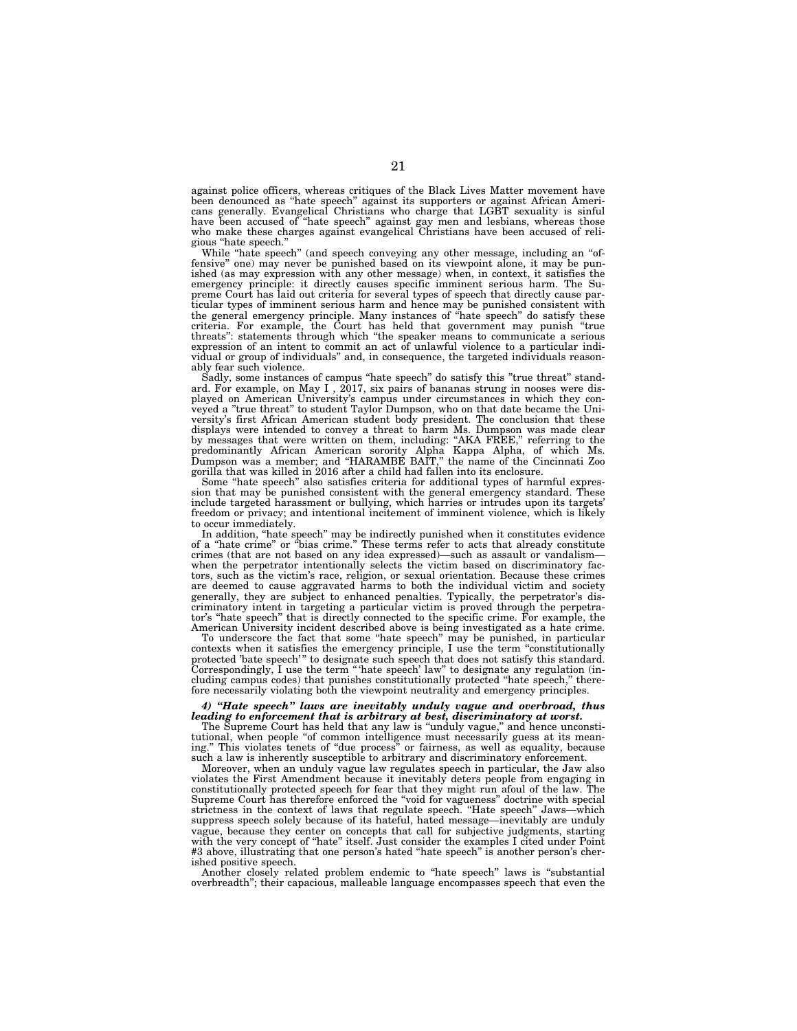against police officers, whereas critiques of the Black Lives Matter movement have been denounced as "hate speech" against its supporters or against African Americans generally. Evangelical Christians who charge that LGBT sexuality is sinful have been accused of "hate speech" against gay men and lesbians, whereas those who make these charges against evangelical Christians have been accused of religious "hate speech."

While "hate speech" (and speech conveying any other message, including an "offensive" one) may never be punished based on its viewpoint alone, it may be punished (as may expression with any other message) when, in context, it satisfies the emergency principle: it directly causes specific imminent serious harm. The Supreme Court has laid out criteria for several types of speech that directly cause particular types of imminent serious harm and hence may be punished consistent with the general emergency principle. Many instances of "hate speech" do satisfy these criteria. For example, the Court has held that government may punish "true threats": statements through which "the speaker means to communicate a serious expression of an intent to commit an act of unlawful violence to a particular individual or group of individuals" and, in consequence, the targeted individuals reasonably fear such violence.

Sadly, some instances of campus "hate speech" do satisfy this "true threat" standard. For example, on May I , 2017, six pairs of bananas strung in nooses were displayed on American University's campus under circumstances in which they conveyed a "true threat" to student Taylor Dumpson, who on that date became the University's first African American student body president. The conclusion that these displays were intended to convey a threat to harm Ms. Dumpson was made clear by messages that were written on them, including: "AKA FREE," referring to the predominantly African American sorority Alpha Kappa Alpha, of which Ms. Dumpson was a member; and "HARAMBE BAIT," the name of the Cincinnati Zoo gorilla that was killed in 2016 after a child had fallen into its enclosure.

Some "hate speech" also satisfies criteria for additional types of harmful expression that may be punished consistent with the general emergency standard. These include targeted harassment or bullying, which harries or intrudes upon its targets' freedom or privacy; and intentional incitement of imminent violence, which is likely to occur immediately.

In addition, "hate speech" may be indirectly punished when it constitutes evidence of a "hate crime" or "bias crime." These terms refer to acts that already constitute crimes (that are not based on any idea expressed)—such as assault or vandalism—when the perpetrator intentionally selects the victim based on discriminatory factors, such as the victim's race, religion, or sexual orientation. Because these crimes are deemed to cause aggravated harms to both the individual victim and society generally, they are subject to enhanced penalties. Typically, the perpetrator's discriminatory intent in targeting a particular victim is proved through the perpetrator's "hate speech" that is directly connected to the specific crime. For example, the American University incident described above is being investigated as a hate crime.

To underscore the fact that some "hate speech" may be punished, in particular contexts when it satisfies the emergency principle, I use the term "constitutionally protected 'bate speech'" to designate such speech that does not satisfy this standard. Correspondingly, I use the term "'hate speech' law" to designate any regulation (including campus codes) that punishes constitutionally protected "hate speech," therefore necessarily violating both the viewpoint neutrality and emergency principles.

***4) "Hate speech" laws are inevitably unduly vague and overbroad, thus leading to enforcement that is arbitrary at best, discriminatory at worst.***

The Supreme Court has held that any law is "unduly vague," and hence unconstitutional, when people "of common intelligence must necessarily guess at its meaning." This violates tenets of "due process" or fairness, as well as equality, because such a law is inherently susceptible to arbitrary and discriminatory enforcement.

Moreover, when an unduly vague law regulates speech in particular, the Jaw also violates the First Amendment because it inevitably deters people from engaging in constitutionally protected speech for fear that they might run afoul of the law. The Supreme Court has therefore enforced the "void for vagueness" doctrine with special strictness in the context of laws that regulate speech. "Hate speech" Jaws—which suppress speech solely because of its hateful, hated message—inevitably are unduly vague, because they center on concepts that call for subjective judgments, starting with the very concept of "hate" itself. Just consider the examples I cited under Point #3 above, illustrating that one person's hated "hate speech" is another person's cherished positive speech.

Another closely related problem endemic to "hate speech" laws is "substantial overbreadth"; their capacious, malleable language encompasses speech that even the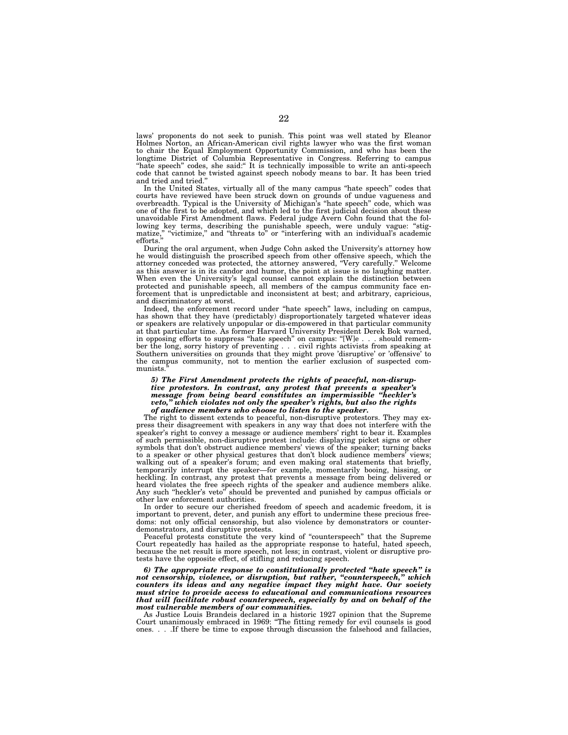laws' proponents do not seek to punish. This point was well stated by Eleanor Holmes Norton, an African-American civil rights lawyer who was the first woman to chair the Equal Employment Opportunity Commission, and who has been the longtime District of Columbia Representative in Congress. Referring to campus "hate speech" codes, she said:" It is technically impossible to write an anti-speech code that cannot be twisted against speech nobody means to bar. It has been tried and tried and tried."

In the United States, virtually all of the many campus "hate speech" codes that courts have reviewed have been struck down on grounds of undue vagueness and overbreadth. Typical is the University of Michigan's "hate speech" code, which was one of the first to be adopted, and which led to the first judicial decision about these unavoidable First Amendment flaws. Federal judge Avern Cohn found that the following key terms, describing the punishable speech, were unduly vague: "stigmatize," "victimize," and "threats to" or "interfering with an individual's academic efforts."

During the oral argument, when Judge Cohn asked the University's attorney how he would distinguish the proscribed speech from other offensive speech, which the attorney conceded was protected, the attorney answered, "Very carefully." Welcome as this answer is in its candor and humor, the point at issue is no laughing matter. When even the University's legal counsel cannot explain the distinction between protected and punishable speech, all members of the campus community face enforcement that is unpredictable and inconsistent at best; and arbitrary, capricious, and discriminatory at worst.

Indeed, the enforcement record under "hate speech" laws, including on campus, has shown that they have (predictably) disproportionately targeted whatever ideas or speakers are relatively unpopular or dis-empowered in that particular community at that particular time. As former Harvard University President Derek Bok warned, in opposing efforts to suppress "hate speech" on campus: "[W]e . . . should remember the long, sorry history of preventing . . . civil rights activists from speaking at Southern universities on grounds that they might prove 'disruptive' or 'offensive' to the campus community, not to mention the earlier exclusion of suspected communists."

***5) The First Amendment protects the rights of peaceful, non-disruptive protestors. In contrast, any protest that prevents a speaker's message from being beard constitutes an impermissible "heckler's veto," which violates not only the speaker's rights, but also the rights of audience members who choose to listen to the speaker.***

The right to dissent extends to peaceful, non-disruptive protestors. They may express their disagreement with speakers in any way that does not interfere with the speaker's right to convey a message or audience members' right to bear it. Examples of such permissible, non-disruptive protest include: displaying picket signs or other symbols that don't obstruct audience members' views of the speaker; turning backs to a speaker or other physical gestures that don't block audience members' views; walking out of a speaker's forum; and even making oral statements that briefly, temporarily interrupt the speaker—for example, momentarily booing, hissing, or heckling. In contrast, any protest that prevents a message from being delivered or heard violates the free speech rights of the speaker and audience members alike. Any such "heckler's veto" should be prevented and punished by campus officials or other law enforcement authorities.

In order to secure our cherished freedom of speech and academic freedom, it is important to prevent, deter, and punish any effort to undermine these precious freedoms: not only official censorship, but also violence by demonstrators or counter-demonstrators, and disruptive protests.

Peaceful protests constitute the very kind of "counterspeech" that the Supreme Court repeatedly has hailed as the appropriate response to hateful, hated speech, because the net result is more speech, not less; in contrast, violent or disruptive protests have the opposite effect, of stifling and reducing speech.

***6) The appropriate response to constitutionally protected "hate speech" is not censorship, violence, or disruption, but rather, "counterspeech," which counters its ideas and any negative impact they might have. Our society must strive to provide access to educational and communications resources that will facilitate robust counterspeech, especially by and on behalf of the most vulnerable members of our communities.***

As Justice Louis Brandeis declared in a historic 1927 opinion that the Supreme Court unanimously embraced in 1969: "The fitting remedy for evil counsels is good ones. . . .If there be time to expose through discussion the falsehood and fallacies,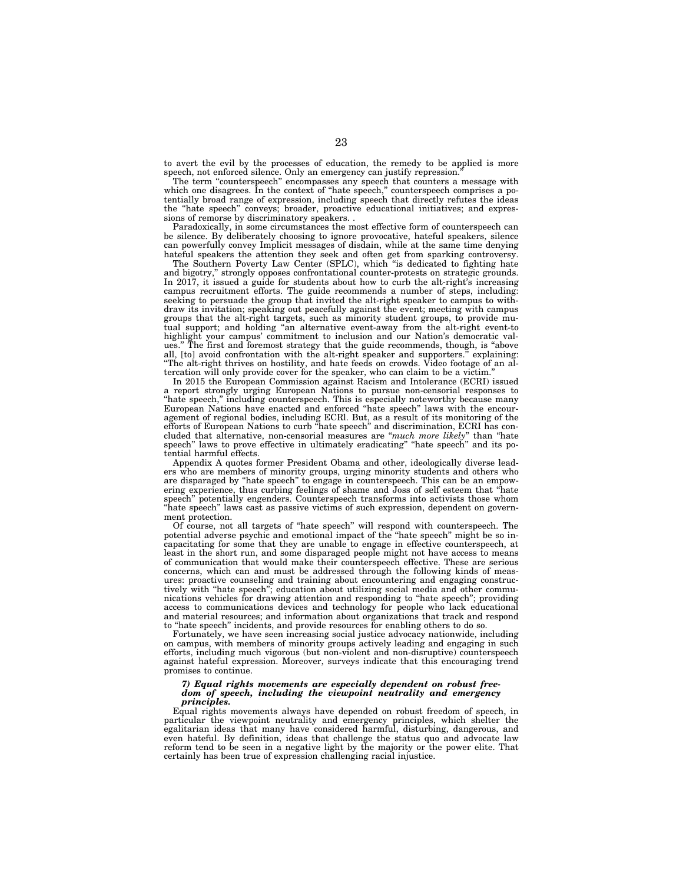to avert the evil by the processes of education, the remedy to be applied is more speech, not enforced silence. Only an emergency can justify repression."

The term "counterspeech" encompasses any speech that counters a message with which one disagrees. In the context of "hate speech," counterspeech comprises a potentially broad range of expression, including speech that directly refutes the ideas the "hate speech" conveys; broader, proactive educational initiatives; and expressions of remorse by discriminatory speakers. .

Paradoxically, in some circumstances the most effective form of counterspeech can be silence. By deliberately choosing to ignore provocative, hateful speakers, silence can powerfully convey Implicit messages of disdain, while at the same time denying hateful speakers the attention they seek and often get from sparking controversy.

The Southern Poverty Law Center (SPLC), which "is dedicated to fighting hate and bigotry," strongly opposes confrontational counter-protests on strategic grounds. In 2017, it issued a guide for students about how to curb the alt-right's increasing campus recruitment efforts. The guide recommends a number of steps, including: seeking to persuade the group that invited the alt-right speaker to campus to withdraw its invitation; speaking out peacefully against the event; meeting with campus groups that the alt-right targets, such as minority student groups, to provide mutual support; and holding "an alternative event-away from the alt-right event-to highlight your campus' commitment to inclusion and our Nation's democratic values." The first and foremost strategy that the guide recommends, though, is "above all, [to] avoid confrontation with the alt-right speaker and supporters." explaining: "The alt-right thrives on hostility, and hate feeds on crowds. Video footage of an altercation will only provide cover for the speaker, who can claim to be a victim."

In 2015 the European Commission against Racism and Intolerance (ECRI) issued a report strongly urging European Nations to pursue non-censorial responses to "hate speech," including counterspeech. This is especially noteworthy because many European Nations have enacted and enforced "hate speech" laws with the encouragement of regional bodies, including ECRl. But, as a result of its monitoring of the efforts of European Nations to curb "hate speech" and discrimination, ECRI has concluded that alternative, non-censorial measures are "*much more likely*" than "hate speech" laws to prove effective in ultimately eradicating" "hate speech" and its potential harmful effects.

Appendix A quotes former President Obama and other, ideologically diverse leaders who are members of minority groups, urging minority students and others who are disparaged by "hate speech" to engage in counterspeech. This can be an empowering experience, thus curbing feelings of shame and Joss of self esteem that "hate speech" potentially engenders. Counterspeech transforms into activists those whom "hate speech" laws cast as passive victims of such expression, dependent on government protection.

Of course, not all targets of "hate speech" will respond with counterspeech. The potential adverse psychic and emotional impact of the "hate speech" might be so incapacitating for some that they are unable to engage in effective counterspeech, at least in the short run, and some disparaged people might not have access to means of communication that would make their counterspeech effective. These are serious concerns, which can and must be addressed through the following kinds of measures: proactive counseling and training about encountering and engaging constructively with "hate speech"; education about utilizing social media and other communications vehicles for drawing attention and responding to "hate speech"; providing access to communications devices and technology for people who lack educational and material resources; and information about organizations that track and respond to "hate speech" incidents, and provide resources for enabling others to do so.

Fortunately, we have seen increasing social justice advocacy nationwide, including on campus, with members of minority groups actively leading and engaging in such efforts, including much vigorous (but non-violent and non-disruptive) counterspeech against hateful expression. Moreover, surveys indicate that this encouraging trend promises to continue.

***7) Equal rights movements are especially dependent on robust freedom of speech, including the viewpoint neutrality and emergency principles.***

Equal rights movements always have depended on robust freedom of speech, in particular the viewpoint neutrality and emergency principles, which shelter the egalitarian ideas that many have considered harmful, disturbing, dangerous, and even hateful. By definition, ideas that challenge the status quo and advocate law reform tend to be seen in a negative light by the majority or the power elite. That certainly has been true of expression challenging racial injustice.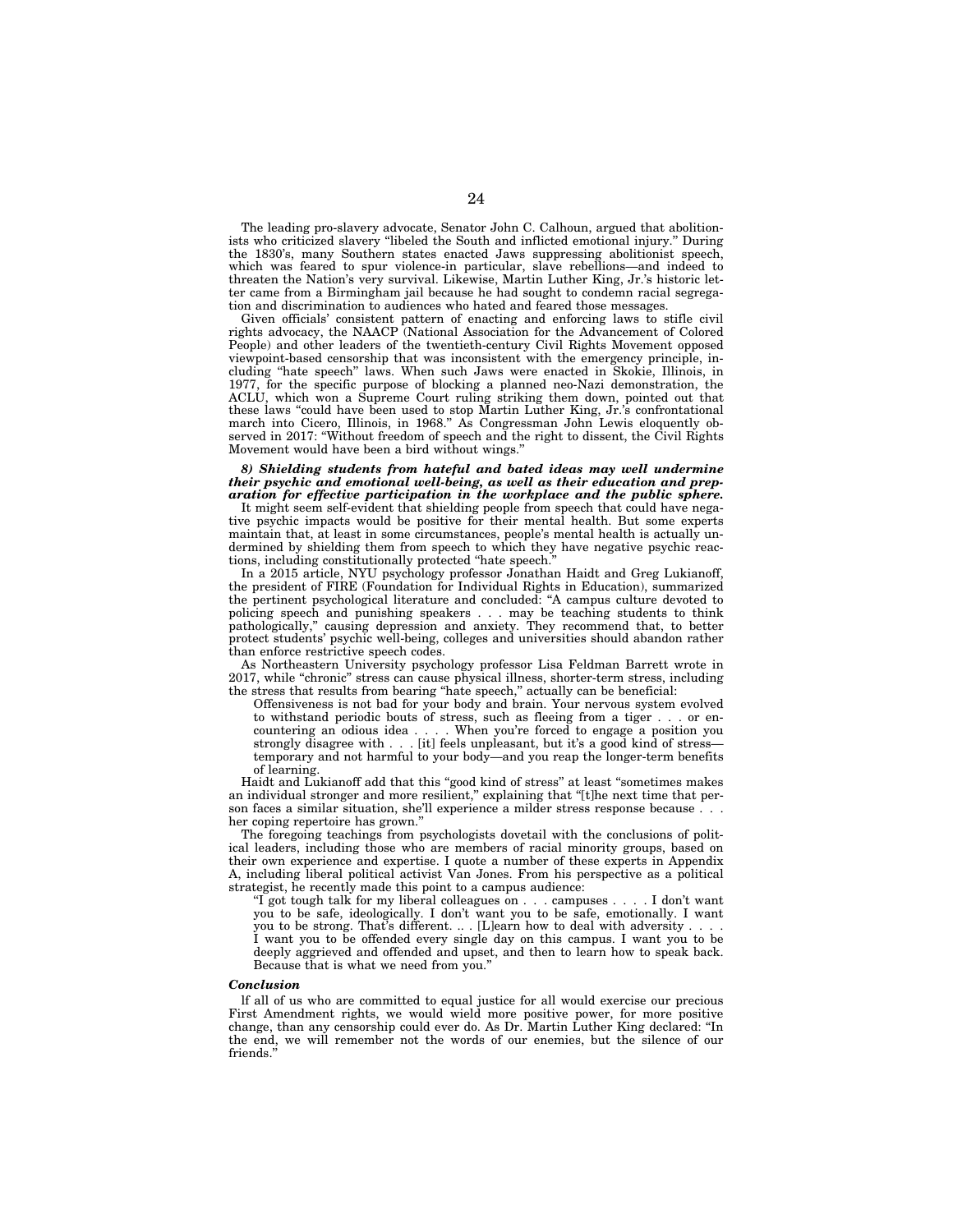The leading pro-slavery advocate, Senator John C. Calhoun, argued that abolitionists who criticized slavery "libeled the South and inflicted emotional injury." During the 1830's, many Southern states enacted Jaws suppressing abolitionist speech, which was feared to spur violence-in particular, slave rebellions—and indeed to threaten the Nation's very survival. Likewise, Martin Luther King, Jr.'s historic letter came from a Birmingham jail because he had sought to condemn racial segregation and discrimination to audiences who hated and feared those messages.

Given officials' consistent pattern of enacting and enforcing laws to stifle civil rights advocacy, the NAACP (National Association for the Advancement of Colored People) and other leaders of the twentieth-century Civil Rights Movement opposed viewpoint-based censorship that was inconsistent with the emergency principle, including "hate speech" laws. When such Jaws were enacted in Skokie, Illinois, in 1977, for the specific purpose of blocking a planned neo-Nazi demonstration, the ACLU, which won a Supreme Court ruling striking them down, pointed out that these laws "could have been used to stop Martin Luther King, Jr.'s confrontational march into Cicero, Illinois, in 1968." As Congressman John Lewis eloquently observed in 2017: "Without freedom of speech and the right to dissent, the Civil Rights Movement would have been a bird without wings."

***8) Shielding students from hateful and bated ideas may well undermine their psychic and emotional well-being, as well as their education and preparation for effective participation in the workplace and the public sphere.***

It might seem self-evident that shielding people from speech that could have negative psychic impacts would be positive for their mental health. But some experts maintain that, at least in some circumstances, people's mental health is actually undermined by shielding them from speech to which they have negative psychic reactions, including constitutionally protected "hate speech."

In a 2015 article, NYU psychology professor Jonathan Haidt and Greg Lukianoff, the president of FIRE (Foundation for Individual Rights in Education), summarized the pertinent psychological literature and concluded: "A campus culture devoted to policing speech and punishing speakers . . . may be teaching students to think pathologically," causing depression and anxiety. They recommend that, to better protect students' psychic well-being, colleges and universities should abandon rather than enforce restrictive speech codes.

As Northeastern University psychology professor Lisa Feldman Barrett wrote in 2017, while "chronic" stress can cause physical illness, shorter-term stress, including the stress that results from bearing "hate speech," actually can be beneficial:

> Offensiveness is not bad for your body and brain. Your nervous system evolved to withstand periodic bouts of stress, such as fleeing from a tiger . . . or encountering an odious idea . . . . When you're forced to engage a position you strongly disagree with . . . [it] feels unpleasant, but it's a good kind of stress—temporary and not harmful to your body—and you reap the longer-term benefits of learning.

Haidt and Lukianoff add that this "good kind of stress" at least "sometimes makes an individual stronger and more resilient," explaining that "[t]he next time that person faces a similar situation, she'll experience a milder stress response because . . . her coping repertoire has grown."

The foregoing teachings from psychologists dovetail with the conclusions of political leaders, including those who are members of racial minority groups, based on their own experience and expertise. I quote a number of these experts in Appendix A, including liberal political activist Van Jones. From his perspective as a political strategist, he recently made this point to a campus audience:

> "I got tough talk for my liberal colleagues on . . . campuses . . . . I don't want you to be safe, ideologically. I don't want you to be safe, emotionally. I want you to be strong. That's different. .. . [L]earn how to deal with adversity . . . . I want you to be offended every single day on this campus. I want you to be deeply aggrieved and offended and upset, and then to learn how to speak back. Because that is what we need from you."

***Conclusion***

lf all of us who are committed to equal justice for all would exercise our precious First Amendment rights, we would wield more positive power, for more positive change, than any censorship could ever do. As Dr. Martin Luther King declared: "In the end, we will remember not the words of our enemies, but the silence of our friends."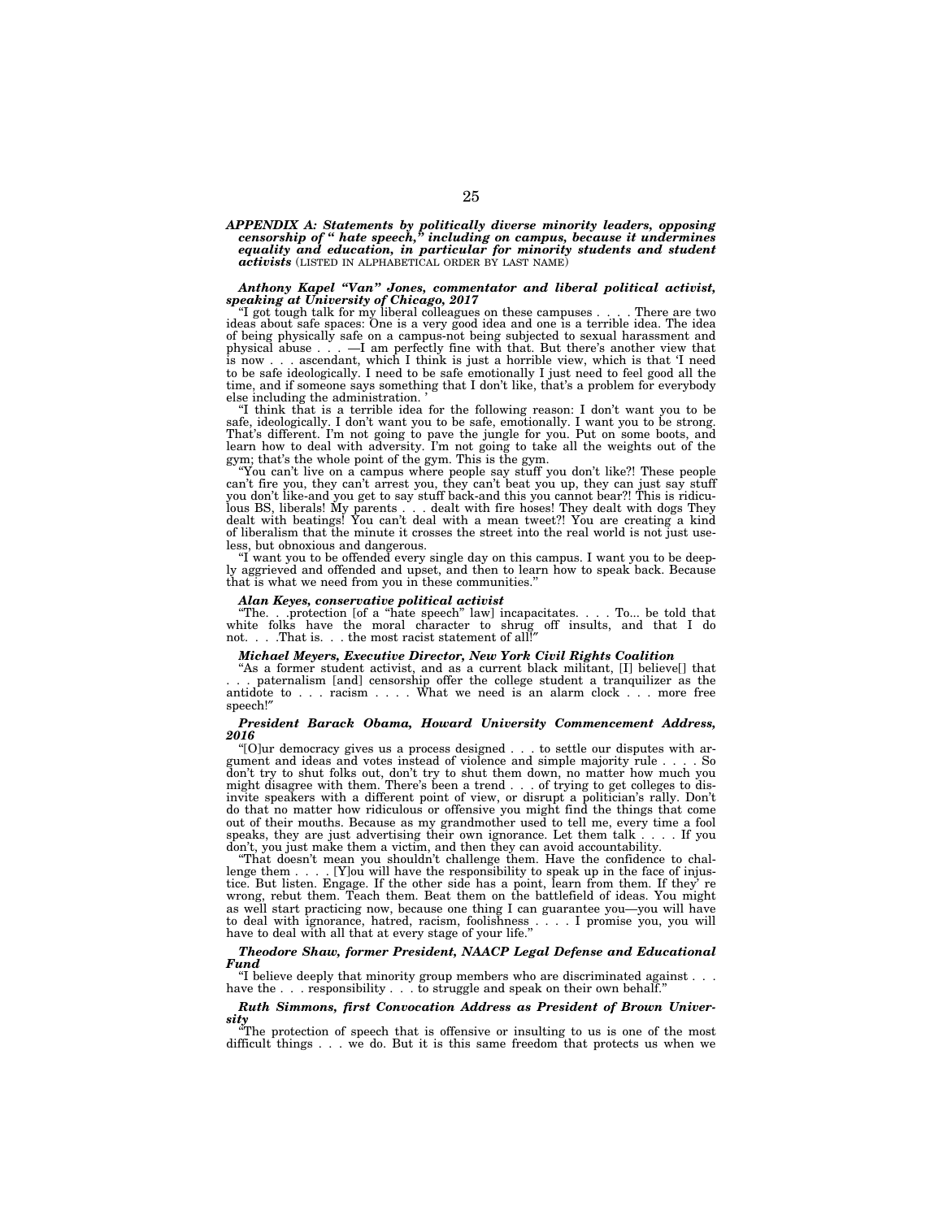***APPENDIX A: Statements by politically diverse minority leaders, opposing censorship of " hate speech," including on campus, because it undermines equality and education, in particular for minority students and student activists*** (LISTED IN ALPHABETICAL ORDER BY LAST NAME)

***Anthony Kapel "Van" Jones, commentator and liberal political activist, speaking at University of Chicago, 2017***

"I got tough talk for my liberal colleagues on these campuses . . . . There are two ideas about safe spaces: One is a very good idea and one is a terrible idea. The idea of being physically safe on a campus-not being subjected to sexual harassment and physical abuse . . . —I am perfectly fine with that. But there's another view that is now . . . ascendant, which I think is just a horrible view, which is that 'I need to be safe ideologically. I need to be safe emotionally I just need to feel good all the time, and if someone says something that I don't like, that's a problem for everybody else including the administration. '

"I think that is a terrible idea for the following reason: I don't want you to be safe, ideologically. I don't want you to be safe, emotionally. I want you to be strong. That's different. I'm not going to pave the jungle for you. Put on some boots, and learn how to deal with adversity. I'm not going to take all the weights out of the gym; that's the whole point of the gym. This is the gym.

"You can't live on a campus where people say stuff you don't like?! These people can't fire you, they can't arrest you, they can't beat you up, they can just say stuff you don't like-and you get to say stuff back-and this you cannot bear?! This is ridiculous BS, liberals! My parents . . . dealt with fire hoses! They dealt with dogs They dealt with beatings! You can't deal with a mean tweet?! You are creating a kind of liberalism that the minute it crosses the street into the real world is not just useless, but obnoxious and dangerous.

"I want you to be offended every single day on this campus. I want you to be deeply aggrieved and offended and upset, and then to learn how to speak back. Because that is what we need from you in these communities."

***Alan Keyes, conservative political activist***

"The. . .protection [of a "hate speech" law] incapacitates. . . . To... be told that white folks have the moral character to shrug off insults, and that I do not. . . .That is. . . the most racist statement of all!"

***Michael Meyers, Executive Director, New York Civil Rights Coalition***

"As a former student activist, and as a current black militant, [I] believe[] that . . . paternalism [and] censorship offer the college student a tranquilizer as the antidote to . . . racism . . . . What we need is an alarm clock . . . more free speech!"

***President Barack Obama, Howard University Commencement Address, 2016***

"[O]ur democracy gives us a process designed . . . to settle our disputes with argument and ideas and votes instead of violence and simple majority rule . . . . So don't try to shut folks out, don't try to shut them down, no matter how much you might disagree with them. There's been a trend . . . of trying to get colleges to disinvite speakers with a different point of view, or disrupt a politician's rally. Don't do that no matter how ridiculous or offensive you might find the things that come out of their mouths. Because as my grandmother used to tell me, every time a fool speaks, they are just advertising their own ignorance. Let them talk . . . . If you don't, you just make them a victim, and then they can avoid accountability.

"That doesn't mean you shouldn't challenge them. Have the confidence to challenge them . . . . [Y]ou will have the responsibility to speak up in the face of injustice. But listen. Engage. If the other side has a point, learn from them. If they' re wrong, rebut them. Teach them. Beat them on the battlefield of ideas. You might as well start practicing now, because one thing I can guarantee you—you will have to deal with ignorance, hatred, racism, foolishness . . . . I promise you, you will have to deal with all that at every stage of your life."

***Theodore Shaw, former President, NAACP Legal Defense and Educational Fund***

"I believe deeply that minority group members who are discriminated against . . . have the . . . responsibility . . . to struggle and speak on their own behalf."

***Ruth Simmons, first Convocation Address as President of Brown University***

"The protection of speech that is offensive or insulting to us is one of the most difficult things . . . we do. But it is this same freedom that protects us when we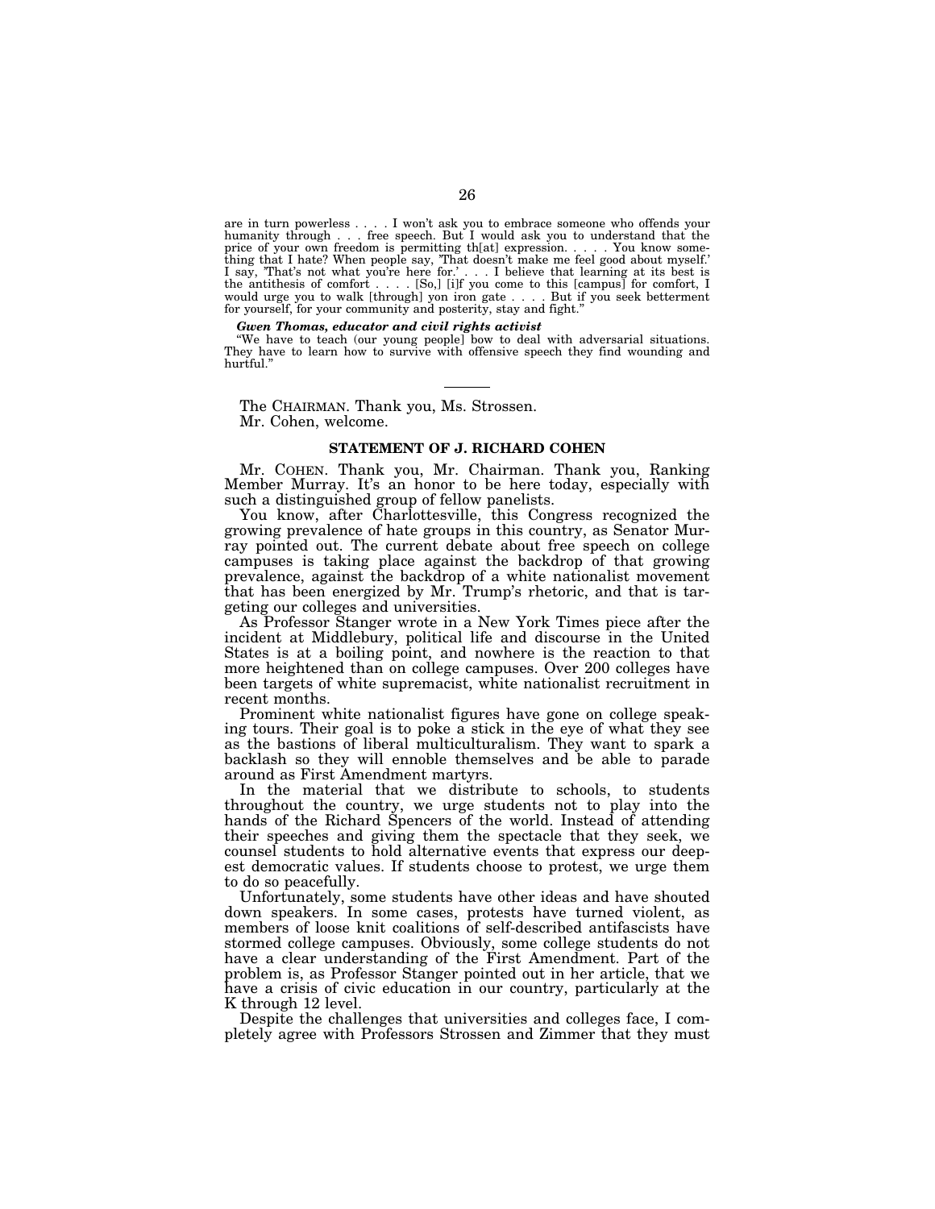are in turn powerless . . . . I won't ask you to embrace someone who offends your humanity through . . . free speech. But I would ask you to understand that the price of your own freedom is permitting th[at] expression. . . . . You know something that I hate? When people say, 'That doesn't make me feel good about myself.' I say, 'That's not what you're here for.' . . . I believe that learning at its best is the antithesis of comfort . . . . [So,] [i]f you come to this [campus] for comfort, I would urge you to walk [through] yon iron gate . . . . But if you seek betterment for yourself, for your community and posterity, stay and fight."

***Gwen Thomas, educator and civil rights activist***

"We have to teach (our young people] bow to deal with adversarial situations. They have to learn how to survive with offensive speech they find wounding and hurtful."

---

The CHAIRMAN. Thank you, Ms. Strossen.

Mr. Cohen, welcome.

## STATEMENT OF J. RICHARD COHEN

Mr. COHEN. Thank you, Mr. Chairman. Thank you, Ranking Member Murray. It's an honor to be here today, especially with such a distinguished group of fellow panelists.

You know, after Charlottesville, this Congress recognized the growing prevalence of hate groups in this country, as Senator Murray pointed out. The current debate about free speech on college campuses is taking place against the backdrop of that growing prevalence, against the backdrop of a white nationalist movement that has been energized by Mr. Trump's rhetoric, and that is targeting our colleges and universities.

As Professor Stanger wrote in a New York Times piece after the incident at Middlebury, political life and discourse in the United States is at a boiling point, and nowhere is the reaction to that more heightened than on college campuses. Over 200 colleges have been targets of white supremacist, white nationalist recruitment in recent months.

Prominent white nationalist figures have gone on college speaking tours. Their goal is to poke a stick in the eye of what they see as the bastions of liberal multiculturalism. They want to spark a backlash so they will ennoble themselves and be able to parade around as First Amendment martyrs.

In the material that we distribute to schools, to students throughout the country, we urge students not to play into the hands of the Richard Spencers of the world. Instead of attending their speeches and giving them the spectacle that they seek, we counsel students to hold alternative events that express our deepest democratic values. If students choose to protest, we urge them to do so peacefully.

Unfortunately, some students have other ideas and have shouted down speakers. In some cases, protests have turned violent, as members of loose knit coalitions of self-described antifascists have stormed college campuses. Obviously, some college students do not have a clear understanding of the First Amendment. Part of the problem is, as Professor Stanger pointed out in her article, that we have a crisis of civic education in our country, particularly at the K through 12 level.

Despite the challenges that universities and colleges face, I completely agree with Professors Strossen and Zimmer that they must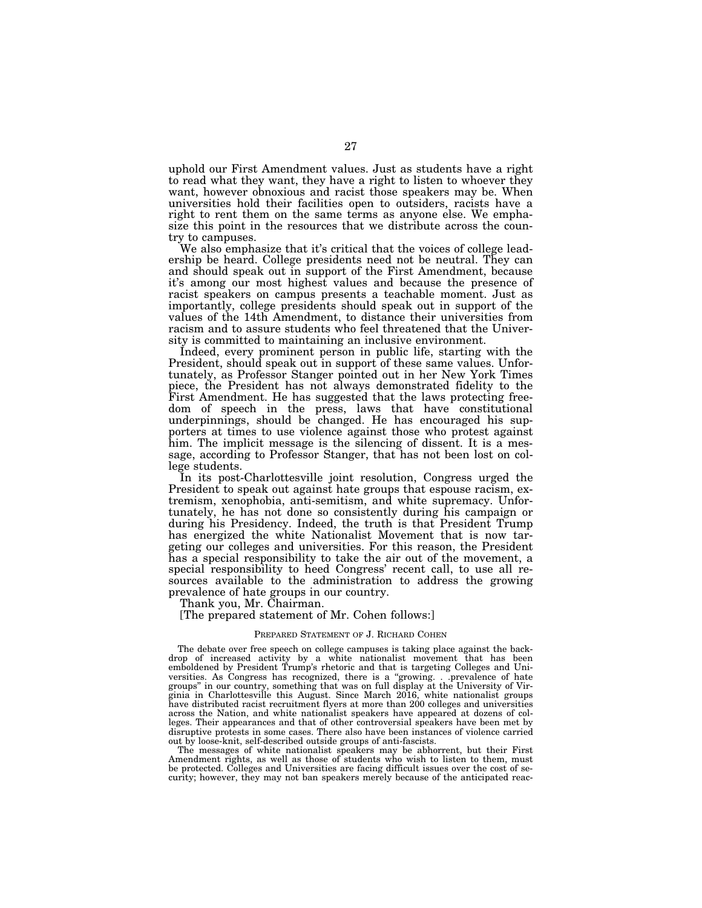uphold our First Amendment values. Just as students have a right to read what they want, they have a right to listen to whoever they want, however obnoxious and racist those speakers may be. When universities hold their facilities open to outsiders, racists have a right to rent them on the same terms as anyone else. We emphasize this point in the resources that we distribute across the country to campuses.

We also emphasize that it's critical that the voices of college leadership be heard. College presidents need not be neutral. They can and should speak out in support of the First Amendment, because it's among our most highest values and because the presence of racist speakers on campus presents a teachable moment. Just as importantly, college presidents should speak out in support of the values of the 14th Amendment, to distance their universities from racism and to assure students who feel threatened that the University is committed to maintaining an inclusive environment.

Indeed, every prominent person in public life, starting with the President, should speak out in support of these same values. Unfortunately, as Professor Stanger pointed out in her New York Times piece, the President has not always demonstrated fidelity to the First Amendment. He has suggested that the laws protecting freedom of speech in the press, laws that have constitutional underpinnings, should be changed. He has encouraged his supporters at times to use violence against those who protest against him. The implicit message is the silencing of dissent. It is a message, according to Professor Stanger, that has not been lost on college students.

In its post-Charlottesville joint resolution, Congress urged the President to speak out against hate groups that espouse racism, extremism, xenophobia, anti-semitism, and white supremacy. Unfortunately, he has not done so consistently during his campaign or during his Presidency. Indeed, the truth is that President Trump has energized the white Nationalist Movement that is now targeting our colleges and universities. For this reason, the President has a special responsibility to take the air out of the movement, a special responsibility to heed Congress' recent call, to use all resources available to the administration to address the growing prevalence of hate groups in our country.

Thank you, Mr. Chairman.

[The prepared statement of Mr. Cohen follows:]

PREPARED STATEMENT OF J. RICHARD COHEN

The debate over free speech on college campuses is taking place against the backdrop of increased activity by a white nationalist movement that has been emboldened by President Trump's rhetoric and that is targeting Colleges and Universities. As Congress has recognized, there is a "growing. . .prevalence of hate groups" in our country, something that was on full display at the University of Virginia in Charlottesville this August. Since March 2016, white nationalist groups have distributed racist recruitment flyers at more than 200 colleges and universities across the Nation, and white nationalist speakers have appeared at dozens of colleges. Their appearances and that of other controversial speakers have been met by disruptive protests in some cases. There also have been instances of violence carried out by loose-knit, self-described outside groups of anti-fascists.

The messages of white nationalist speakers may be abhorrent, but their First Amendment rights, as well as those of students who wish to listen to them, must be protected. Colleges and Universities are facing difficult issues over the cost of security; however, they may not ban speakers merely because of the anticipated reac-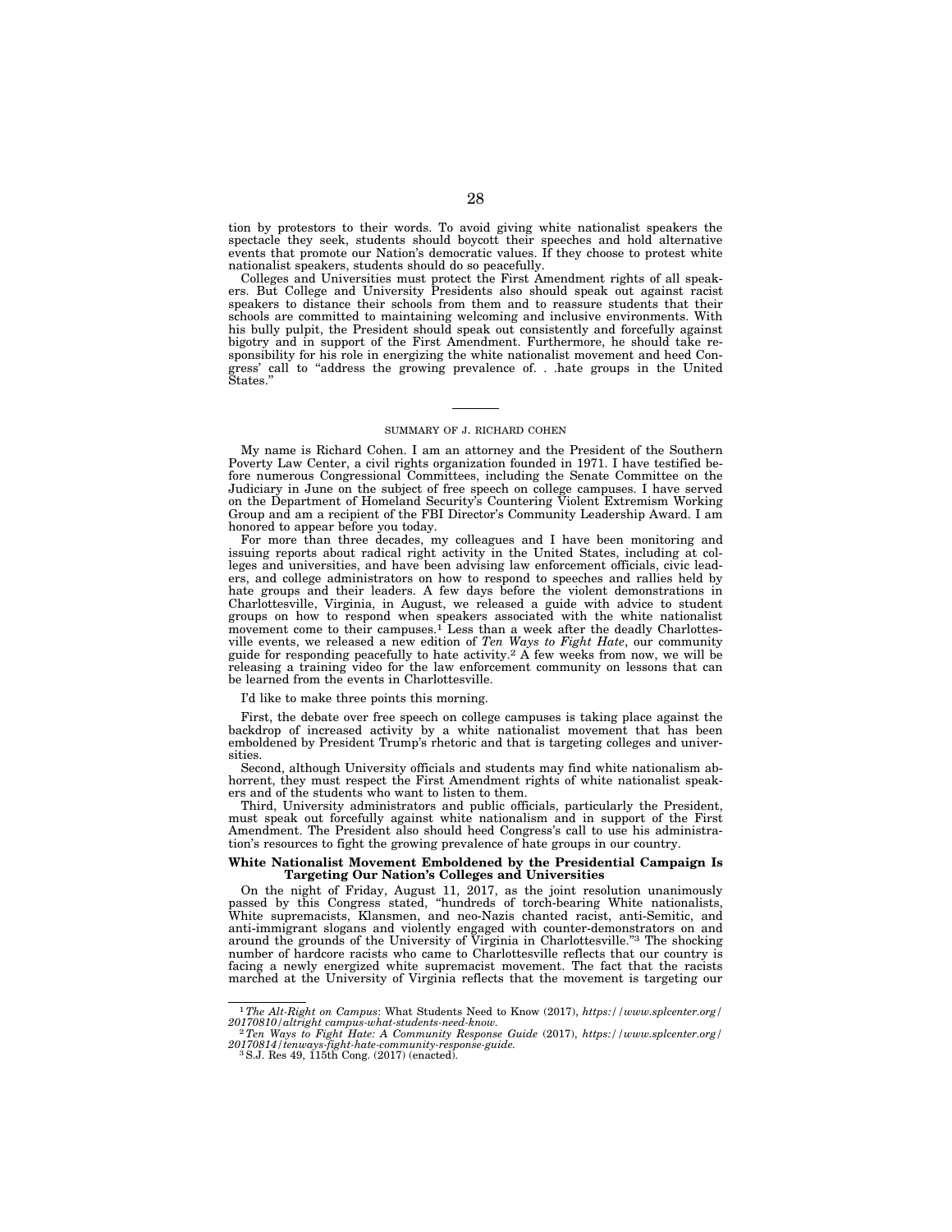tion by protestors to their words. To avoid giving white nationalist speakers the spectacle they seek, students should boycott their speeches and hold alternative events that promote our Nation's democratic values. If they choose to protest white nationalist speakers, students should do so peacefully.

Colleges and Universities must protect the First Amendment rights of all speakers. But College and University Presidents also should speak out against racist speakers to distance their schools from them and to reassure students that their schools are committed to maintaining welcoming and inclusive environments. With his bully pulpit, the President should speak out consistently and forcefully against bigotry and in support of the First Amendment. Furthermore, he should take responsibility for his role in energizing the white nationalist movement and heed Congress' call to "address the growing prevalence of. . .hate groups in the United States."

---

SUMMARY OF J. RICHARD COHEN

My name is Richard Cohen. I am an attorney and the President of the Southern Poverty Law Center, a civil rights organization founded in 1971. I have testified before numerous Congressional Committees, including the Senate Committee on the Judiciary in June on the subject of free speech on college campuses. I have served on the Department of Homeland Security's Countering Violent Extremism Working Group and am a recipient of the FBI Director's Community Leadership Award. I am honored to appear before you today.

For more than three decades, my colleagues and I have been monitoring and issuing reports about radical right activity in the United States, including at colleges and universities, and have been advising law enforcement officials, civic leaders, and college administrators on how to respond to speeches and rallies held by hate groups and their leaders. A few days before the violent demonstrations in Charlottesville, Virginia, in August, we released a guide with advice to student groups on how to respond when speakers associated with the white nationalist movement come to their campuses.[1] Less than a week after the deadly Charlottesville events, we released a new edition of *Ten Ways to Fight Hate*, our community guide for responding peacefully to hate activity.[2] A few weeks from now, we will be releasing a training video for the law enforcement community on lessons that can be learned from the events in Charlottesville.

I'd like to make three points this morning.

First, the debate over free speech on college campuses is taking place against the backdrop of increased activity by a white nationalist movement that has been emboldened by President Trump's rhetoric and that is targeting colleges and universities.

Second, although University officials and students may find white nationalism abhorrent, they must respect the First Amendment rights of white nationalist speakers and of the students who want to listen to them.

Third, University administrators and public officials, particularly the President, must speak out forcefully against white nationalism and in support of the First Amendment. The President also should heed Congress's call to use his administration's resources to fight the growing prevalence of hate groups in our country.

**White Nationalist Movement Emboldened by the Presidential Campaign Is Targeting Our Nation's Colleges and Universities**

On the night of Friday, August 11, 2017, as the joint resolution unanimously passed by this Congress stated, "hundreds of torch-bearing White nationalists, White supremacists, Klansmen, and neo-Nazis chanted racist, anti-Semitic, and anti-immigrant slogans and violently engaged with counter-demonstrators on and around the grounds of the University of Virginia in Charlottesville."[3] The shocking number of hardcore racists who came to Charlottesville reflects that our country is facing a newly energized white supremacist movement. The fact that the racists marched at the University of Virginia reflects that the movement is targeting our

---

[1] *The Alt-Right on Campus*: What Students Need to Know (2017), *https://www.splcenter.org/20170810/altright campus-what-students-need-know.*

[2] *Ten Ways to Fight Hate: A Community Response Guide* (2017), *https://www.splcenter.org/20170814/tenways-fight-hate-community-response-guide.*

[3] S.J. Res 49, 115th Cong. (2017) (enacted).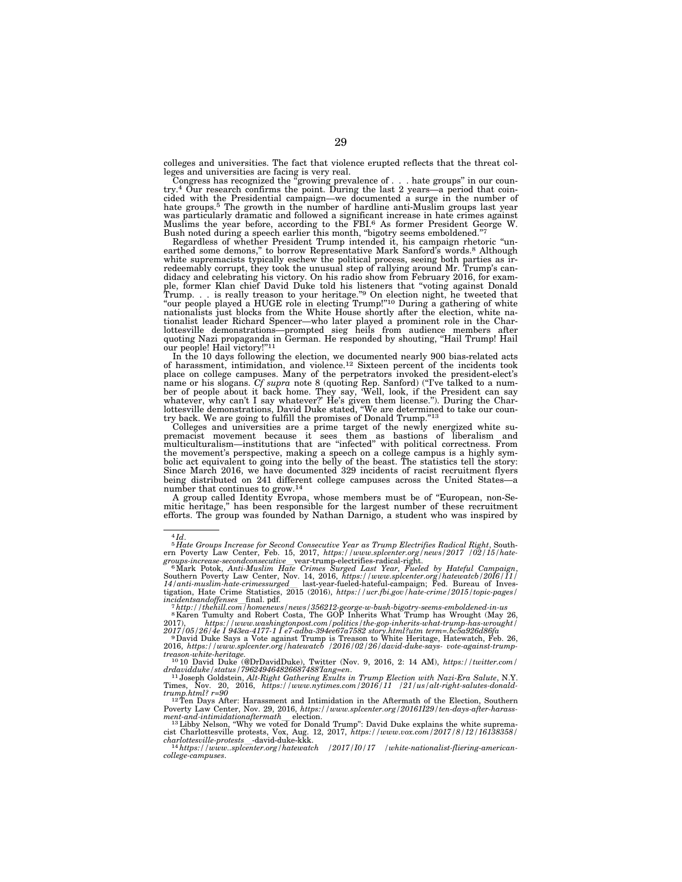colleges and universities. The fact that violence erupted reflects that the threat colleges and universities are facing is very real.

Congress has recognized the "growing prevalence of . . . hate groups" in our country.[4] Our research confirms the point. During the last 2 years—a period that coincided with the Presidential campaign—we documented a surge in the number of hate groups.[5] The growth in the number of hardline anti-Muslim groups last year was particularly dramatic and followed a significant increase in hate crimes against Muslims the year before, according to the FBI.[6] As former President George W. Bush noted during a speech earlier this month, "bigotry seems emboldened."[7]

Regardless of whether President Trump intended it, his campaign rhetoric "unearthed some demons," to borrow Representative Mark Sanford's words.[8] Although white supremacists typically eschew the political process, seeing both parties as irredeemably corrupt, they took the unusual step of rallying around Mr. Trump's candidacy and celebrating his victory. On his radio show from February 2016, for example, former Klan chief David Duke told his listeners that "voting against Donald Trump. . . is really treason to your heritage."[9] On election night, he tweeted that "our people played a HUGE role in electing Trump!"[10] During a gathering of white nationalists just blocks from the White House shortly after the election, white nationalist leader Richard Spencer—who later played a prominent role in the Charlottesville demonstrations—prompted sieg heils from audience members after quoting Nazi propaganda in German. He responded by shouting, "Hail Trump! Hail our people! Hail victory!"[11]

In the 10 days following the election, we documented nearly 900 bias-related acts of harassment, intimidation, and violence.[12] Sixteen percent of the incidents took place on college campuses. Many of the perpetrators invoked the president-elect's name or his slogans. *Cf supra* note 8 (quoting Rep. Sanford) ("I've talked to a number of people about it back home. They say, 'Well, look, if the President can say whatever, why can't I say whatever?' He's given them license."). During the Charlottesville demonstrations, David Duke stated, "We are determined to take our country back. We are going to fulfill the promises of Donald Trump."[13]

Colleges and universities are a prime target of the newly energized white supremacist movement because it sees them as bastions of liberalism and multiculturalism—institutions that are "infected" with political correctness. From the movement's perspective, making a speech on a college campus is a highly symbolic act equivalent to going into the belly of the beast. The statistics tell the story: Since March 2016, we have documented 329 incidents of racist recruitment flyers being distributed on 241 different college campuses across the United States—a number that continues to grow.[14]

A group called Identity Evropa, whose members must be of "European, non-Semitic heritage," has been responsible for the largest number of these recruitment efforts. The group was founded by Nathan Darnigo, a student who was inspired by

---

[4] *Id*.

[5] *Hate Groups Increase for Second Consecutive Year as Trump Electrifies Radical Right*, Southern Poverty Law Center, Feb. 15, 2017, *https://www.splcenter.org/news/2017 /02/15/hate-groups-increase-secondconsecutive*__vear-trump-electrifies-radical-right.

[6] Mark Potok, *Anti-Muslim Hate Crimes Surged Last Year, Fueled by Hateful Campaign*, Southern Poverty Law Center, Nov. 14, 2016, *https://www.splcenter.org/hatewatcb/2016/11/14/anti-muslim-hate-crimessurged*__ last-year-fueled-hateful-campaign; Fed. Bureau of Investigation, Hate Crime Statistics, 2015 (2016), *https://ucr.fbi.gov/hate-crime/2015/topic-pages/incidentsandoffenses*__final. pdf.

[7] *http://thehill.com/homenews/news/356212-george-w-bush-bigotry-seems-emboldened-in-us*

[8] Karen Tumulty and Robert Costa, The GOP Inherits What Trump has Wrought (May 26, 2017), *https://www.washingtonpost.com/politics/the-gop-inherits-what-trump-has-wrought/2017/05/26/4e I 943ea-4177-1 I e7-adba-394ee67a7582 story.html?utm term=.bc5a926d86fa*

[9] David Duke Says a Vote against Trump is Treason to White Heritage, Hatewatch, Feb. 26, 2016, *https://www.splcenter.org/hatewatcb /2016/02/26/david-duke-says- vote-against-trump-treason-white-heritage.*

[10] 10 David Duke (@DrDavidDuke), Twitter (Nov. 9, 2016, 2: 14 AM), *https://twitter.com/drdavidduke/status/796249464826687488?lang=en.*

[11] Joseph Goldstein, *Alt-Right Gathering Exults in Trump Election with Nazi-Era Salute*, N.Y. Times, Nov. 20, 2016, *https://www.nytimes.com/2016/11 /21/us/alt-right-salutes-donald-trump.html? r=90*

[12] Ten Days After: Harassment and Intimidation in the Aftermath of the Election, Southern Poverty Law Center, Nov. 29, 2016, *https://www.splcenter.org/20161I29/ten-days-after-harassment-and-intimidationaftermath*__ election.

[13] Libby Nelson, "Why we voted for Donald Trump": David Duke explains the white supremacist Charlottesville protests, Vox, Aug. 12, 2017, *https://www.vox.com/2017/8/12/16138358/charlottesville-protests*__-david-duke-kkk.

[14] *https://www..splcenter.org/hatewatch /2017/I0/17 /white-nationalist-fliering-american-college-campuses.*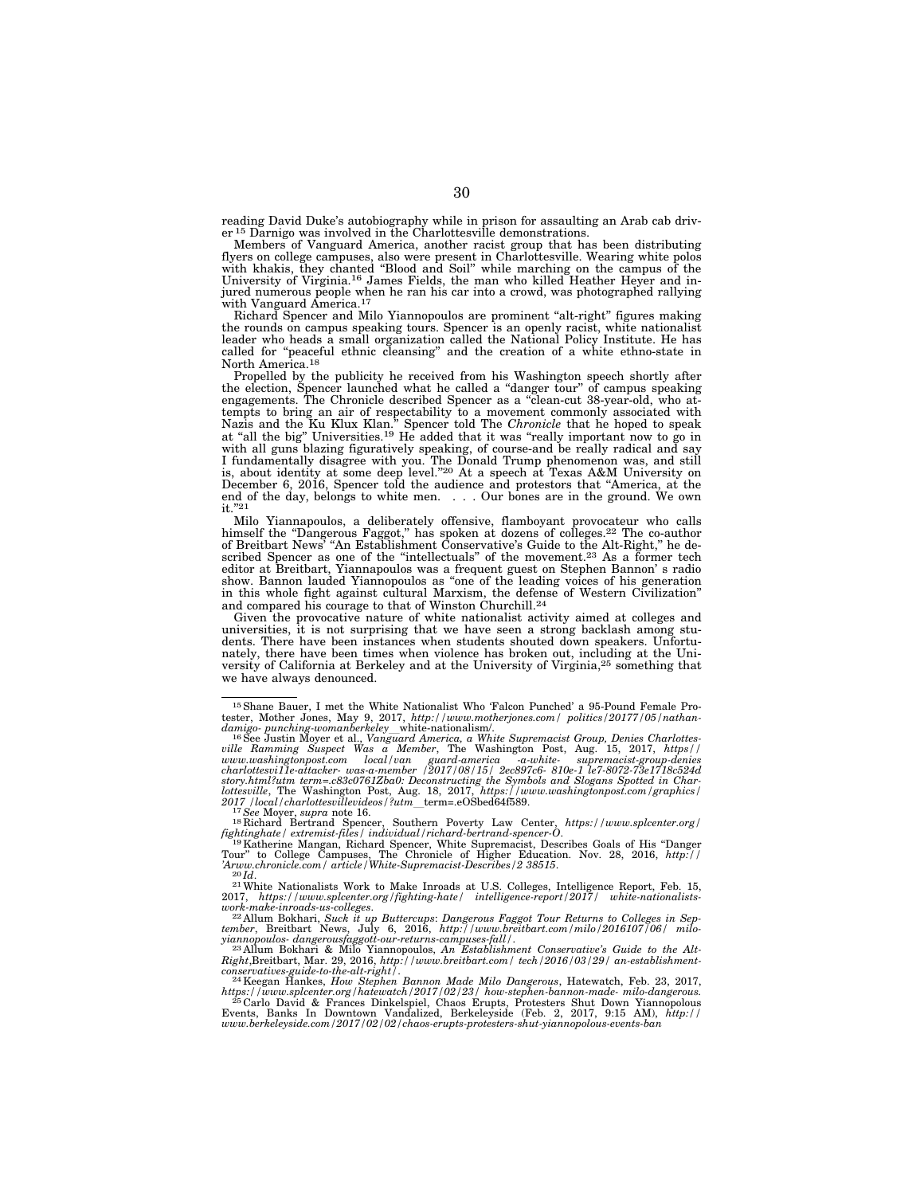reading David Duke's autobiography while in prison for assaulting an Arab cab driver [15] Darnigo was involved in the Charlottesville demonstrations.

Members of Vanguard America, another racist group that has been distributing flyers on college campuses, also were present in Charlottesville. Wearing white polos with khakis, they chanted "Blood and Soil" while marching on the campus of the University of Virginia.[16] James Fields, the man who killed Heather Heyer and injured numerous people when he ran his car into a crowd, was photographed rallying with Vanguard America.[17]

Richard Spencer and Milo Yiannopoulos are prominent "alt-right" figures making the rounds on campus speaking tours. Spencer is an openly racist, white nationalist leader who heads a small organization called the National Policy Institute. He has called for "peaceful ethnic cleansing" and the creation of a white ethno-state in North America.[18]

Propelled by the publicity he received from his Washington speech shortly after the election, Spencer launched what he called a "danger tour" of campus speaking engagements. The Chronicle described Spencer as a "clean-cut 38-year-old, who attempts to bring an air of respectability to a movement commonly associated with Nazis and the Ku Klux Klan." Spencer told The *Chronicle* that he hoped to speak at "all the big" Universities.[19] He added that it was "really important now to go in with all guns blazing figuratively speaking, of course-and be really radical and say I fundamentally disagree with you. The Donald Trump phenomenon was, and still is, about identity at some deep level."[20] At a speech at Texas A&M University on December 6, 2016, Spencer told the audience and protestors that "America, at the end of the day, belongs to white men. . . . Our bones are in the ground. We own it."[21]

Milo Yiannapoulos, a deliberately offensive, flamboyant provocateur who calls himself the "Dangerous Faggot," has spoken at dozens of colleges.[22] The co-author of Breitbart News' "An Establishment Conservative's Guide to the Alt-Right," he described Spencer as one of the "intellectuals" of the movement.[23] As a former tech editor at Breitbart, Yiannapoulos was a frequent guest on Stephen Bannon' s radio show. Bannon lauded Yiannopoulos as "one of the leading voices of his generation in this whole fight against cultural Marxism, the defense of Western Civilization" and compared his courage to that of Winston Churchill.[24]

Given the provocative nature of white nationalist activity aimed at colleges and universities, it is not surprising that we have seen a strong backlash among students. There have been instances when students shouted down speakers. Unfortunately, there have been times when violence has broken out, including at the University of California at Berkeley and at the University of Virginia,[25] something that we have always denounced.

---

[15] Shane Bauer, I met the White Nationalist Who 'Falcon Punched' a 95-Pound Female Protester, Mother Jones, May 9, 2017, *http://www.motherjones.com/ politics/20177/05/nathan-damigo- punching-womanberkeley*__white-nationalism/.

[16] See Justin Moyer et al., *Vanguard America, a White Supremacist Group, Denies Charlottesville Ramming Suspect Was a Member*, The Washington Post, Aug. 15, 2017, *https:// www.washingtonpost.com local/van guard-america -a-white- supremacist-group-denies charlottesvi11e-attacker- was-a-member /2017/08/15/ 2ec897c6- 810e-1 le7-8072-73e1718c524d story.html?utm term=.c83c0761Zba0: Deconstructing the Symbols and Slogans Spotted in Charlottesville*, The Washington Post, Aug. 18, 2017, *https://www.washingtonpost.com/graphics/ 2017 /local/charlottesvillevideos/?utm*__term=.eOSbed64f589.

[17] *See* Moyer, *supra* note 16.

[18] Richard Bertrand Spencer, Southern Poverty Law Center, *https://www.splcenter.org/ fightinghate/ extremist-files/ individual/richard-bertrand-spencer-O*.

[19] Katherine Mangan, Richard Spencer, White Supremacist, Describes Goals of His "Danger Tour" to College Campuses, The Chronicle of Higher Education. Nov. 28, 2016, *http:// 'Arww.chronicle.com/ article/White-Supremacist-Describes/2 38515*.

[20] *Id*.

[21] White Nationalists Work to Make Inroads at U.S. Colleges, Intelligence Report, Feb. 15, 2017, *https://www.splcenter.org/fighting-hate/ intelligence-report/2017/ white-nationalists-work-make-inroads-us-colleges*.

[22] Allum Bokhari, *Suck it up Buttercups: Dangerous Faggot Tour Returns to Colleges in September*, Breitbart News, July 6, 2016, *http://www.breitbart.com/milo/2016107/06/ milo-yiannopoulos- dangerousfaggott-our-returns-campuses-fall/*.

[23] Allum Bokhari & Milo Yiannopoulos, *An Establishment Conservative's Guide to the Alt-Right*, Breitbart, Mar. 29, 2016, *http://www.breitbart.com/ tech/2016/03/29/ an-establishment-conservatives-guide-to-the-alt-right/*.

[24] Keegan Hankes, *How Stephen Bannon Made Milo Dangerous*, Hatewatch, Feb. 23, 2017, *https://www.splcenter.org/hatewatch/2017/02/23/ how-stephen-bannon-made- milo-dangerous.*

[25] Carlo David & Frances Dinkelspiel, Chaos Erupts, Protesters Shut Down Yiannopolous Events, Banks In Downtown Vandalized, Berkeleyside (Feb. 2, 2017, 9:15 AM), *http:// www.berkeleyside.com/2017/02/02/chaos-erupts-protesters-shut-yiannopolous-events-ban*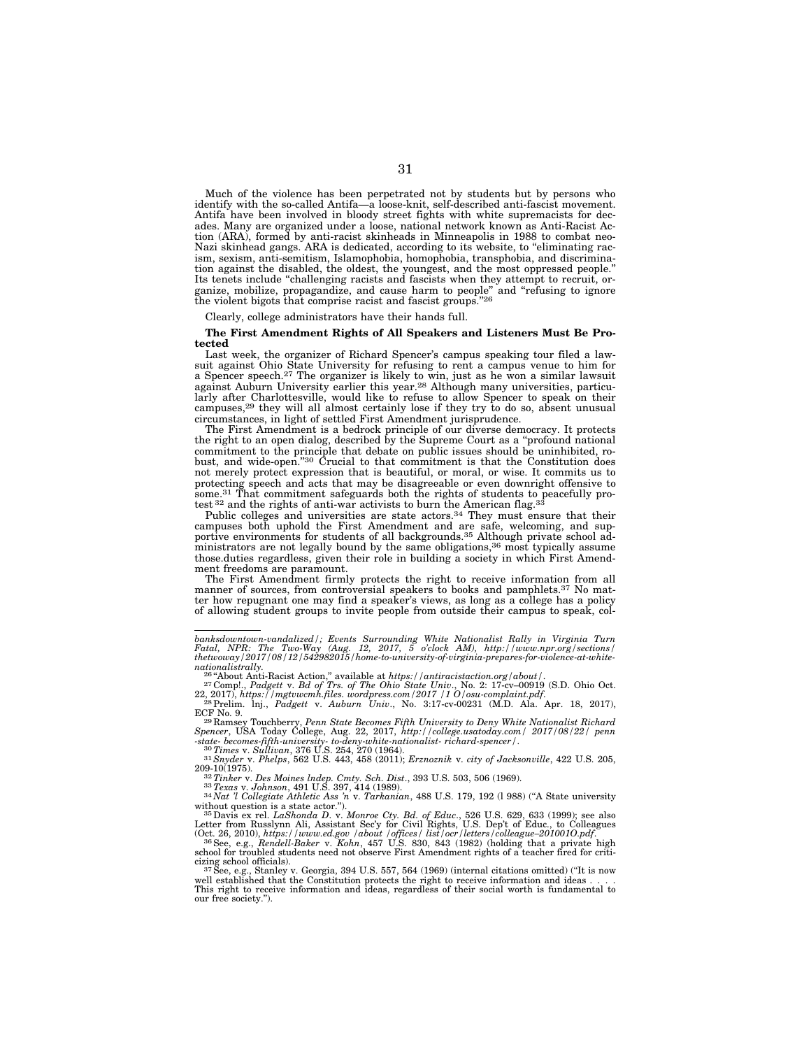Much of the violence has been perpetrated not by students but by persons who identify with the so-called Antifa—a loose-knit, self-described anti-fascist movement. Antifa have been involved in bloody street fights with white supremacists for decades. Many are organized under a loose, national network known as Anti-Racist Action (ARA), formed by anti-racist skinheads in Minneapolis in 1988 to combat neo-Nazi skinhead gangs. ARA is dedicated, according to its website, to "eliminating racism, sexism, anti-semitism, Islamophobia, homophobia, transphobia, and discrimination against the disabled, the oldest, the youngest, and the most oppressed people." Its tenets include "challenging racists and fascists when they attempt to recruit, organize, mobilize, propagandize, and cause harm to people" and "refusing to ignore the violent bigots that comprise racist and fascist groups."[26]

Clearly, college administrators have their hands full.

**The First Amendment Rights of All Speakers and Listeners Must Be Protected**

Last week, the organizer of Richard Spencer's campus speaking tour filed a lawsuit against Ohio State University for refusing to rent a campus venue to him for a Spencer speech.[27] The organizer is likely to win, just as he won a similar lawsuit against Auburn University earlier this year.[28] Although many universities, particularly after Charlottesville, would like to refuse to allow Spencer to speak on their campuses,[29] they will all almost certainly lose if they try to do so, absent unusual circumstances, in light of settled First Amendment jurisprudence.

The First Amendment is a bedrock principle of our diverse democracy. It protects the right to an open dialog, described by the Supreme Court as a "profound national commitment to the principle that debate on public issues should be uninhibited, robust, and wide-open."[30] Crucial to that commitment is that the Constitution does not merely protect expression that is beautiful, or moral, or wise. It commits us to protecting speech and acts that may be disagreeable or even downright offensive to some.[31] That commitment safeguards both the rights of students to peacefully protest[32] and the rights of anti-war activists to burn the American flag.[33]

Public colleges and universities are state actors.[34] They must ensure that their campuses both uphold the First Amendment and are safe, welcoming, and supportive environments for students of all backgrounds.[35] Although private school administrators are not legally bound by the same obligations,[36] most typically assume those.duties regardless, given their role in building a society in which First Amendment freedoms are paramount.

The First Amendment firmly protects the right to receive information from all manner of sources, from controversial speakers to books and pamphlets.[37] No matter how repugnant one may find a speaker's views, as long as a college has a policy of allowing student groups to invite people from outside their campus to speak, col-

---

*banksdowntown-vandalized/; Events Surrounding White Nationalist Rally in Virginia Turn Fatal, NPR: The Two-Way (Aug. 12, 2017, 5 o'clock AM), http://www.npr.org/sections/thetwoway/2017/08/12/542982015/home-to-university-of-virginia-prepares-for-violence-at-white-nationalistrally.*

[26] "About Anti-Racist Action," available at *https://antiracistaction.org/about/*.

[27] Compl., *Padgett* v. *Bd of Trs. of The Ohio State Univ.*, No. 2: 17-cv–00919 (S.D. Ohio Oct. 22, 2017), *https://mgtwcmh.files. wordpress.com/2017 /1 O/osu-complaint.pdf*.

[28] Prelim. lnj., *Padgett* v. *Auburn Univ.*, No. 3:17-cv-00231 (M.D. Ala. Apr. 18, 2017), ECF No. 9.

[29] Ramsey Touchberry, *Penn State Becomes Fifth University to Deny White Nationalist Richard Spencer*, USA Today College, Aug. 22, 2017, *http://college.usatoday.com/ 2017/08/22/ penn -state- becomes-fifth-university- to-deny-white-nationalist- richard-spencer/*.

[30] *Times* v. *Sullivan*, 376 U.S. 254, 270 (1964).

[31] *Snyder* v. *Phelps*, 562 U.S. 443, 458 (2011); *Erznoznik* v. *city of Jacksonville*, 422 U.S. 205, 209-10(1975).

[32] *Tinker* v. *Des Moines lndep. Cmty. Sch. Dist.*, 393 U.S. 503, 506 (1969).

[33] *Texas* v. *Johnson*, 491 U.S. 397, 414 (1989).

[34] *Nat 'l Collegiate Athletic Ass 'n* v. *Tarkanian*, 488 U.S. 179, 192 (l 988) ("A State university without question is a state actor.").

[35] Davis ex rel. *LaShonda D.* v. *Monroe Cty. Bd. of Educ.*, 526 U.S. 629, 633 (1999); see also Letter from Russlynn Ali, Assistant Sec'y for Civil Rights, U.S. Dep't of Educ., to Colleagues (Oct. 26, 2010), *https://www.ed.gov /about /offices/ list/ocr/letters/colleague–201001O.pdf*.

[36] See, e.g., *Rendell-Baker* v. *Kohn*, 457 U.S. 830, 843 (1982) (holding that a private high school for troubled students need not observe First Amendment rights of a teacher fired for criticizing school officials).

[37] See, e.g., Stanley v. Georgia, 394 U.S. 557, 564 (1969) (internal citations omitted) ("It is now well established that the Constitution protects the right to receive information and ideas . . . . This right to receive information and ideas, regardless of their social worth is fundamental to our free society.").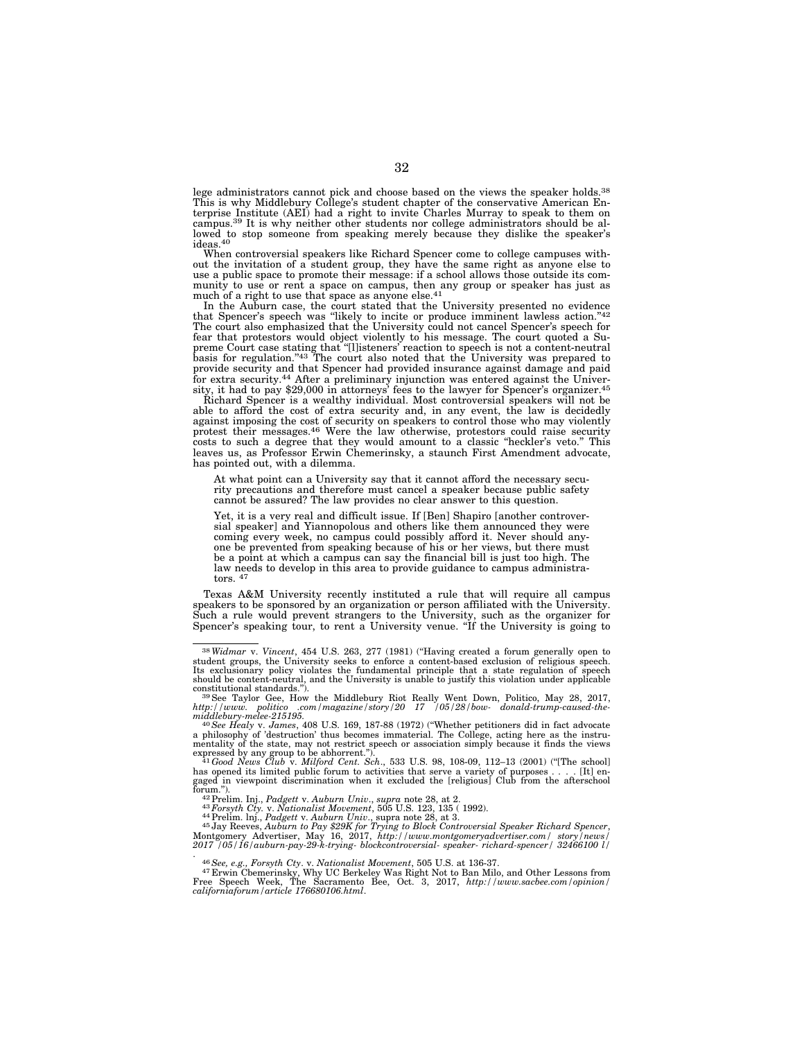lege administrators cannot pick and choose based on the views the speaker holds.[38] This is why Middlebury College's student chapter of the conservative American Enterprise Institute (AEI) had a right to invite Charles Murray to speak to them on campus.[39] It is why neither other students nor college administrators should be allowed to stop someone from speaking merely because they dislike the speaker's ideas.[40]

When controversial speakers like Richard Spencer come to college campuses without the invitation of a student group, they have the same right as anyone else to use a public space to promote their message: if a school allows those outside its community to use or rent a space on campus, then any group or speaker has just as much of a right to use that space as anyone else.[41]

In the Auburn case, the court stated that the University presented no evidence that Spencer's speech was "likely to incite or produce imminent lawless action."[42] The court also emphasized that the University could not cancel Spencer's speech for fear that protestors would object violently to his message. The court quoted a Supreme Court case stating that "[l]isteners' reaction to speech is not a content-neutral basis for regulation."[43] The court also noted that the University was prepared to provide security and that Spencer had provided insurance against damage and paid for extra security.[44] After a preliminary injunction was entered against the University, it had to pay $29,000 in attorneys' fees to the lawyer for Spencer's organizer.[45]

Richard Spencer is a wealthy individual. Most controversial speakers will not be able to afford the cost of extra security and, in any event, the law is decidedly against imposing the cost of security on speakers to control those who may violently protest their messages.[46] Were the law otherwise, protestors could raise security costs to such a degree that they would amount to a classic "heckler's veto." This leaves us, as Professor Erwin Chemerinsky, a staunch First Amendment advocate, has pointed out, with a dilemma.

> At what point can a University say that it cannot afford the necessary security precautions and therefore must cancel a speaker because public safety cannot be assured? The law provides no clear answer to this question.
>
> Yet, it is a very real and difficult issue. If [Ben] Shapiro [another controversial speaker] and Yiannopolous and others like them announced they were coming every week, no campus could possibly afford it. Never should anyone be prevented from speaking because of his or her views, but there must be a point at which a campus can say the financial bill is just too high. The law needs to develop in this area to provide guidance to campus administrators. [47]

Texas A&M University recently instituted a rule that will require all campus speakers to be sponsored by an organization or person affiliated with the University. Such a rule would prevent strangers to the University, such as the organizer for Spencer's speaking tour, to rent a University venue. "If the University is going to

---

[38] *Widmar* v. *Vincent*, 454 U.S. 263, 277 (1981) ("Having created a forum generally open to student groups, the University seeks to enforce a content-based exclusion of religious speech. Its exclusionary policy violates the fundamental principle that a state regulation of speech should be content-neutral, and the University is unable to justify this violation under applicable constitutional standards.").

[39] See Taylor Gee, How the Middlebury Riot Really Went Down, Politico, May 28, 2017, *http://www. politico .com/magazine/story/20 17 /05/28/bow- donald-trump-caused-the-middlebury-melee-215195.*

[40] *See Healy* v. *James*, 408 U.S. 169, 187-88 (1972) ("Whether petitioners did in fact advocate a philosophy of 'destruction' thus becomes immaterial. The College, acting here as the instrumentality of the state, may not restrict speech or association simply because it finds the views expressed by any group to be abhorrent.").

[41] *Good News Club* v. *Milford Cent. Sch*., 533 U.S. 98, 108-09, 112–13 (2001) ("[The school] has opened its limited public forum to activities that serve a variety of purposes . . . . [It] engaged in viewpoint discrimination when it excluded the [religious] Club from the afterschool forum.").

[42] Prelim. Inj., *Padgett* v. *Auburn Univ*., *supra* note 28, at 2.

[43] *Forsyth Cty.* v. *Nationalist Movement*, 505 U.S. 123, 135 ( 1992).

[44] Prelim. lnj., *Padgett* v. *Auburn Univ*., supra note 28, at 3.

[45] Jay Reeves, *Auburn to Pay $29K for Trying to Block Controversial Speaker Richard Spencer*, Montgomery Advertiser, May 16, 2017, *http://www.montgomeryadvertiser.com/ story/news/ 2017 /05/16/auburn-pay-29-k-trying- blockcontroversial- speaker- richard-spencer/ 32466100 l/*

[46] *See, e.g., Forsyth Cty*. v. *Nationalist Movement*, 505 U.S. at 136-37.

[47] Erwin Cbemerinsky, Why UC Berkeley Was Right Not to Ban Milo, and Other Lessons from Free Speech Week, The Sacramento Bee, Oct. 3, 2017, *http://www.sacbee.com/opinion/ californiaforum/article 176680106.html*.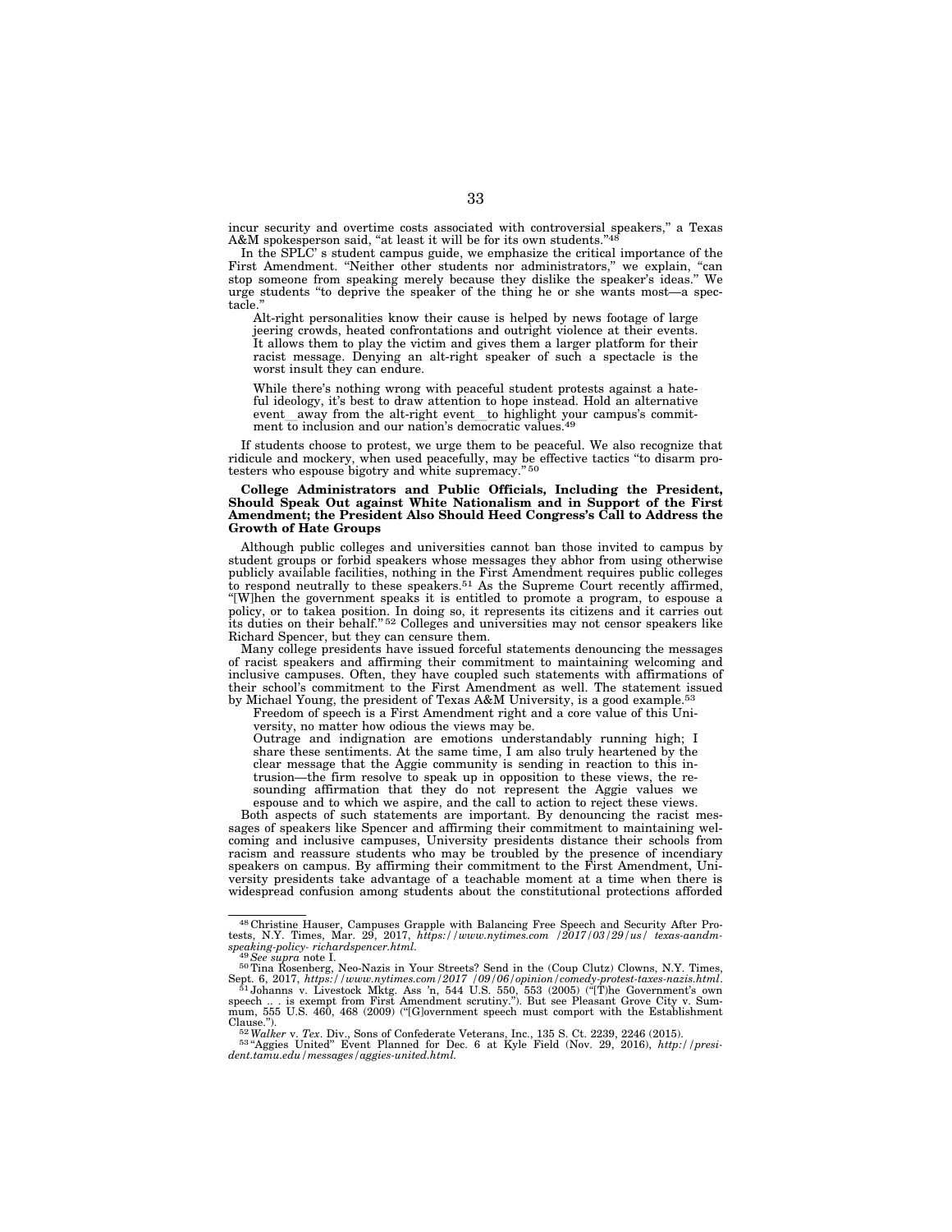incur security and overtime costs associated with controversial speakers," a Texas A&M spokesperson said, "at least it will be for its own students."[48]

In the SPLC' s student campus guide, we emphasize the critical importance of the First Amendment. "Neither other students nor administrators," we explain, "can stop someone from speaking merely because they dislike the speaker's ideas." We urge students "to deprive the speaker of the thing he or she wants most—a spectacle."

> Alt-right personalities know their cause is helped by news footage of large jeering crowds, heated confrontations and outright violence at their events. It allows them to play the victim and gives them a larger platform for their racist message. Denying an alt-right speaker of such a spectacle is the worst insult they can endure.
>
> While there's nothing wrong with peaceful student protests against a hateful ideology, it's best to draw attention to hope instead. Hold an alternative event__away from the alt-right event__to highlight your campus's commitment to inclusion and our nation's democratic values.[49]

If students choose to protest, we urge them to be peaceful. We also recognize that ridicule and mockery, when used peacefully, may be effective tactics "to disarm protesters who espouse bigotry and white supremacy."[50]

**College Administrators and Public Officials, Including the President, Should Speak Out against White Nationalism and in Support of the First Amendment; the President Also Should Heed Congress's Call to Address the Growth of Hate Groups**

Although public colleges and universities cannot ban those invited to campus by student groups or forbid speakers whose messages they abhor from using otherwise publicly available facilities, nothing in the First Amendment requires public colleges to respond neutrally to these speakers.[51] As the Supreme Court recently affirmed, "[W]hen the government speaks it is entitled to promote a program, to espouse a policy, or to takea position. In doing so, it represents its citizens and it carries out its duties on their behalf."[52] Colleges and universities may not censor speakers like Richard Spencer, but they can censure them.

Many college presidents have issued forceful statements denouncing the messages of racist speakers and affirming their commitment to maintaining welcoming and inclusive campuses. Often, they have coupled such statements with affirmations of their school's commitment to the First Amendment as well. The statement issued by Michael Young, the president of Texas A&M University, is a good example.[53]

> Freedom of speech is a First Amendment right and a core value of this University, no matter how odious the views may be.
>
> Outrage and indignation are emotions understandably running high; I share these sentiments. At the same time, I am also truly heartened by the clear message that the Aggie community is sending in reaction to this intrusion—the firm resolve to speak up in opposition to these views, the resounding affirmation that they do not represent the Aggie values we espouse and to which we aspire, and the call to action to reject these views.

Both aspects of such statements are important. By denouncing the racist messages of speakers like Spencer and affirming their commitment to maintaining welcoming and inclusive campuses, University presidents distance their schools from racism and reassure students who may be troubled by the presence of incendiary speakers on campus. By affirming their commitment to the First Amendment, University presidents take advantage of a teachable moment at a time when there is widespread confusion among students about the constitutional protections afforded

---

[48] Christine Hauser, Campuses Grapple with Balancing Free Speech and Security After Protests, N.Y. Times, Mar. 29, 2017, *https://www.nytimes.com /2017/03/29/us/ texas-aandm-speaking-policy- richardspencer.html.*

[49] *See supra* note I.

[50] Tina Rosenberg, Neo-Nazis in Your Streets? Send in the (Coup Clutz) Clowns, N.Y. Times, Sept. 6, 2017, *https://www.nytimes.com/2017 /09/06/opinion/comedy-protest-taxes-nazis.html*.

[51] Johanns v. Livestock Mktg. Ass 'n, 544 U.S. 550, 553 (2005) ("[T]he Government's own speech .. . is exempt from First Amendment scrutiny."). But see Pleasant Grove City v. Summum, 555 U.S. 460, 468 (2009) ("[G]overnment speech must comport with the Establishment Clause.").

[52] *Walker* v. *Tex*. Div., Sons of Confederate Veterans, Inc., 135 S. Ct. 2239, 2246 (2015).

[53] "Aggies United" Event Planned for Dec. 6 at Kyle Field (Nov. 29, 2016), *http://president.tamu.edu/messages/aggies-united.html.*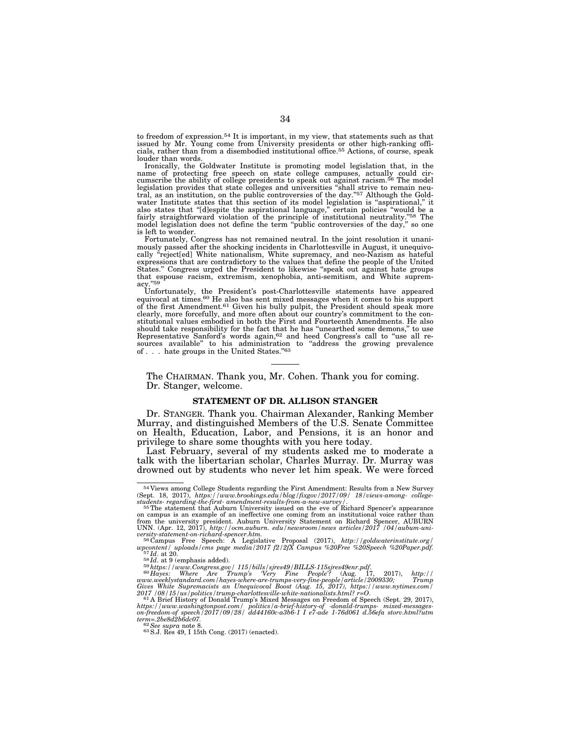to freedom of expression.[54] It is important, in my view, that statements such as that issued by Mr. Young come from University presidents or other high-ranking officials, rather than from a disembodied institutional office.[55] Actions, of course, speak louder than words.

Ironically, the Goldwater Institute is promoting model legislation that, in the name of protecting free speech on state college campuses, actually could circumscribe the ability of college presidents to speak out against racism.[56] The model legislation provides that state colleges and universities "shall strive to remain neutral, as an institution, on the public controversies of the day."[57] Although the Goldwater Institute states that this section of its model legislation is "aspirational," it also states that "[d]espite the aspirational language," certain policies "would be a fairly straightforward violation of the principle of institutional neutrality."[58] The model legislation does not define the term "public controversies of the day," so one is left to wonder.

Fortunately, Congress has not remained neutral. In the joint resolution it unanimously passed after the shocking incidents in Charlottesville in August, it unequivocally "reject[ed] White nationalism, White supremacy, and neo-Nazism as hateful expressions that are contradictory to the values that define the people of the United States." Congress urged the President to likewise "speak out against hate groups that espouse racism, extremism, xenophobia, anti-semitism, and White supremacy."[59]

Unfortunately, the President's post-Charlottesville statements have appeared equivocal at times.[60] He also bas sent mixed messages when it comes to his support of the first Amendment.[61] Given his bully pulpit, the President should speak more clearly, more forcefully, and more often about our country's commitment to the constitutional values embodied in both the First and Fourteenth Amendments. He also should take responsibility for the fact that he has "unearthed some demons," to use Representative Sanford's words again,[62] and heed Congress's call to "use all resources available" to his administration to "address the growing prevalence of . . . hate groups in the United States."[63]

---

The CHAIRMAN. Thank you, Mr. Cohen. Thank you for coming. Dr. Stanger, welcome.

## STATEMENT OF DR. ALLISON STANGER

Dr. STANGER. Thank you. Chairman Alexander, Ranking Member Murray, and distinguished Members of the U.S. Senate Committee on Health, Education, Labor, and Pensions, it is an honor and privilege to share some thoughts with you here today.

Last February, several of my students asked me to moderate a talk with the libertarian scholar, Charles Murray. Dr. Murray was drowned out by students who never let him speak. We were forced

---

[54] Views among College Students regarding the First Amendment: Results from a New Survey (Sept. 18, 2017), *https://www.brookings.edu/blog/fixgov/2017/09/ 18/views-among- college-students- regarding-the-first- amendment-results-from-a-new-survey/*.

[55] The statement that Auburn University issued on the eve of Richard Spencer's appearance on campus is an example of an ineffective one coming from an institutional voice rather than from the university president. Auburn University Statement on Richard Spencer, AUBURN UNN. (Apr. 12, 2017), *http://ocm.auburn. edu/newsroom/news articles/2017 /04/aubum-university-statement-on-richard-spencer.htm.*

[56] Campus Free Speech: A Legislative Proposal (2017), *http://goldwaterinstitute.org/ wpcontent/ uploads/cms page media/2017 f2/2fX Campus %20Free %20Speech %20Paper.pdf.*

[57] *Id*. at 20.

[58] *Id*. at 9 (emphasis added).

[59] *https://www.Congress.gov/ 115/bills/sjres49/BILLS-115sjres49enr.pdf.*

[60] *Hayes: Where Are Trump's 'Very Fine People'?* (Aug. 17, 2017), *http:// www.weeklystandard.com/hayes-where-are-trumps-very-fine-people/article/2009330; Trump Gives White Supremacists an Unequivocal Boost (Aug. 15, 2017), https://www.nytimes.com/ 2017 /08/15/us/politics/trump-charlottesville-white-nationalists.html? r=O.*

[61] A Brief History of Donald Trump's Mixed Messages on Freedom of Speech (Sept. 29, 2017), *https://www.washingtonpost.com/ politics/a-brief-history-of -donald-trumps- mixed-messages-on-freedom-of speech/2017/09/28/ dd44160c-a3b6-1 I e7-ade 1-76d061 d.56efa storv.html?utm term=.2be8d2b6dc07.*

[62] *See supra* note 8.

[63] S.J. Res 49, I 15th Cong. (2017) (enacted).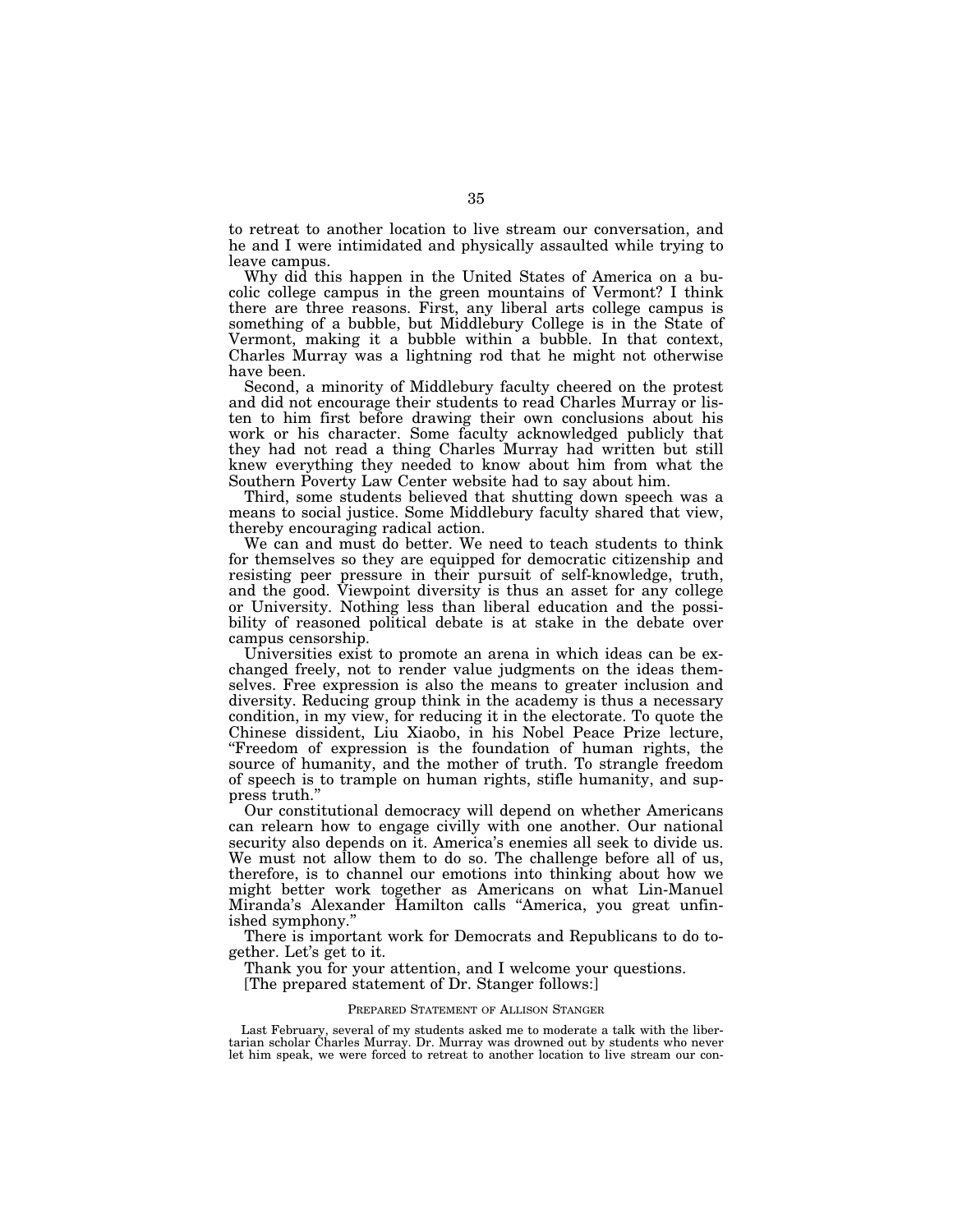to retreat to another location to live stream our conversation, and he and I were intimidated and physically assaulted while trying to leave campus.

Why did this happen in the United States of America on a bucolic college campus in the green mountains of Vermont? I think there are three reasons. First, any liberal arts college campus is something of a bubble, but Middlebury College is in the State of Vermont, making it a bubble within a bubble. In that context, Charles Murray was a lightning rod that he might not otherwise have been.

Second, a minority of Middlebury faculty cheered on the protest and did not encourage their students to read Charles Murray or listen to him first before drawing their own conclusions about his work or his character. Some faculty acknowledged publicly that they had not read a thing Charles Murray had written but still knew everything they needed to know about him from what the Southern Poverty Law Center website had to say about him.

Third, some students believed that shutting down speech was a means to social justice. Some Middlebury faculty shared that view, thereby encouraging radical action.

We can and must do better. We need to teach students to think for themselves so they are equipped for democratic citizenship and resisting peer pressure in their pursuit of self-knowledge, truth, and the good. Viewpoint diversity is thus an asset for any college or University. Nothing less than liberal education and the possibility of reasoned political debate is at stake in the debate over campus censorship.

Universities exist to promote an arena in which ideas can be exchanged freely, not to render value judgments on the ideas themselves. Free expression is also the means to greater inclusion and diversity. Reducing group think in the academy is thus a necessary condition, in my view, for reducing it in the electorate. To quote the Chinese dissident, Liu Xiaobo, in his Nobel Peace Prize lecture, "Freedom of expression is the foundation of human rights, the source of humanity, and the mother of truth. To strangle freedom of speech is to trample on human rights, stifle humanity, and suppress truth."

Our constitutional democracy will depend on whether Americans can relearn how to engage civilly with one another. Our national security also depends on it. America's enemies all seek to divide us. We must not allow them to do so. The challenge before all of us, therefore, is to channel our emotions into thinking about how we might better work together as Americans on what Lin-Manuel Miranda's Alexander Hamilton calls "America, you great unfinished symphony."

There is important work for Democrats and Republicans to do together. Let's get to it.

Thank you for your attention, and I welcome your questions.

[The prepared statement of Dr. Stanger follows:]

PREPARED STATEMENT OF ALLISON STANGER

Last February, several of my students asked me to moderate a talk with the libertarian scholar Charles Murray. Dr. Murray was drowned out by students who never let him speak, we were forced to retreat to another location to live stream our con-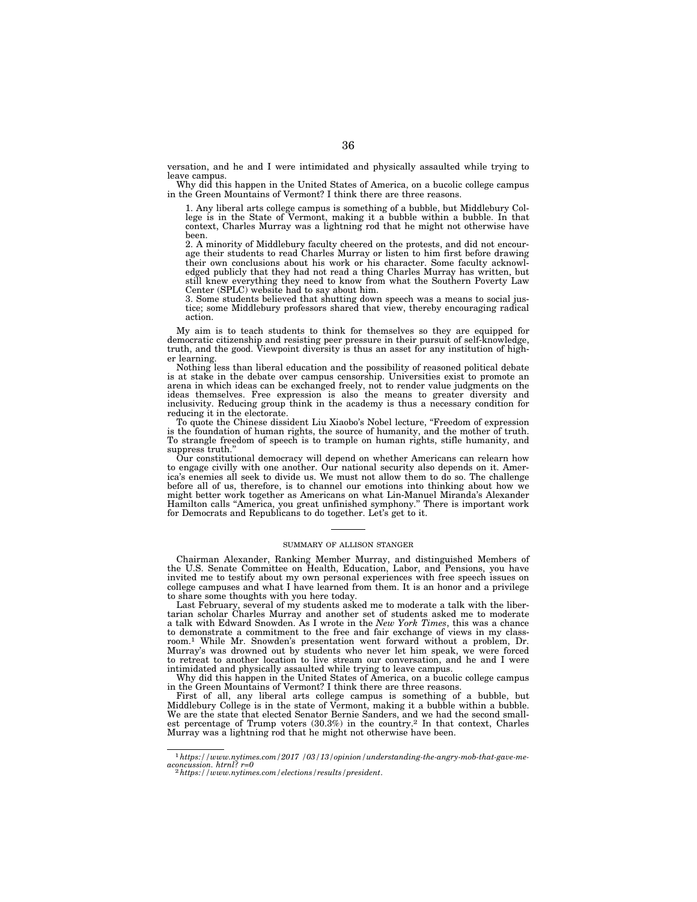versation, and he and I were intimidated and physically assaulted while trying to leave campus.

Why did this happen in the United States of America, on a bucolic college campus in the Green Mountains of Vermont? I think there are three reasons.

1. Any liberal arts college campus is something of a bubble, but Middlebury College is in the State of Vermont, making it a bubble within a bubble. In that context, Charles Murray was a lightning rod that he might not otherwise have been.
2. A minority of Middlebury faculty cheered on the protests, and did not encourage their students to read Charles Murray or listen to him first before drawing their own conclusions about his work or his character. Some faculty acknowledged publicly that they had not read a thing Charles Murray has written, but still knew everything they need to know from what the Southern Poverty Law Center (SPLC) website had to say about him.
3. Some students believed that shutting down speech was a means to social justice; some Middlebury professors shared that view, thereby encouraging radical action.

My aim is to teach students to think for themselves so they are equipped for democratic citizenship and resisting peer pressure in their pursuit of self-knowledge, truth, and the good. Viewpoint diversity is thus an asset for any institution of higher learning.

Nothing less than liberal education and the possibility of reasoned political debate is at stake in the debate over campus censorship. Universities exist to promote an arena in which ideas can be exchanged freely, not to render value judgments on the ideas themselves. Free expression is also the means to greater diversity and inclusivity. Reducing group think in the academy is thus a necessary condition for reducing it in the electorate.

To quote the Chinese dissident Liu Xiaobo's Nobel lecture, "Freedom of expression is the foundation of human rights, the source of humanity, and the mother of truth. To strangle freedom of speech is to trample on human rights, stifle humanity, and suppress truth."

Our constitutional democracy will depend on whether Americans can relearn how to engage civilly with one another. Our national security also depends on it. America's enemies all seek to divide us. We must not allow them to do so. The challenge before all of us, therefore, is to channel our emotions into thinking about how we might better work together as Americans on what Lin-Manuel Miranda's Alexander Hamilton calls "America, you great unfinished symphony." There is important work for Democrats and Republicans to do together. Let's get to it.

---

## SUMMARY OF ALLISON STANGER

Chairman Alexander, Ranking Member Murray, and distinguished Members of the U.S. Senate Committee on Health, Education, Labor, and Pensions, you have invited me to testify about my own personal experiences with free speech issues on college campuses and what I have learned from them. It is an honor and a privilege to share some thoughts with you here today.

Last February, several of my students asked me to moderate a talk with the libertarian scholar Charles Murray and another set of students asked me to moderate a talk with Edward Snowden. As I wrote in the *New York Times*, this was a chance to demonstrate a commitment to the free and fair exchange of views in my classroom.[1] While Mr. Snowden's presentation went forward without a problem, Dr. Murray's was drowned out by students who never let him speak, we were forced to retreat to another location to live stream our conversation, and he and I were intimidated and physically assaulted while trying to leave campus.

Why did this happen in the United States of America, on a bucolic college campus in the Green Mountains of Vermont? I think there are three reasons.

First of all, any liberal arts college campus is something of a bubble, but Middlebury College is in the state of Vermont, making it a bubble within a bubble. We are the state that elected Senator Bernie Sanders, and we had the second smallest percentage of Trump voters (30.3%) in the country.[2] In that context, Charles Murray was a lightning rod that he might not otherwise have been.

---

[1] *https://www.nytimes.com/2017 /03/13/opinion/understanding-the-angry-mob-that-gave-me-aconcussion. htrnl? r=0*

[2] *https://www.nytimes.com/elections/results/president.*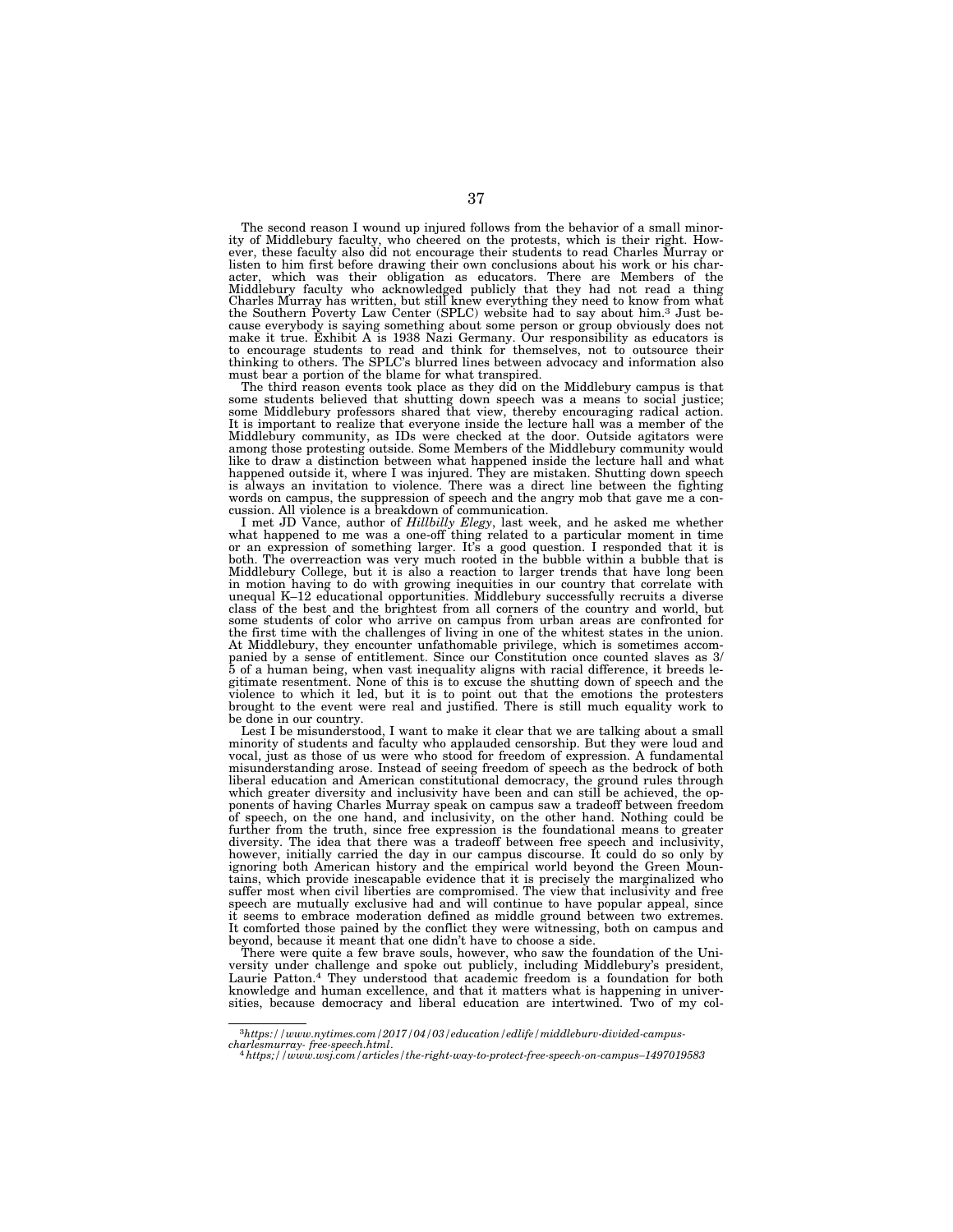The second reason I wound up injured follows from the behavior of a small minority of Middlebury faculty, who cheered on the protests, which is their right. However, these faculty also did not encourage their students to read Charles Murray or listen to him first before drawing their own conclusions about his work or his character, which was their obligation as educators. There are Members of the Middlebury faculty who acknowledged publicly that they had not read a thing Charles Murray has written, but still knew everything they need to know from what the Southern Poverty Law Center (SPLC) website had to say about him.[3] Just because everybody is saying something about some person or group obviously does not make it true. Exhibit A is 1938 Nazi Germany. Our responsibility as educators is to encourage students to read and think for themselves, not to outsource their thinking to others. The SPLC's blurred lines between advocacy and information also must bear a portion of the blame for what transpired.

The third reason events took place as they did on the Middlebury campus is that some students believed that shutting down speech was a means to social justice; some Middlebury professors shared that view, thereby encouraging radical action. It is important to realize that everyone inside the lecture hall was a member of the Middlebury community, as IDs were checked at the door. Outside agitators were among those protesting outside. Some Members of the Middlebury community would like to draw a distinction between what happened inside the lecture hall and what happened outside it, where I was injured. They are mistaken. Shutting down speech is always an invitation to violence. There was a direct line between the fighting words on campus, the suppression of speech and the angry mob that gave me a concussion. All violence is a breakdown of communication.

I met JD Vance, author of *Hillbilly Elegy*, last week, and he asked me whether what happened to me was a one-off thing related to a particular moment in time or an expression of something larger. It's a good question. I responded that it is both. The overreaction was very much rooted in the bubble within a bubble that is Middlebury College, but it is also a reaction to larger trends that have long been in motion having to do with growing inequities in our country that correlate with unequal K–12 educational opportunities. Middlebury successfully recruits a diverse class of the best and the brightest from all corners of the country and world, but some students of color who arrive on campus from urban areas are confronted for the first time with the challenges of living in one of the whitest states in the union. At Middlebury, they encounter unfathomable privilege, which is sometimes accompanied by a sense of entitlement. Since our Constitution once counted slaves as 3/5 of a human being, when vast inequality aligns with racial difference, it breeds legitimate resentment. None of this is to excuse the shutting down of speech and the violence to which it led, but it is to point out that the emotions the protesters brought to the event were real and justified. There is still much equality work to be done in our country.

Lest I be misunderstood, I want to make it clear that we are talking about a small minority of students and faculty who applauded censorship. But they were loud and vocal, just as those of us were who stood for freedom of expression. A fundamental misunderstanding arose. Instead of seeing freedom of speech as the bedrock of both liberal education and American constitutional democracy, the ground rules through which greater diversity and inclusivity have been and can still be achieved, the opponents of having Charles Murray speak on campus saw a tradeoff between freedom of speech, on the one hand, and inclusivity, on the other hand. Nothing could be further from the truth, since free expression is the foundational means to greater diversity. The idea that there was a tradeoff between free speech and inclusivity, however, initially carried the day in our campus discourse. It could do so only by ignoring both American history and the empirical world beyond the Green Mountains, which provide inescapable evidence that it is precisely the marginalized who suffer most when civil liberties are compromised. The view that inclusivity and free speech are mutually exclusive had and will continue to have popular appeal, since it seems to embrace moderation defined as middle ground between two extremes. It comforted those pained by the conflict they were witnessing, both on campus and beyond, because it meant that one didn't have to choose a side.

There were quite a few brave souls, however, who saw the foundation of the University under challenge and spoke out publicly, including Middlebury's president, Laurie Patton.[4] They understood that academic freedom is a foundation for both knowledge and human excellence, and that it matters what is happening in universities, because democracy and liberal education are intertwined. Two of my col-

---

[3] *https://www.nytimes.com/2017/04/03/education/edlife/middlebury-divided-campus-charlesmurray- free-speech.html.*

[4] *https;//www.wsj.com/articles/the-right-way-to-protect-free-speech-on-campus–1497019583*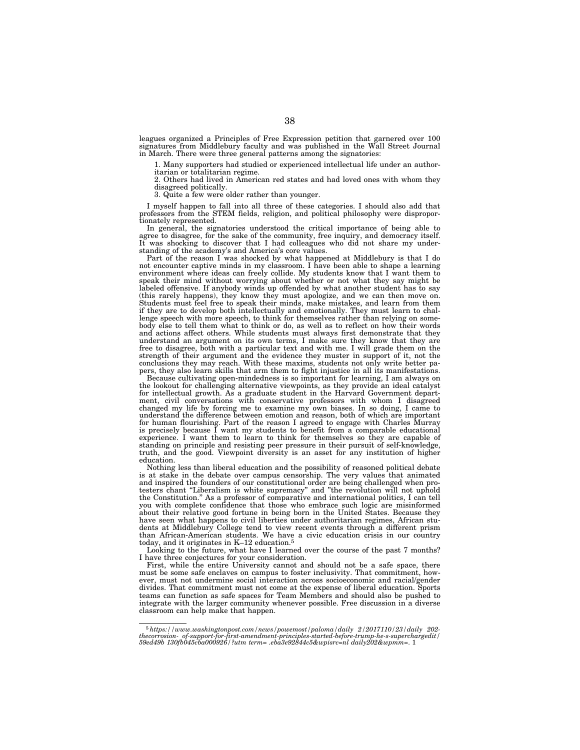leagues organized a Principles of Free Expression petition that garnered over 100 signatures from Middlebury faculty and was published in the Wall Street Journal in March. There were three general patterns among the signatories:

1. Many supporters had studied or experienced intellectual life under an authoritarian or totalitarian regime.
2. Others had lived in American red states and had loved ones with whom they disagreed politically.
3. Quite a few were older rather than younger.

I myself happen to fall into all three of these categories. I should also add that professors from the STEM fields, religion, and political philosophy were disproportionately represented.

In general, the signatories understood the critical importance of being able to agree to disagree, for the sake of the community, free inquiry, and democracy itself. It was shocking to discover that I had colleagues who did not share my understanding of the academy's and America's core values.

Part of the reason I was shocked by what happened at Middlebury is that I do not encounter captive minds in my classroom. I have been able to shape a learning environment where ideas can freely collide. My students know that I want them to speak their mind without worrying about whether or not what they say might be labeled offensive. If anybody winds up offended by what another student has to say (this rarely happens), they know they must apologize, and we can then move on. Students must feel free to speak their minds, make mistakes, and learn from them if they are to develop both intellectually and emotionally. They must learn to challenge speech with more speech, to think for themselves rather than relying on somebody else to tell them what to think or do, as well as to reflect on how their words and actions affect others. While students must always first demonstrate that they understand an argument on its own terms, I make sure they know that they are free to disagree, both with a particular text and with me. I will grade them on the strength of their argument and the evidence they muster in support of it, not the conclusions they may reach. With these maxims, students not only write better papers, they also learn skills that arm them to fight injustice in all its manifestations.

Because cultivating open-mindedness is so important for learning, I am always on the lookout for challenging alternative viewpoints, as they provide an ideal catalyst for intellectual growth. As a graduate student in the Harvard Government department, civil conversations with conservative professors with whom I disagreed changed my life by forcing me to examine my own biases. In so doing, I came to understand the difference between emotion and reason, both of which are important for human flourishing. Part of the reason I agreed to engage with Charles Murray is precisely because I want my students to benefit from a comparable educational experience. I want them to learn to think for themselves so they are capable of standing on principle and resisting peer pressure in their pursuit of self-knowledge, truth, and the good. Viewpoint diversity is an asset for any institution of higher education.

Nothing less than liberal education and the possibility of reasoned political debate is at stake in the debate over campus censorship. The very values that animated and inspired the founders of our constitutional order are being challenged when protesters chant "Liberalism is white supremacy" and "the revolution will not uphold the Constitution." As a professor of comparative and international politics, I can tell you with complete confidence that those who embrace such logic are misinformed about their relative good fortune in being born in the United States. Because they have seen what happens to civil liberties under authoritarian regimes, African students at Middlebury College tend to view recent events through a different prism than African-American students. We have a civic education crisis in our country today, and it originates in K–12 education.[5]

Looking to the future, what have I learned over the course of the past 7 months? I have three conjectures for your consideration.

First, while the entire University cannot and should not be a safe space, there must be some safe enclaves on campus to foster inclusivity. That commitment, however, must not undermine social interaction across socioeconomic and racial/gender divides. That commitment must not come at the expense of liberal education. Sports teams can function as safe spaces for Team Members and should also be pushed to integrate with the larger community whenever possible. Free discussion in a diverse classroom can help make that happen.

---

[5] *https://www.washingtonpost.com/news/powemost/paloma/daily 2/2017110/23/daily 202-thecorrosion- of-support-for-first-amendment-principles-started-before-trump-he-s-superchargedit/59ed49b 130fb045cba000926/?utm term= .eba3e92844c5&wpisrc=nl daily202&wpmm=.* 1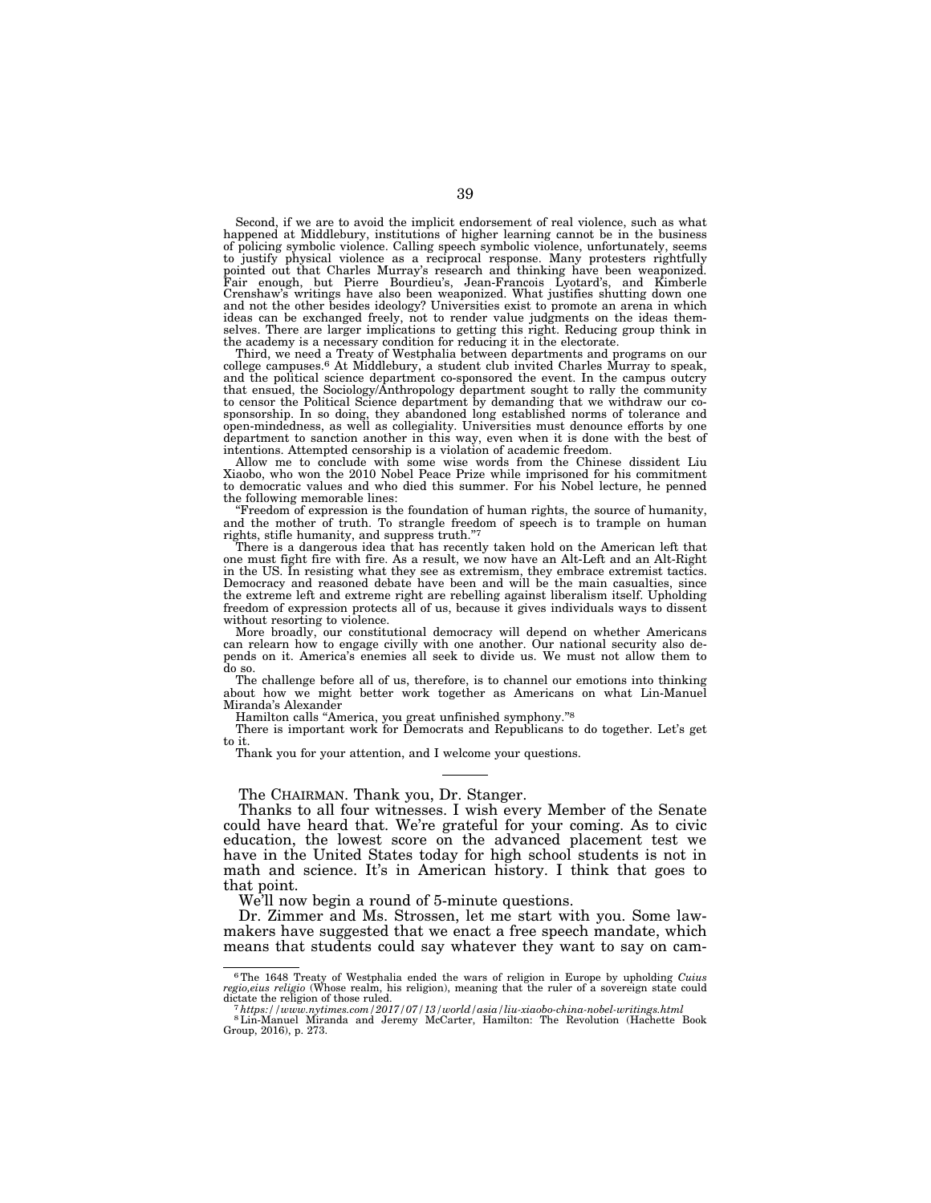Second, if we are to avoid the implicit endorsement of real violence, such as what happened at Middlebury, institutions of higher learning cannot be in the business of policing symbolic violence. Calling speech symbolic violence, unfortunately, seems to justify physical violence as a reciprocal response. Many protesters rightfully pointed out that Charles Murray's research and thinking have been weaponized. Fair enough, but Pierre Bourdieu's, Jean-Francois Lyotard's, and Kimberle Crenshaw's writings have also been weaponized. What justifies shutting down one and not the other besides ideology? Universities exist to promote an arena in which ideas can be exchanged freely, not to render value judgments on the ideas themselves. There are larger implications to getting this right. Reducing group think in the academy is a necessary condition for reducing it in the electorate.

Third, we need a Treaty of Westphalia between departments and programs on our college campuses.[6] At Middlebury, a student club invited Charles Murray to speak, and the political science department co-sponsored the event. In the campus outcry that ensued, the Sociology/Anthropology department sought to rally the community to censor the Political Science department by demanding that we withdraw our co-sponsorship. In so doing, they abandoned long established norms of tolerance and open-mindedness, as well as collegiality. Universities must denounce efforts by one department to sanction another in this way, even when it is done with the best of intentions. Attempted censorship is a violation of academic freedom.

Allow me to conclude with some wise words from the Chinese dissident Liu Xiaobo, who won the 2010 Nobel Peace Prize while imprisoned for his commitment to democratic values and who died this summer. For his Nobel lecture, he penned the following memorable lines:

"Freedom of expression is the foundation of human rights, the source of humanity, and the mother of truth. To strangle freedom of speech is to trample on human rights, stifle humanity, and suppress truth."[7]

There is a dangerous idea that has recently taken hold on the American left that one must fight fire with fire. As a result, we now have an Alt-Left and an Alt-Right in the US. In resisting what they see as extremism, they embrace extremist tactics. Democracy and reasoned debate have been and will be the main casualties, since the extreme left and extreme right are rebelling against liberalism itself. Upholding freedom of expression protects all of us, because it gives individuals ways to dissent without resorting to violence.

More broadly, our constitutional democracy will depend on whether Americans can relearn how to engage civilly with one another. Our national security also depends on it. America's enemies all seek to divide us. We must not allow them to do so.

The challenge before all of us, therefore, is to channel our emotions into thinking about how we might better work together as Americans on what Lin-Manuel Miranda's Alexander

Hamilton calls "America, you great unfinished symphony."[8]

There is important work for Democrats and Republicans to do together. Let's get to it.

Thank you for your attention, and I welcome your questions.

---

The CHAIRMAN. Thank you, Dr. Stanger.

Thanks to all four witnesses. I wish every Member of the Senate could have heard that. We're grateful for your coming. As to civic education, the lowest score on the advanced placement test we have in the United States today for high school students is not in math and science. It's in American history. I think that goes to that point.

We'll now begin a round of 5-minute questions.

Dr. Zimmer and Ms. Strossen, let me start with you. Some lawmakers have suggested that we enact a free speech mandate, which means that students could say whatever they want to say on cam-

---

[6] The 1648 Treaty of Westphalia ended the wars of religion in Europe by upholding *Cuius regio,eius religio* (Whose realm, his religion), meaning that the ruler of a sovereign state could dictate the religion of those ruled.

[7] *https://www.nytimes.com/2017/07/13/world/asia/liu-xiaobo-china-nobel-writings.html*

[8] Lin-Manuel Miranda and Jeremy McCarter, Hamilton: The Revolution (Hachette Book Group, 2016), p. 273.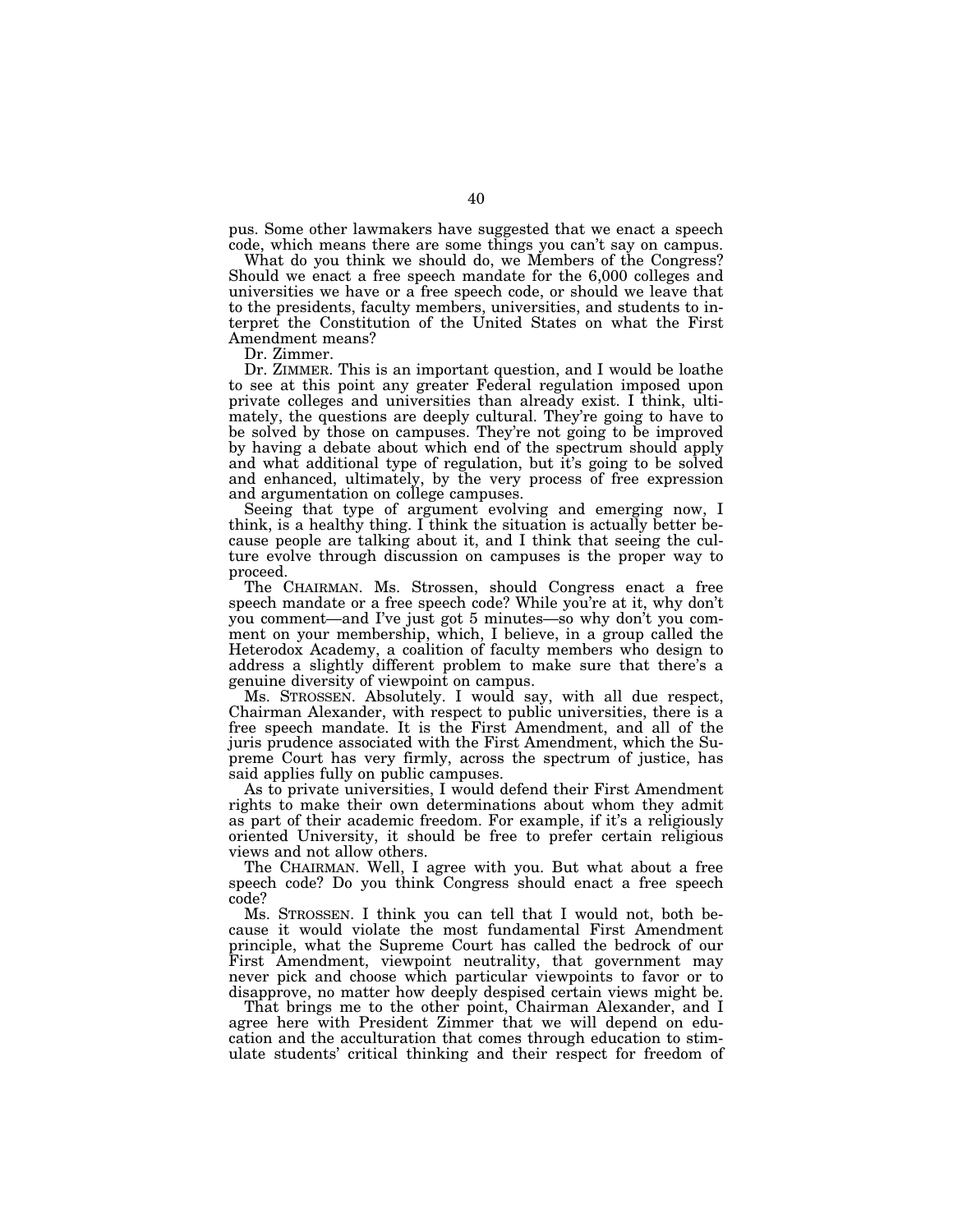pus. Some other lawmakers have suggested that we enact a speech code, which means there are some things you can't say on campus.

What do you think we should do, we Members of the Congress? Should we enact a free speech mandate for the 6,000 colleges and universities we have or a free speech code, or should we leave that to the presidents, faculty members, universities, and students to interpret the Constitution of the United States on what the First Amendment means?

Dr. Zimmer.

Dr. ZIMMER. This is an important question, and I would be loathe to see at this point any greater Federal regulation imposed upon private colleges and universities than already exist. I think, ultimately, the questions are deeply cultural. They're going to have to be solved by those on campuses. They're not going to be improved by having a debate about which end of the spectrum should apply and what additional type of regulation, but it's going to be solved and enhanced, ultimately, by the very process of free expression and argumentation on college campuses.

Seeing that type of argument evolving and emerging now, I think, is a healthy thing. I think the situation is actually better because people are talking about it, and I think that seeing the culture evolve through discussion on campuses is the proper way to proceed.

The CHAIRMAN. Ms. Strossen, should Congress enact a free speech mandate or a free speech code? While you're at it, why don't you comment—and I've just got 5 minutes—so why don't you comment on your membership, which, I believe, in a group called the Heterodox Academy, a coalition of faculty members who design to address a slightly different problem to make sure that there's a genuine diversity of viewpoint on campus.

Ms. STROSSEN. Absolutely. I would say, with all due respect, Chairman Alexander, with respect to public universities, there is a free speech mandate. It is the First Amendment, and all of the juris prudence associated with the First Amendment, which the Supreme Court has very firmly, across the spectrum of justice, has said applies fully on public campuses.

As to private universities, I would defend their First Amendment rights to make their own determinations about whom they admit as part of their academic freedom. For example, if it's a religiously oriented University, it should be free to prefer certain religious views and not allow others.

The CHAIRMAN. Well, I agree with you. But what about a free speech code? Do you think Congress should enact a free speech code?

Ms. STROSSEN. I think you can tell that I would not, both because it would violate the most fundamental First Amendment principle, what the Supreme Court has called the bedrock of our First Amendment, viewpoint neutrality, that government may never pick and choose which particular viewpoints to favor or to disapprove, no matter how deeply despised certain views might be.

That brings me to the other point, Chairman Alexander, and I agree here with President Zimmer that we will depend on education and the acculturation that comes through education to stimulate students' critical thinking and their respect for freedom of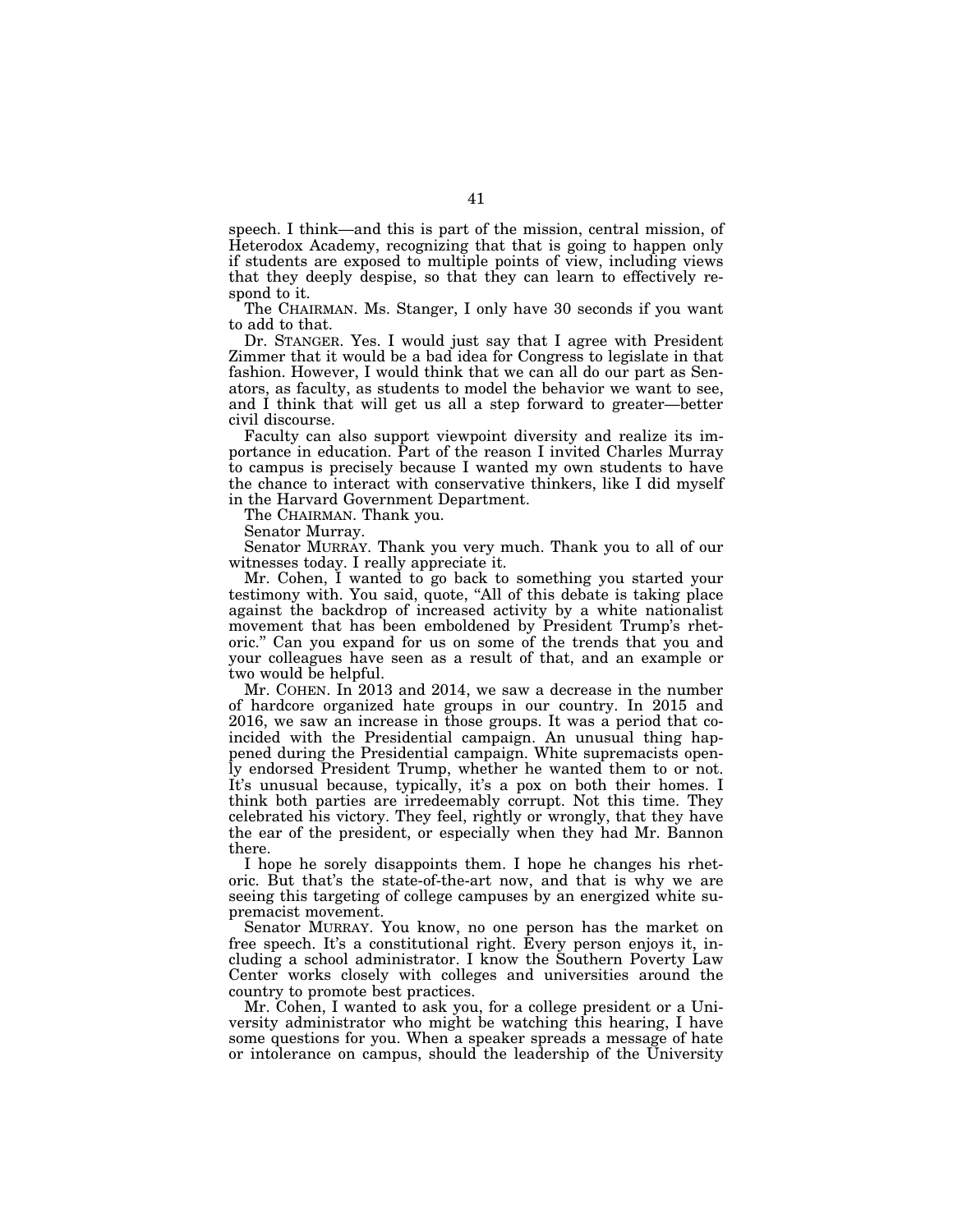speech. I think—and this is part of the mission, central mission, of Heterodox Academy, recognizing that that is going to happen only if students are exposed to multiple points of view, including views that they deeply despise, so that they can learn to effectively respond to it.

The CHAIRMAN. Ms. Stanger, I only have 30 seconds if you want to add to that.

Dr. STANGER. Yes. I would just say that I agree with President Zimmer that it would be a bad idea for Congress to legislate in that fashion. However, I would think that we can all do our part as Senators, as faculty, as students to model the behavior we want to see, and I think that will get us all a step forward to greater—better civil discourse.

Faculty can also support viewpoint diversity and realize its importance in education. Part of the reason I invited Charles Murray to campus is precisely because I wanted my own students to have the chance to interact with conservative thinkers, like I did myself in the Harvard Government Department.

The CHAIRMAN. Thank you.

Senator Murray.

Senator MURRAY. Thank you very much. Thank you to all of our witnesses today. I really appreciate it.

Mr. Cohen, I wanted to go back to something you started your testimony with. You said, quote, "All of this debate is taking place against the backdrop of increased activity by a white nationalist movement that has been emboldened by President Trump's rhetoric." Can you expand for us on some of the trends that you and your colleagues have seen as a result of that, and an example or two would be helpful.

Mr. COHEN. In 2013 and 2014, we saw a decrease in the number of hardcore organized hate groups in our country. In 2015 and 2016, we saw an increase in those groups. It was a period that coincided with the Presidential campaign. An unusual thing happened during the Presidential campaign. White supremacists openly endorsed President Trump, whether he wanted them to or not. It's unusual because, typically, it's a pox on both their homes. I think both parties are irredeemably corrupt. Not this time. They celebrated his victory. They feel, rightly or wrongly, that they have the ear of the president, or especially when they had Mr. Bannon there.

I hope he sorely disappoints them. I hope he changes his rhetoric. But that's the state-of-the-art now, and that is why we are seeing this targeting of college campuses by an energized white supremacist movement.

Senator MURRAY. You know, no one person has the market on free speech. It's a constitutional right. Every person enjoys it, including a school administrator. I know the Southern Poverty Law Center works closely with colleges and universities around the country to promote best practices.

Mr. Cohen, I wanted to ask you, for a college president or a University administrator who might be watching this hearing, I have some questions for you. When a speaker spreads a message of hate or intolerance on campus, should the leadership of the University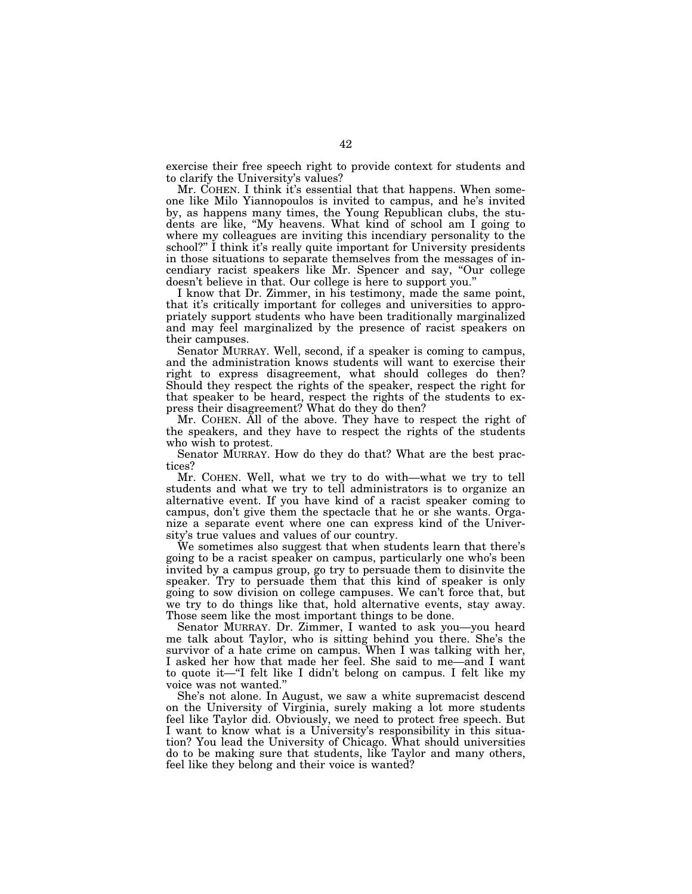exercise their free speech right to provide context for students and to clarify the University's values?

Mr. COHEN. I think it's essential that that happens. When someone like Milo Yiannopoulos is invited to campus, and he's invited by, as happens many times, the Young Republican clubs, the students are like, "My heavens. What kind of school am I going to where my colleagues are inviting this incendiary personality to the school?" I think it's really quite important for University presidents in those situations to separate themselves from the messages of incendiary racist speakers like Mr. Spencer and say, "Our college doesn't believe in that. Our college is here to support you."

I know that Dr. Zimmer, in his testimony, made the same point, that it's critically important for colleges and universities to appropriately support students who have been traditionally marginalized and may feel marginalized by the presence of racist speakers on their campuses.

Senator MURRAY. Well, second, if a speaker is coming to campus, and the administration knows students will want to exercise their right to express disagreement, what should colleges do then? Should they respect the rights of the speaker, respect the right for that speaker to be heard, respect the rights of the students to express their disagreement? What do they do then?

Mr. COHEN. All of the above. They have to respect the right of the speakers, and they have to respect the rights of the students who wish to protest.

Senator MURRAY. How do they do that? What are the best practices?

Mr. COHEN. Well, what we try to do with—what we try to tell students and what we try to tell administrators is to organize an alternative event. If you have kind of a racist speaker coming to campus, don't give them the spectacle that he or she wants. Organize a separate event where one can express kind of the University's true values and values of our country.

We sometimes also suggest that when students learn that there's going to be a racist speaker on campus, particularly one who's been invited by a campus group, go try to persuade them to disinvite the speaker. Try to persuade them that this kind of speaker is only going to sow division on college campuses. We can't force that, but we try to do things like that, hold alternative events, stay away. Those seem like the most important things to be done.

Senator MURRAY. Dr. Zimmer, I wanted to ask you—you heard me talk about Taylor, who is sitting behind you there. She's the survivor of a hate crime on campus. When I was talking with her, I asked her how that made her feel. She said to me—and I want to quote it—"I felt like I didn't belong on campus. I felt like my voice was not wanted."

She's not alone. In August, we saw a white supremacist descend on the University of Virginia, surely making a lot more students feel like Taylor did. Obviously, we need to protect free speech. But I want to know what is a University's responsibility in this situation? You lead the University of Chicago. What should universities do to be making sure that students, like Taylor and many others, feel like they belong and their voice is wanted?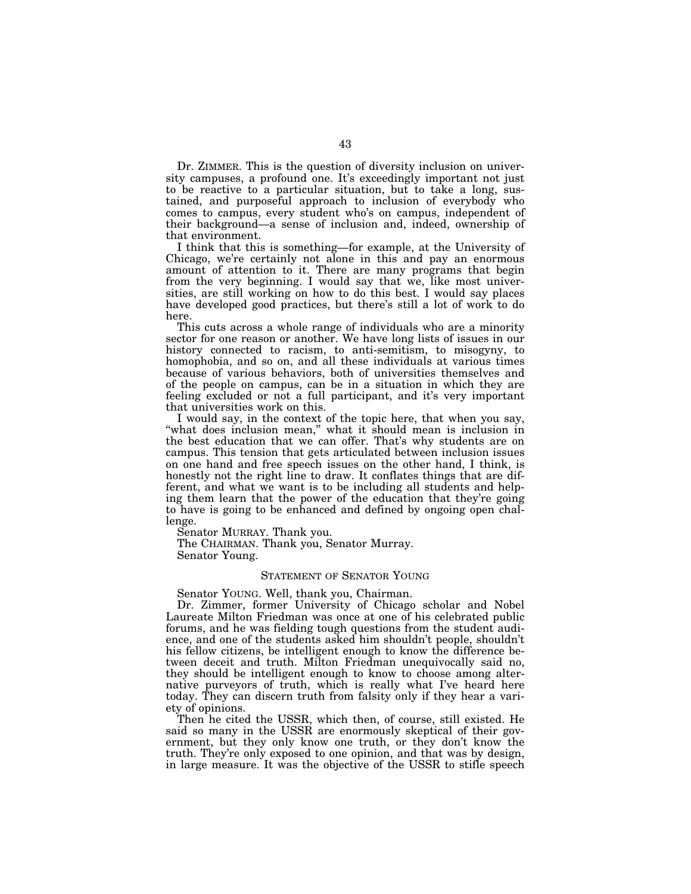Dr. ZIMMER. This is the question of diversity inclusion on university campuses, a profound one. It's exceedingly important not just to be reactive to a particular situation, but to take a long, sustained, and purposeful approach to inclusion of everybody who comes to campus, every student who's on campus, independent of their background—a sense of inclusion and, indeed, ownership of that environment.

I think that this is something—for example, at the University of Chicago, we're certainly not alone in this and pay an enormous amount of attention to it. There are many programs that begin from the very beginning. I would say that we, like most universities, are still working on how to do this best. I would say places have developed good practices, but there's still a lot of work to do here.

This cuts across a whole range of individuals who are a minority sector for one reason or another. We have long lists of issues in our history connected to racism, to anti-semitism, to misogyny, to homophobia, and so on, and all these individuals at various times because of various behaviors, both of universities themselves and of the people on campus, can be in a situation in which they are feeling excluded or not a full participant, and it's very important that universities work on this.

I would say, in the context of the topic here, that when you say, "what does inclusion mean," what it should mean is inclusion in the best education that we can offer. That's why students are on campus. This tension that gets articulated between inclusion issues on one hand and free speech issues on the other hand, I think, is honestly not the right line to draw. It conflates things that are different, and what we want is to be including all students and helping them learn that the power of the education that they're going to have is going to be enhanced and defined by ongoing open challenge.

Senator MURRAY. Thank you.

The CHAIRMAN. Thank you, Senator Murray.

Senator Young.

## STATEMENT OF SENATOR YOUNG

Senator YOUNG. Well, thank you, Chairman.

Dr. Zimmer, former University of Chicago scholar and Nobel Laureate Milton Friedman was once at one of his celebrated public forums, and he was fielding tough questions from the student audience, and one of the students asked him shouldn't people, shouldn't his fellow citizens, be intelligent enough to know the difference between deceit and truth. Milton Friedman unequivocally said no, they should be intelligent enough to know to choose among alternative purveyors of truth, which is really what I've heard here today. They can discern truth from falsity only if they hear a variety of opinions.

Then he cited the USSR, which then, of course, still existed. He said so many in the USSR are enormously skeptical of their government, but they only know one truth, or they don't know the truth. They're only exposed to one opinion, and that was by design, in large measure. It was the objective of the USSR to stifle speech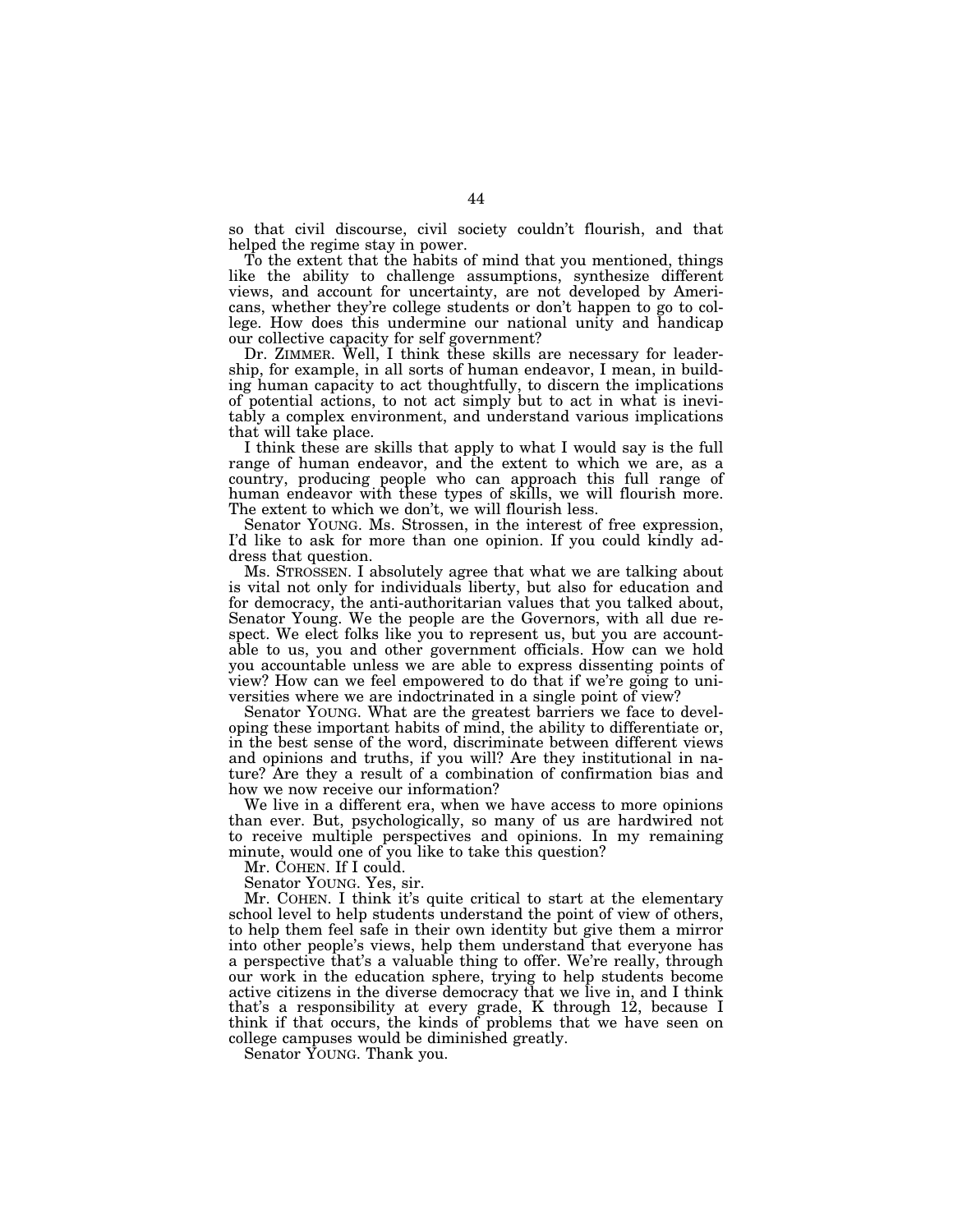so that civil discourse, civil society couldn't flourish, and that helped the regime stay in power.

To the extent that the habits of mind that you mentioned, things like the ability to challenge assumptions, synthesize different views, and account for uncertainty, are not developed by Americans, whether they're college students or don't happen to go to college. How does this undermine our national unity and handicap our collective capacity for self government?

Dr. ZIMMER. Well, I think these skills are necessary for leadership, for example, in all sorts of human endeavor, I mean, in building human capacity to act thoughtfully, to discern the implications of potential actions, to not act simply but to act in what is inevitably a complex environment, and understand various implications that will take place.

I think these are skills that apply to what I would say is the full range of human endeavor, and the extent to which we are, as a country, producing people who can approach this full range of human endeavor with these types of skills, we will flourish more. The extent to which we don't, we will flourish less.

Senator YOUNG. Ms. Strossen, in the interest of free expression, I'd like to ask for more than one opinion. If you could kindly address that question.

Ms. STROSSEN. I absolutely agree that what we are talking about is vital not only for individuals liberty, but also for education and for democracy, the anti-authoritarian values that you talked about, Senator Young. We the people are the Governors, with all due respect. We elect folks like you to represent us, but you are accountable to us, you and other government officials. How can we hold you accountable unless we are able to express dissenting points of view? How can we feel empowered to do that if we're going to universities where we are indoctrinated in a single point of view?

Senator YOUNG. What are the greatest barriers we face to developing these important habits of mind, the ability to differentiate or, in the best sense of the word, discriminate between different views and opinions and truths, if you will? Are they institutional in nature? Are they a result of a combination of confirmation bias and how we now receive our information?

We live in a different era, when we have access to more opinions than ever. But, psychologically, so many of us are hardwired not to receive multiple perspectives and opinions. In my remaining minute, would one of you like to take this question?

Mr. COHEN. If I could.

Senator YOUNG. Yes, sir.

Mr. COHEN. I think it's quite critical to start at the elementary school level to help students understand the point of view of others, to help them feel safe in their own identity but give them a mirror into other people's views, help them understand that everyone has a perspective that's a valuable thing to offer. We're really, through our work in the education sphere, trying to help students become active citizens in the diverse democracy that we live in, and I think that's a responsibility at every grade, K through 12, because I think if that occurs, the kinds of problems that we have seen on college campuses would be diminished greatly.

Senator YOUNG. Thank you.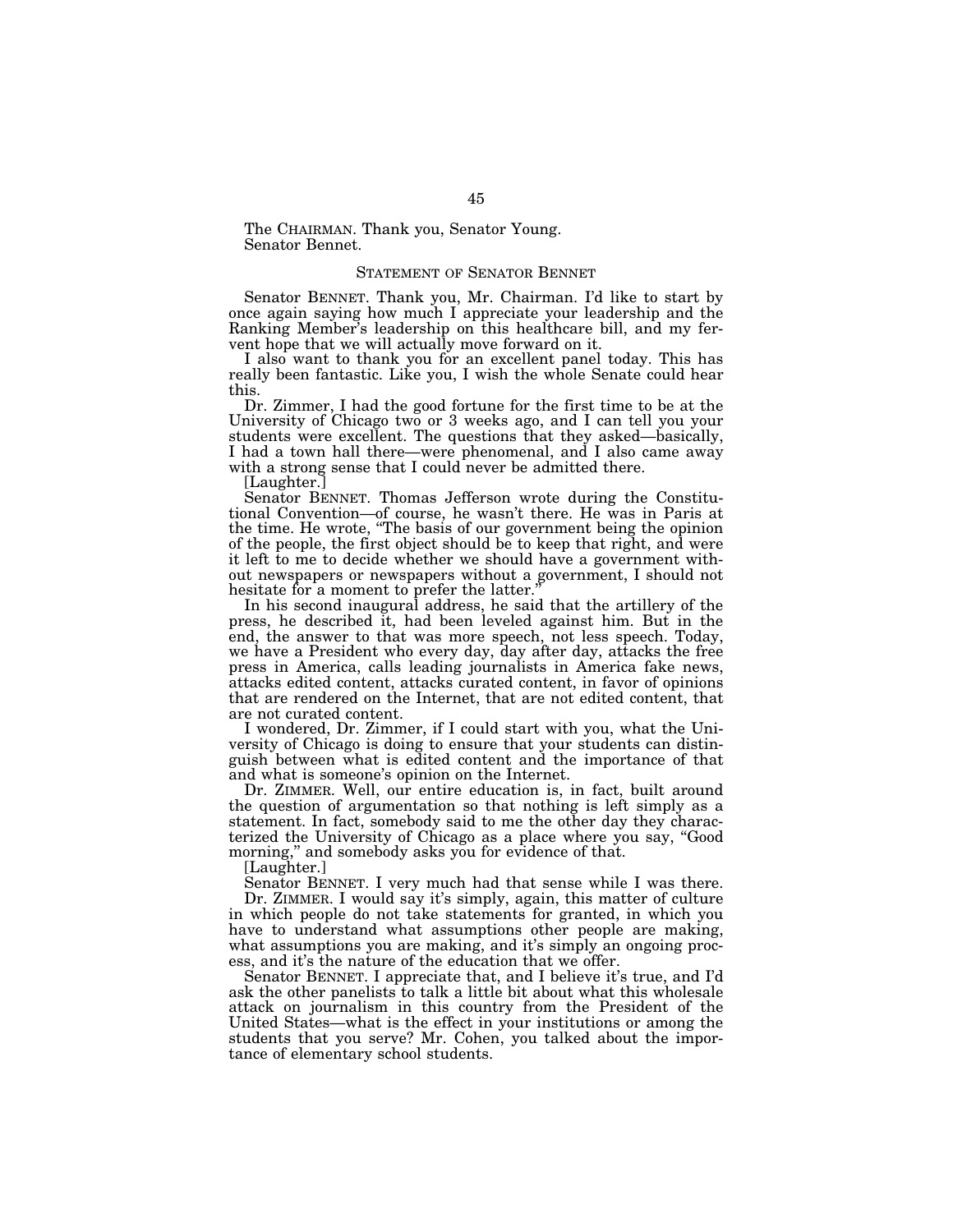The CHAIRMAN. Thank you, Senator Young.
Senator Bennet.

## STATEMENT OF SENATOR BENNET

Senator BENNET. Thank you, Mr. Chairman. I'd like to start by once again saying how much I appreciate your leadership and the Ranking Member's leadership on this healthcare bill, and my fervent hope that we will actually move forward on it.

I also want to thank you for an excellent panel today. This has really been fantastic. Like you, I wish the whole Senate could hear this.

Dr. Zimmer, I had the good fortune for the first time to be at the University of Chicago two or 3 weeks ago, and I can tell you your students were excellent. The questions that they asked—basically, I had a town hall there—were phenomenal, and I also came away with a strong sense that I could never be admitted there.

[Laughter.]

Senator BENNET. Thomas Jefferson wrote during the Constitutional Convention—of course, he wasn't there. He was in Paris at the time. He wrote, "The basis of our government being the opinion of the people, the first object should be to keep that right, and were it left to me to decide whether we should have a government without newspapers or newspapers without a government, I should not hesitate for a moment to prefer the latter."

In his second inaugural address, he said that the artillery of the press, he described it, had been leveled against him. But in the end, the answer to that was more speech, not less speech. Today, we have a President who every day, day after day, attacks the free press in America, calls leading journalists in America fake news, attacks edited content, attacks curated content, in favor of opinions that are rendered on the Internet, that are not edited content, that are not curated content.

I wondered, Dr. Zimmer, if I could start with you, what the University of Chicago is doing to ensure that your students can distinguish between what is edited content and the importance of that and what is someone's opinion on the Internet.

Dr. ZIMMER. Well, our entire education is, in fact, built around the question of argumentation so that nothing is left simply as a statement. In fact, somebody said to me the other day they characterized the University of Chicago as a place where you say, "Good morning," and somebody asks you for evidence of that.

[Laughter.]

Senator BENNET. I very much had that sense while I was there.

Dr. ZIMMER. I would say it's simply, again, this matter of culture in which people do not take statements for granted, in which you have to understand what assumptions other people are making, what assumptions you are making, and it's simply an ongoing process, and it's the nature of the education that we offer.

Senator BENNET. I appreciate that, and I believe it's true, and I'd ask the other panelists to talk a little bit about what this wholesale attack on journalism in this country from the President of the United States—what is the effect in your institutions or among the students that you serve? Mr. Cohen, you talked about the importance of elementary school students.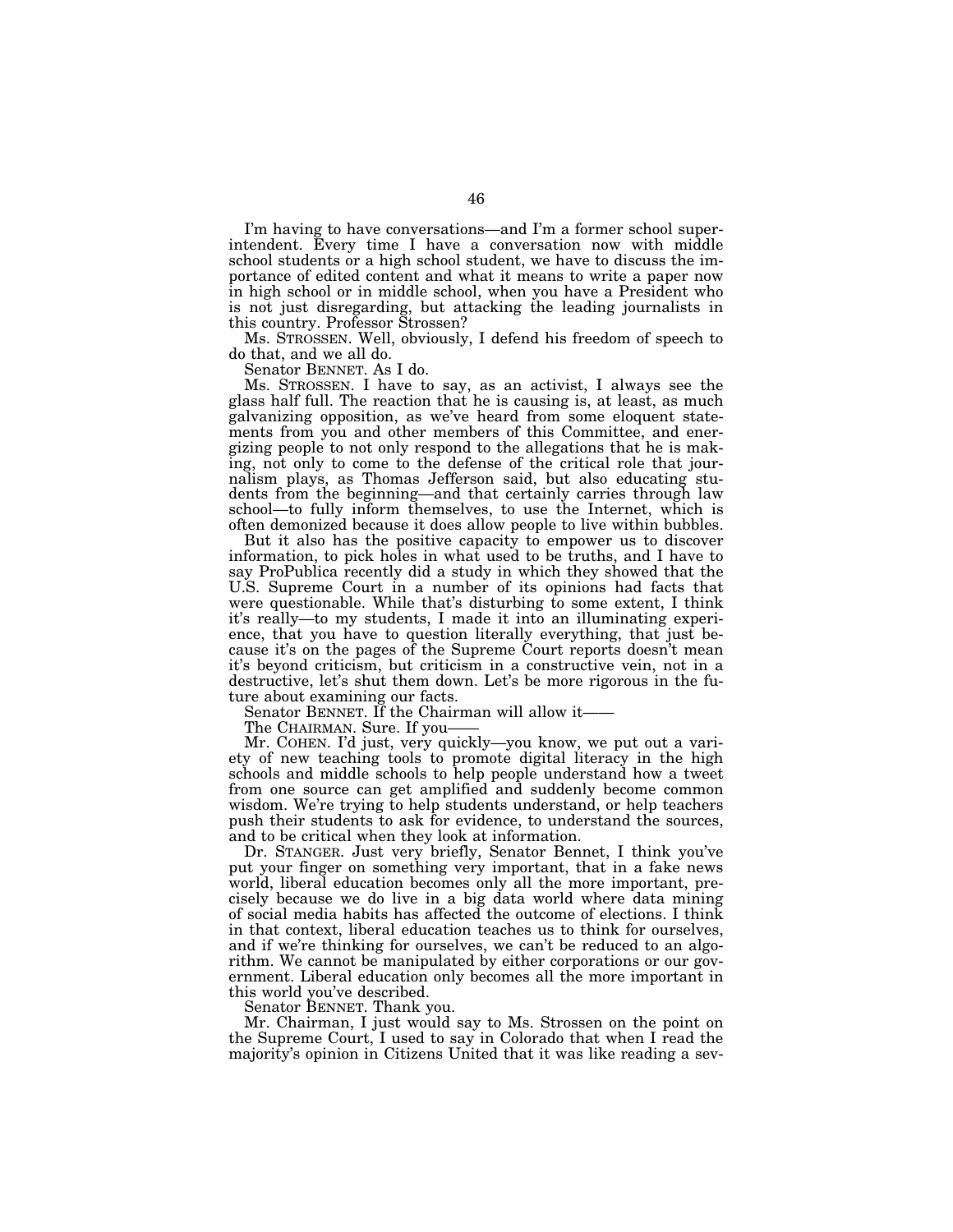I'm having to have conversations—and I'm a former school superintendent. Every time I have a conversation now with middle school students or a high school student, we have to discuss the importance of edited content and what it means to write a paper now in high school or in middle school, when you have a President who is not just disregarding, but attacking the leading journalists in this country. Professor Strossen?

Ms. STROSSEN. Well, obviously, I defend his freedom of speech to do that, and we all do.

Senator BENNET. As I do.

Ms. STROSSEN. I have to say, as an activist, I always see the glass half full. The reaction that he is causing is, at least, as much galvanizing opposition, as we've heard from some eloquent statements from you and other members of this Committee, and energizing people to not only respond to the allegations that he is making, not only to come to the defense of the critical role that journalism plays, as Thomas Jefferson said, but also educating students from the beginning—and that certainly carries through law school—to fully inform themselves, to use the Internet, which is often demonized because it does allow people to live within bubbles.

But it also has the positive capacity to empower us to discover information, to pick holes in what used to be truths, and I have to say ProPublica recently did a study in which they showed that the U.S. Supreme Court in a number of its opinions had facts that were questionable. While that's disturbing to some extent, I think it's really—to my students, I made it into an illuminating experience, that you have to question literally everything, that just because it's on the pages of the Supreme Court reports doesn't mean it's beyond criticism, but criticism in a constructive vein, not in a destructive, let's shut them down. Let's be more rigorous in the future about examining our facts.

Senator BENNET. If the Chairman will allow it——

The CHAIRMAN. Sure. If you——

Mr. COHEN. I'd just, very quickly—you know, we put out a variety of new teaching tools to promote digital literacy in the high schools and middle schools to help people understand how a tweet from one source can get amplified and suddenly become common wisdom. We're trying to help students understand, or help teachers push their students to ask for evidence, to understand the sources, and to be critical when they look at information.

Dr. STANGER. Just very briefly, Senator Bennet, I think you've put your finger on something very important, that in a fake news world, liberal education becomes only all the more important, precisely because we do live in a big data world where data mining of social media habits has affected the outcome of elections. I think in that context, liberal education teaches us to think for ourselves, and if we're thinking for ourselves, we can't be reduced to an algorithm. We cannot be manipulated by either corporations or our government. Liberal education only becomes all the more important in this world you've described.

Senator BENNET. Thank you.

Mr. Chairman, I just would say to Ms. Strossen on the point on the Supreme Court, I used to say in Colorado that when I read the majority's opinion in Citizens United that it was like reading a sev-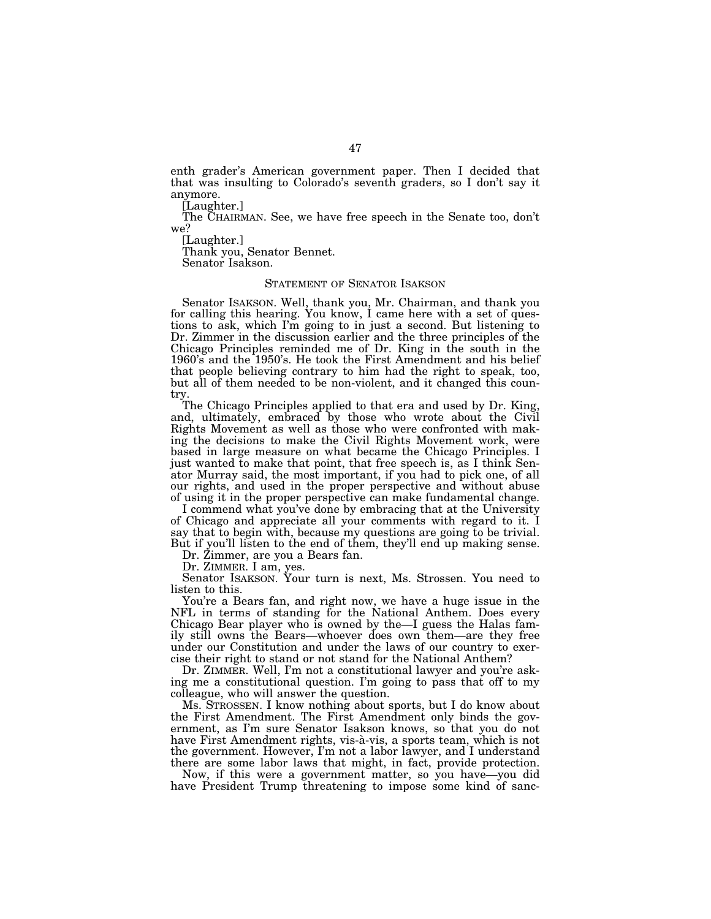enth grader's American government paper. Then I decided that that was insulting to Colorado's seventh graders, so I don't say it anymore.

[Laughter.]

The CHAIRMAN. See, we have free speech in the Senate too, don't we?

[Laughter.]

Thank you, Senator Bennet.

Senator Isakson.

## STATEMENT OF SENATOR ISAKSON

Senator ISAKSON. Well, thank you, Mr. Chairman, and thank you for calling this hearing. You know, I came here with a set of questions to ask, which I'm going to in just a second. But listening to Dr. Zimmer in the discussion earlier and the three principles of the Chicago Principles reminded me of Dr. King in the south in the 1960's and the 1950's. He took the First Amendment and his belief that people believing contrary to him had the right to speak, too, but all of them needed to be non-violent, and it changed this country.

The Chicago Principles applied to that era and used by Dr. King, and, ultimately, embraced by those who wrote about the Civil Rights Movement as well as those who were confronted with making the decisions to make the Civil Rights Movement work, were based in large measure on what became the Chicago Principles. I just wanted to make that point, that free speech is, as I think Senator Murray said, the most important, if you had to pick one, of all our rights, and used in the proper perspective and without abuse of using it in the proper perspective can make fundamental change.

I commend what you've done by embracing that at the University of Chicago and appreciate all your comments with regard to it. I say that to begin with, because my questions are going to be trivial. But if you'll listen to the end of them, they'll end up making sense.

Dr. Zimmer, are you a Bears fan.

Dr. ZIMMER. I am, yes.

Senator ISAKSON. Your turn is next, Ms. Strossen. You need to listen to this.

You're a Bears fan, and right now, we have a huge issue in the NFL in terms of standing for the National Anthem. Does every Chicago Bear player who is owned by the—I guess the Halas family still owns the Bears—whoever does own them—are they free under our Constitution and under the laws of our country to exercise their right to stand or not stand for the National Anthem?

Dr. ZIMMER. Well, I'm not a constitutional lawyer and you're asking me a constitutional question. I'm going to pass that off to my colleague, who will answer the question.

Ms. STROSSEN. I know nothing about sports, but I do know about the First Amendment. The First Amendment only binds the government, as I'm sure Senator Isakson knows, so that you do not have First Amendment rights, vis-à-vis, a sports team, which is not the government. However, I'm not a labor lawyer, and I understand there are some labor laws that might, in fact, provide protection.

Now, if this were a government matter, so you have—you did have President Trump threatening to impose some kind of sanc-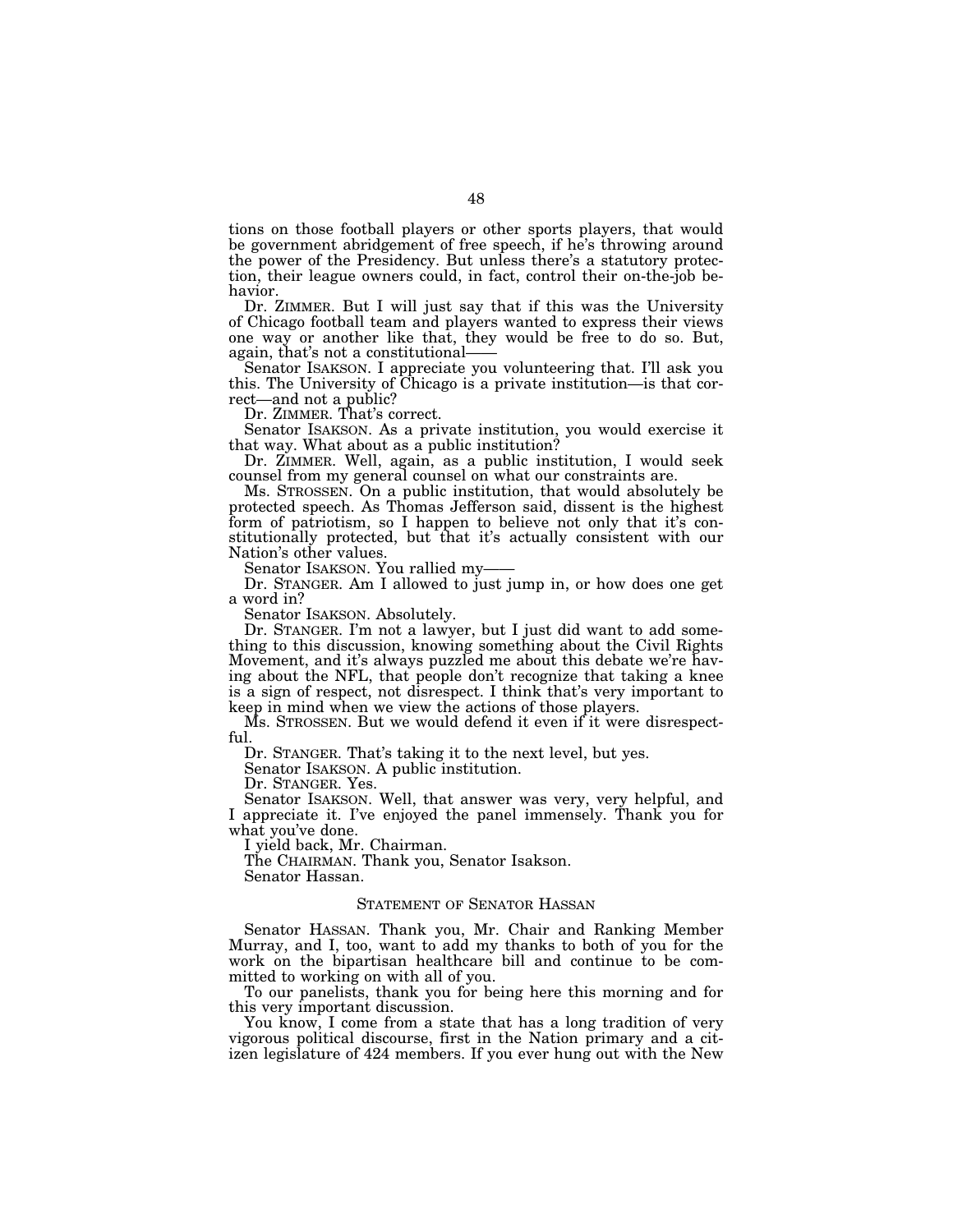tions on those football players or other sports players, that would be government abridgement of free speech, if he's throwing around the power of the Presidency. But unless there's a statutory protection, their league owners could, in fact, control their on-the-job behavior.

Dr. ZIMMER. But I will just say that if this was the University of Chicago football team and players wanted to express their views one way or another like that, they would be free to do so. But, again, that's not a constitutional——

Senator ISAKSON. I appreciate you volunteering that. I'll ask you this. The University of Chicago is a private institution—is that correct—and not a public?

Dr. ZIMMER. That's correct.

Senator ISAKSON. As a private institution, you would exercise it that way. What about as a public institution?

Dr. ZIMMER. Well, again, as a public institution, I would seek counsel from my general counsel on what our constraints are.

Ms. STROSSEN. On a public institution, that would absolutely be protected speech. As Thomas Jefferson said, dissent is the highest form of patriotism, so I happen to believe not only that it's constitutionally protected, but that it's actually consistent with our Nation's other values.

Senator ISAKSON. You rallied my——

Dr. STANGER. Am I allowed to just jump in, or how does one get a word in?

Senator ISAKSON. Absolutely.

Dr. STANGER. I'm not a lawyer, but I just did want to add something to this discussion, knowing something about the Civil Rights Movement, and it's always puzzled me about this debate we're having about the NFL, that people don't recognize that taking a knee is a sign of respect, not disrespect. I think that's very important to keep in mind when we view the actions of those players.

Ms. STROSSEN. But we would defend it even if it were disrespectful.

Dr. STANGER. That's taking it to the next level, but yes.

Senator ISAKSON. A public institution.

Dr. STANGER. Yes.

Senator ISAKSON. Well, that answer was very, very helpful, and I appreciate it. I've enjoyed the panel immensely. Thank you for what you've done.

I yield back, Mr. Chairman.

The CHAIRMAN. Thank you, Senator Isakson.

Senator Hassan.

## STATEMENT OF SENATOR HASSAN

Senator HASSAN. Thank you, Mr. Chair and Ranking Member Murray, and I, too, want to add my thanks to both of you for the work on the bipartisan healthcare bill and continue to be committed to working on with all of you.

To our panelists, thank you for being here this morning and for this very important discussion.

You know, I come from a state that has a long tradition of very vigorous political discourse, first in the Nation primary and a citizen legislature of 424 members. If you ever hung out with the New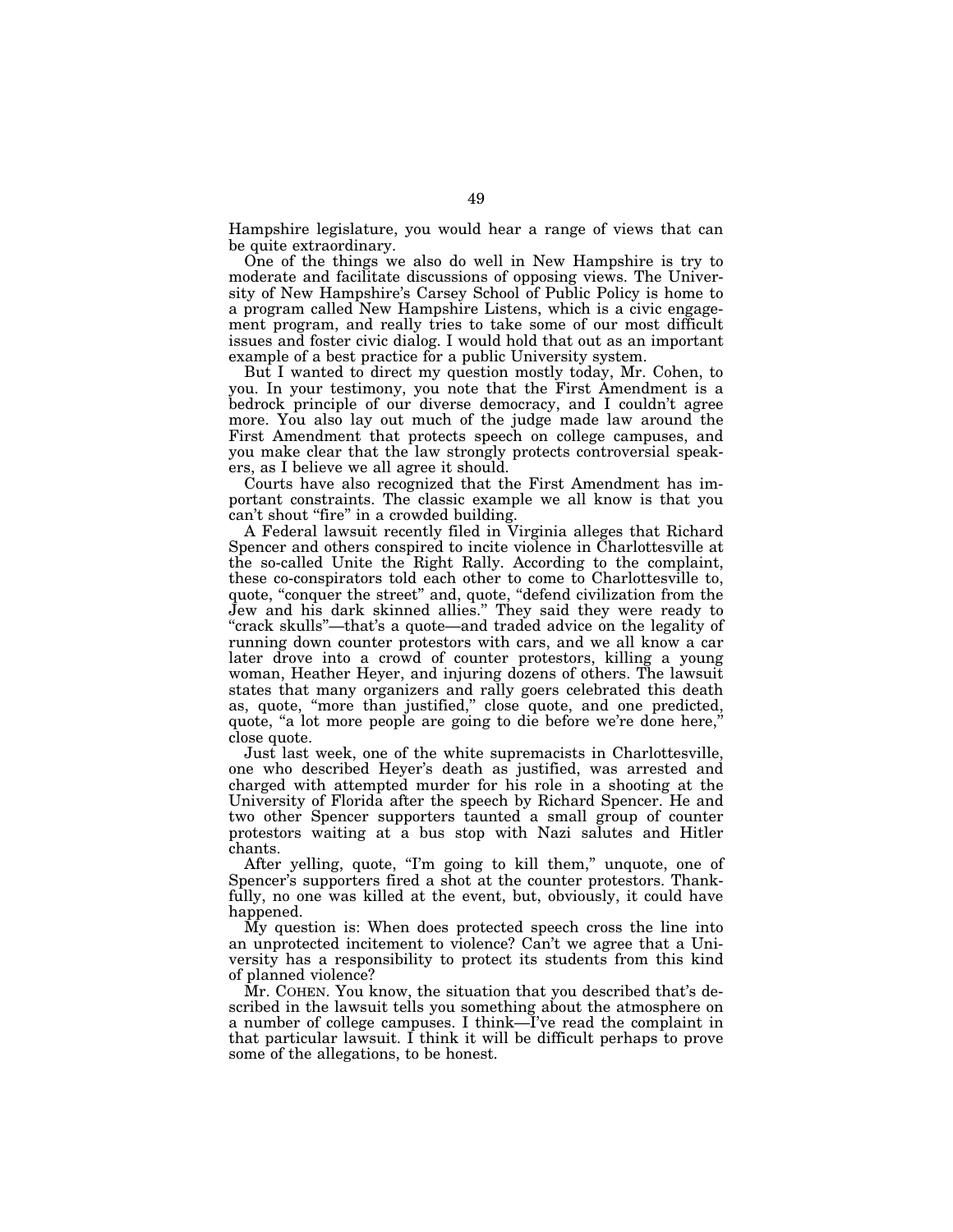Hampshire legislature, you would hear a range of views that can be quite extraordinary.

One of the things we also do well in New Hampshire is try to moderate and facilitate discussions of opposing views. The University of New Hampshire's Carsey School of Public Policy is home to a program called New Hampshire Listens, which is a civic engagement program, and really tries to take some of our most difficult issues and foster civic dialog. I would hold that out as an important example of a best practice for a public University system.

But I wanted to direct my question mostly today, Mr. Cohen, to you. In your testimony, you note that the First Amendment is a bedrock principle of our diverse democracy, and I couldn't agree more. You also lay out much of the judge made law around the First Amendment that protects speech on college campuses, and you make clear that the law strongly protects controversial speakers, as I believe we all agree it should.

Courts have also recognized that the First Amendment has important constraints. The classic example we all know is that you can't shout "fire" in a crowded building.

A Federal lawsuit recently filed in Virginia alleges that Richard Spencer and others conspired to incite violence in Charlottesville at the so-called Unite the Right Rally. According to the complaint, these co-conspirators told each other to come to Charlottesville to, quote, "conquer the street" and, quote, "defend civilization from the Jew and his dark skinned allies." They said they were ready to "crack skulls"—that's a quote—and traded advice on the legality of running down counter protestors with cars, and we all know a car later drove into a crowd of counter protestors, killing a young woman, Heather Heyer, and injuring dozens of others. The lawsuit states that many organizers and rally goers celebrated this death as, quote, "more than justified," close quote, and one predicted, quote, "a lot more people are going to die before we're done here," close quote.

Just last week, one of the white supremacists in Charlottesville, one who described Heyer's death as justified, was arrested and charged with attempted murder for his role in a shooting at the University of Florida after the speech by Richard Spencer. He and two other Spencer supporters taunted a small group of counter protestors waiting at a bus stop with Nazi salutes and Hitler chants.

After yelling, quote, "I'm going to kill them," unquote, one of Spencer's supporters fired a shot at the counter protestors. Thankfully, no one was killed at the event, but, obviously, it could have happened.

My question is: When does protected speech cross the line into an unprotected incitement to violence? Can't we agree that a University has a responsibility to protect its students from this kind of planned violence?

Mr. COHEN. You know, the situation that you described that's described in the lawsuit tells you something about the atmosphere on a number of college campuses. I think—I've read the complaint in that particular lawsuit. I think it will be difficult perhaps to prove some of the allegations, to be honest.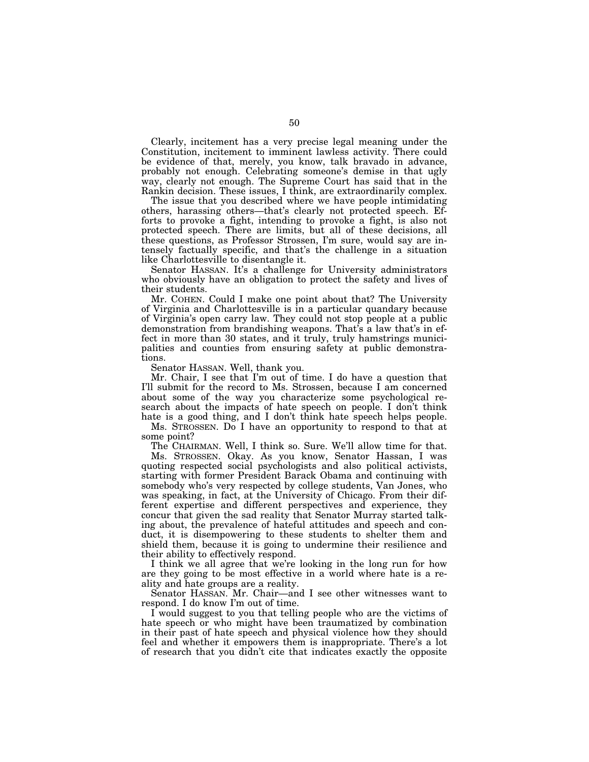Clearly, incitement has a very precise legal meaning under the Constitution, incitement to imminent lawless activity. There could be evidence of that, merely, you know, talk bravado in advance, probably not enough. Celebrating someone's demise in that ugly way, clearly not enough. The Supreme Court has said that in the Rankin decision. These issues, I think, are extraordinarily complex.

The issue that you described where we have people intimidating others, harassing others—that's clearly not protected speech. Efforts to provoke a fight, intending to provoke a fight, is also not protected speech. There are limits, but all of these decisions, all these questions, as Professor Strossen, I'm sure, would say are intensely factually specific, and that's the challenge in a situation like Charlottesville to disentangle it.

Senator HASSAN. It's a challenge for University administrators who obviously have an obligation to protect the safety and lives of their students.

Mr. COHEN. Could I make one point about that? The University of Virginia and Charlottesville is in a particular quandary because of Virginia's open carry law. They could not stop people at a public demonstration from brandishing weapons. That's a law that's in effect in more than 30 states, and it truly, truly hamstrings municipalities and counties from ensuring safety at public demonstrations.

Senator HASSAN. Well, thank you.

Mr. Chair, I see that I'm out of time. I do have a question that I'll submit for the record to Ms. Strossen, because I am concerned about some of the way you characterize some psychological research about the impacts of hate speech on people. I don't think hate is a good thing, and I don't think hate speech helps people.

Ms. STROSSEN. Do I have an opportunity to respond to that at some point?

The CHAIRMAN. Well, I think so. Sure. We'll allow time for that.

Ms. STROSSEN. Okay. As you know, Senator Hassan, I was quoting respected social psychologists and also political activists, starting with former President Barack Obama and continuing with somebody who's very respected by college students, Van Jones, who was speaking, in fact, at the University of Chicago. From their different expertise and different perspectives and experience, they concur that given the sad reality that Senator Murray started talking about, the prevalence of hateful attitudes and speech and conduct, it is disempowering to these students to shelter them and shield them, because it is going to undermine their resilience and their ability to effectively respond.

I think we all agree that we're looking in the long run for how are they going to be most effective in a world where hate is a reality and hate groups are a reality.

Senator HASSAN. Mr. Chair—and I see other witnesses want to respond. I do know I'm out of time.

I would suggest to you that telling people who are the victims of hate speech or who might have been traumatized by combination in their past of hate speech and physical violence how they should feel and whether it empowers them is inappropriate. There's a lot of research that you didn't cite that indicates exactly the opposite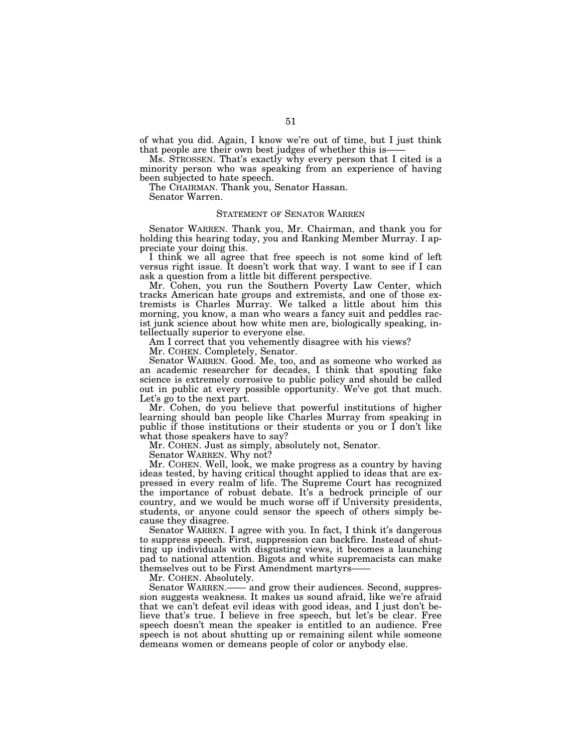of what you did. Again, I know we're out of time, but I just think that people are their own best judges of whether this is——

Ms. STROSSEN. That's exactly why every person that I cited is a minority person who was speaking from an experience of having been subjected to hate speech.

The CHAIRMAN. Thank you, Senator Hassan.

Senator Warren.

STATEMENT OF SENATOR WARREN

Senator WARREN. Thank you, Mr. Chairman, and thank you for holding this hearing today, you and Ranking Member Murray. I appreciate your doing this.

I think we all agree that free speech is not some kind of left versus right issue. It doesn't work that way. I want to see if I can ask a question from a little bit different perspective.

Mr. Cohen, you run the Southern Poverty Law Center, which tracks American hate groups and extremists, and one of those extremists is Charles Murray. We talked a little about him this morning, you know, a man who wears a fancy suit and peddles racist junk science about how white men are, biologically speaking, intellectually superior to everyone else.

Am I correct that you vehemently disagree with his views?

Mr. COHEN. Completely, Senator.

Senator WARREN. Good. Me, too, and as someone who worked as an academic researcher for decades, I think that spouting fake science is extremely corrosive to public policy and should be called out in public at every possible opportunity. We've got that much. Let's go to the next part.

Mr. Cohen, do you believe that powerful institutions of higher learning should ban people like Charles Murray from speaking in public if those institutions or their students or you or I don't like what those speakers have to say?

Mr. COHEN. Just as simply, absolutely not, Senator.

Senator WARREN. Why not?

Mr. COHEN. Well, look, we make progress as a country by having ideas tested, by having critical thought applied to ideas that are expressed in every realm of life. The Supreme Court has recognized the importance of robust debate. It's a bedrock principle of our country, and we would be much worse off if University presidents, students, or anyone could sensor the speech of others simply because they disagree.

Senator WARREN. I agree with you. In fact, I think it's dangerous to suppress speech. First, suppression can backfire. Instead of shutting up individuals with disgusting views, it becomes a launching pad to national attention. Bigots and white supremacists can make themselves out to be First Amendment martyrs——

Mr. COHEN. Absolutely.

Senator WARREN.—— and grow their audiences. Second, suppression suggests weakness. It makes us sound afraid, like we're afraid that we can't defeat evil ideas with good ideas, and I just don't believe that's true. I believe in free speech, but let's be clear. Free speech doesn't mean the speaker is entitled to an audience. Free speech is not about shutting up or remaining silent while someone demeans women or demeans people of color or anybody else.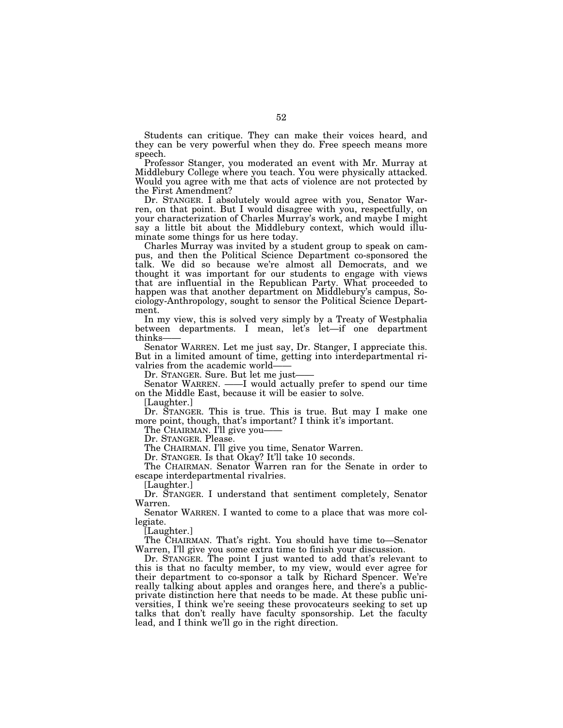Students can critique. They can make their voices heard, and they can be very powerful when they do. Free speech means more speech.

Professor Stanger, you moderated an event with Mr. Murray at Middlebury College where you teach. You were physically attacked. Would you agree with me that acts of violence are not protected by the First Amendment?

Dr. STANGER. I absolutely would agree with you, Senator Warren, on that point. But I would disagree with you, respectfully, on your characterization of Charles Murray's work, and maybe I might say a little bit about the Middlebury context, which would illuminate some things for us here today.

Charles Murray was invited by a student group to speak on campus, and then the Political Science Department co-sponsored the talk. We did so because we're almost all Democrats, and we thought it was important for our students to engage with views that are influential in the Republican Party. What proceeded to happen was that another department on Middlebury's campus, Sociology-Anthropology, sought to sensor the Political Science Department.

In my view, this is solved very simply by a Treaty of Westphalia between departments. I mean, let's let—if one department thinks——

Senator WARREN. Let me just say, Dr. Stanger, I appreciate this. But in a limited amount of time, getting into interdepartmental rivalries from the academic world——

Dr. STANGER. Sure. But let me just——

Senator WARREN. ——I would actually prefer to spend our time on the Middle East, because it will be easier to solve.

[Laughter.]

Dr. STANGER. This is true. This is true. But may I make one more point, though, that's important? I think it's important.

The CHAIRMAN. I'll give you——

Dr. STANGER. Please.

The CHAIRMAN. I'll give you time, Senator Warren.

Dr. STANGER. Is that Okay? It'll take 10 seconds.

The CHAIRMAN. Senator Warren ran for the Senate in order to escape interdepartmental rivalries.

[Laughter.]

Dr. STANGER. I understand that sentiment completely, Senator Warren.

Senator WARREN. I wanted to come to a place that was more collegiate.

[Laughter.]

The CHAIRMAN. That's right. You should have time to—Senator Warren, I'll give you some extra time to finish your discussion.

Dr. STANGER. The point I just wanted to add that's relevant to this is that no faculty member, to my view, would ever agree for their department to co-sponsor a talk by Richard Spencer. We're really talking about apples and oranges here, and there's a public-private distinction here that needs to be made. At these public universities, I think we're seeing these provocateurs seeking to set up talks that don't really have faculty sponsorship. Let the faculty lead, and I think we'll go in the right direction.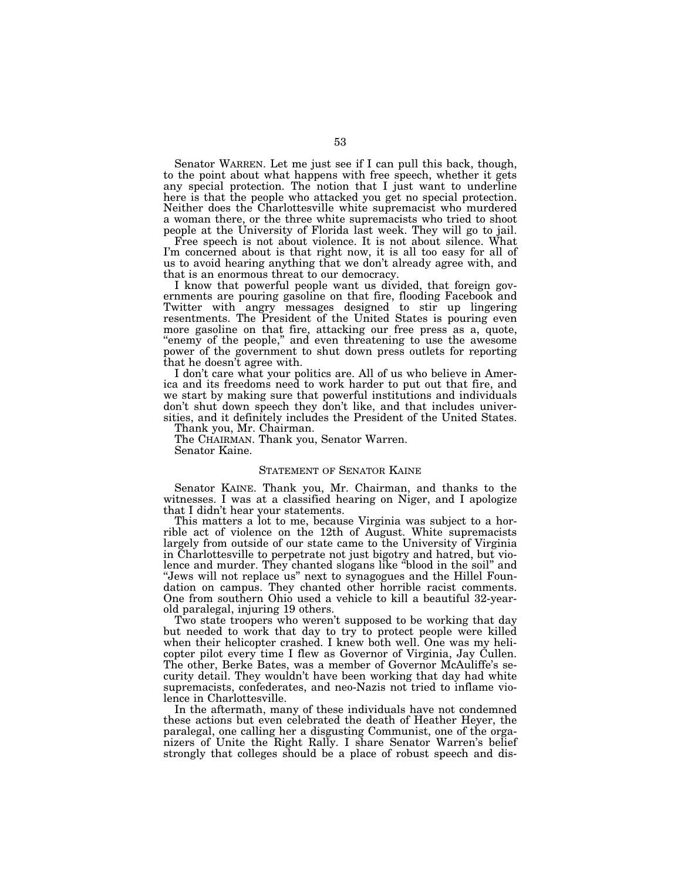Senator WARREN. Let me just see if I can pull this back, though, to the point about what happens with free speech, whether it gets any special protection. The notion that I just want to underline here is that the people who attacked you get no special protection. Neither does the Charlottesville white supremacist who murdered a woman there, or the three white supremacists who tried to shoot people at the University of Florida last week. They will go to jail.

Free speech is not about violence. It is not about silence. What I'm concerned about is that right now, it is all too easy for all of us to avoid hearing anything that we don't already agree with, and that is an enormous threat to our democracy.

I know that powerful people want us divided, that foreign governments are pouring gasoline on that fire, flooding Facebook and Twitter with angry messages designed to stir up lingering resentments. The President of the United States is pouring even more gasoline on that fire, attacking our free press as a, quote, "enemy of the people," and even threatening to use the awesome power of the government to shut down press outlets for reporting that he doesn't agree with.

I don't care what your politics are. All of us who believe in America and its freedoms need to work harder to put out that fire, and we start by making sure that powerful institutions and individuals don't shut down speech they don't like, and that includes universities, and it definitely includes the President of the United States.

Thank you, Mr. Chairman.

The CHAIRMAN. Thank you, Senator Warren.

Senator Kaine.

## STATEMENT OF SENATOR KAINE

Senator KAINE. Thank you, Mr. Chairman, and thanks to the witnesses. I was at a classified hearing on Niger, and I apologize that I didn't hear your statements.

This matters a lot to me, because Virginia was subject to a horrible act of violence on the 12th of August. White supremacists largely from outside of our state came to the University of Virginia in Charlottesville to perpetrate not just bigotry and hatred, but violence and murder. They chanted slogans like "blood in the soil" and "Jews will not replace us" next to synagogues and the Hillel Foundation on campus. They chanted other horrible racist comments. One from southern Ohio used a vehicle to kill a beautiful 32-year-old paralegal, injuring 19 others.

Two state troopers who weren't supposed to be working that day but needed to work that day to try to protect people were killed when their helicopter crashed. I knew both well. One was my helicopter pilot every time I flew as Governor of Virginia, Jay Cullen. The other, Berke Bates, was a member of Governor McAuliffe's security detail. They wouldn't have been working that day had white supremacists, confederates, and neo-Nazis not tried to inflame violence in Charlottesville.

In the aftermath, many of these individuals have not condemned these actions but even celebrated the death of Heather Heyer, the paralegal, one calling her a disgusting Communist, one of the organizers of Unite the Right Rally. I share Senator Warren's belief strongly that colleges should be a place of robust speech and dis-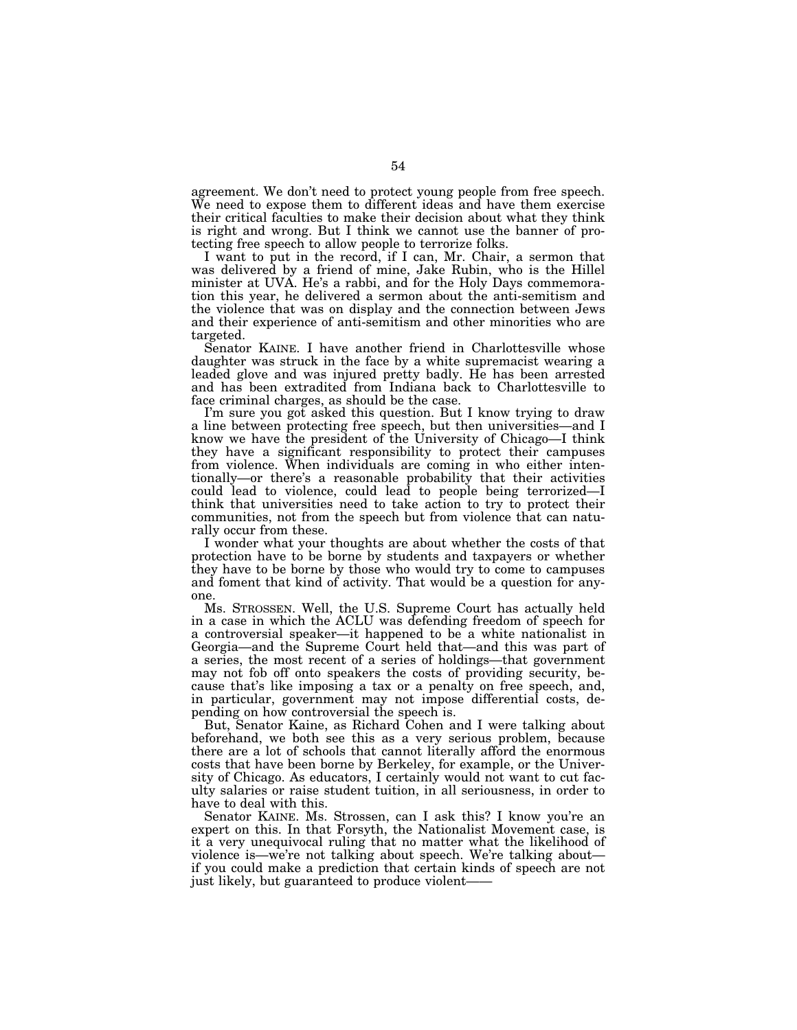agreement. We don't need to protect young people from free speech. We need to expose them to different ideas and have them exercise their critical faculties to make their decision about what they think is right and wrong. But I think we cannot use the banner of protecting free speech to allow people to terrorize folks.

I want to put in the record, if I can, Mr. Chair, a sermon that was delivered by a friend of mine, Jake Rubin, who is the Hillel minister at UVA. He's a rabbi, and for the Holy Days commemoration this year, he delivered a sermon about the anti-semitism and the violence that was on display and the connection between Jews and their experience of anti-semitism and other minorities who are targeted.

Senator KAINE. I have another friend in Charlottesville whose daughter was struck in the face by a white supremacist wearing a leaded glove and was injured pretty badly. He has been arrested and has been extradited from Indiana back to Charlottesville to face criminal charges, as should be the case.

I'm sure you got asked this question. But I know trying to draw a line between protecting free speech, but then universities—and I know we have the president of the University of Chicago—I think they have a significant responsibility to protect their campuses from violence. When individuals are coming in who either intentionally—or there's a reasonable probability that their activities could lead to violence, could lead to people being terrorized—I think that universities need to take action to try to protect their communities, not from the speech but from violence that can naturally occur from these.

I wonder what your thoughts are about whether the costs of that protection have to be borne by students and taxpayers or whether they have to be borne by those who would try to come to campuses and foment that kind of activity. That would be a question for anyone.

Ms. STROSSEN. Well, the U.S. Supreme Court has actually held in a case in which the ACLU was defending freedom of speech for a controversial speaker—it happened to be a white nationalist in Georgia—and the Supreme Court held that—and this was part of a series, the most recent of a series of holdings—that government may not fob off onto speakers the costs of providing security, because that's like imposing a tax or a penalty on free speech, and, in particular, government may not impose differential costs, depending on how controversial the speech is.

But, Senator Kaine, as Richard Cohen and I were talking about beforehand, we both see this as a very serious problem, because there are a lot of schools that cannot literally afford the enormous costs that have been borne by Berkeley, for example, or the University of Chicago. As educators, I certainly would not want to cut faculty salaries or raise student tuition, in all seriousness, in order to have to deal with this.

Senator KAINE. Ms. Strossen, can I ask this? I know you're an expert on this. In that Forsyth, the Nationalist Movement case, is it a very unequivocal ruling that no matter what the likelihood of violence is—we're not talking about speech. We're talking about—if you could make a prediction that certain kinds of speech are not just likely, but guaranteed to produce violent——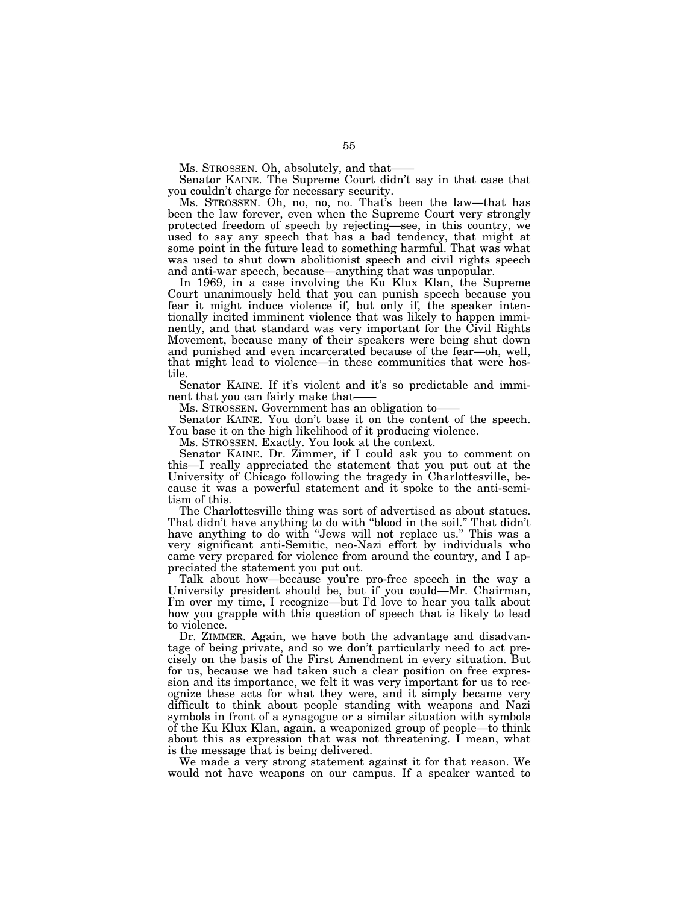Ms. STROSSEN. Oh, absolutely, and that——

Senator KAINE. The Supreme Court didn't say in that case that you couldn't charge for necessary security.

Ms. STROSSEN. Oh, no, no, no. That's been the law—that has been the law forever, even when the Supreme Court very strongly protected freedom of speech by rejecting—see, in this country, we used to say any speech that has a bad tendency, that might at some point in the future lead to something harmful. That was what was used to shut down abolitionist speech and civil rights speech and anti-war speech, because—anything that was unpopular.

In 1969, in a case involving the Ku Klux Klan, the Supreme Court unanimously held that you can punish speech because you fear it might induce violence if, but only if, the speaker intentionally incited imminent violence that was likely to happen imminently, and that standard was very important for the Civil Rights Movement, because many of their speakers were being shut down and punished and even incarcerated because of the fear—oh, well, that might lead to violence—in these communities that were hostile.

Senator KAINE. If it's violent and it's so predictable and imminent that you can fairly make that——

Ms. STROSSEN. Government has an obligation to——

Senator KAINE. You don't base it on the content of the speech. You base it on the high likelihood of it producing violence.

Ms. STROSSEN. Exactly. You look at the context.

Senator KAINE. Dr. Zimmer, if I could ask you to comment on this—I really appreciated the statement that you put out at the University of Chicago following the tragedy in Charlottesville, because it was a powerful statement and it spoke to the anti-semitism of this.

The Charlottesville thing was sort of advertised as about statues. That didn't have anything to do with "blood in the soil." That didn't have anything to do with "Jews will not replace us." This was a very significant anti-Semitic, neo-Nazi effort by individuals who came very prepared for violence from around the country, and I appreciated the statement you put out.

Talk about how—because you're pro-free speech in the way a University president should be, but if you could—Mr. Chairman, I'm over my time, I recognize—but I'd love to hear you talk about how you grapple with this question of speech that is likely to lead to violence.

Dr. ZIMMER. Again, we have both the advantage and disadvantage of being private, and so we don't particularly need to act precisely on the basis of the First Amendment in every situation. But for us, because we had taken such a clear position on free expression and its importance, we felt it was very important for us to recognize these acts for what they were, and it simply became very difficult to think about people standing with weapons and Nazi symbols in front of a synagogue or a similar situation with symbols of the Ku Klux Klan, again, a weaponized group of people—to think about this as expression that was not threatening. I mean, what is the message that is being delivered.

We made a very strong statement against it for that reason. We would not have weapons on our campus. If a speaker wanted to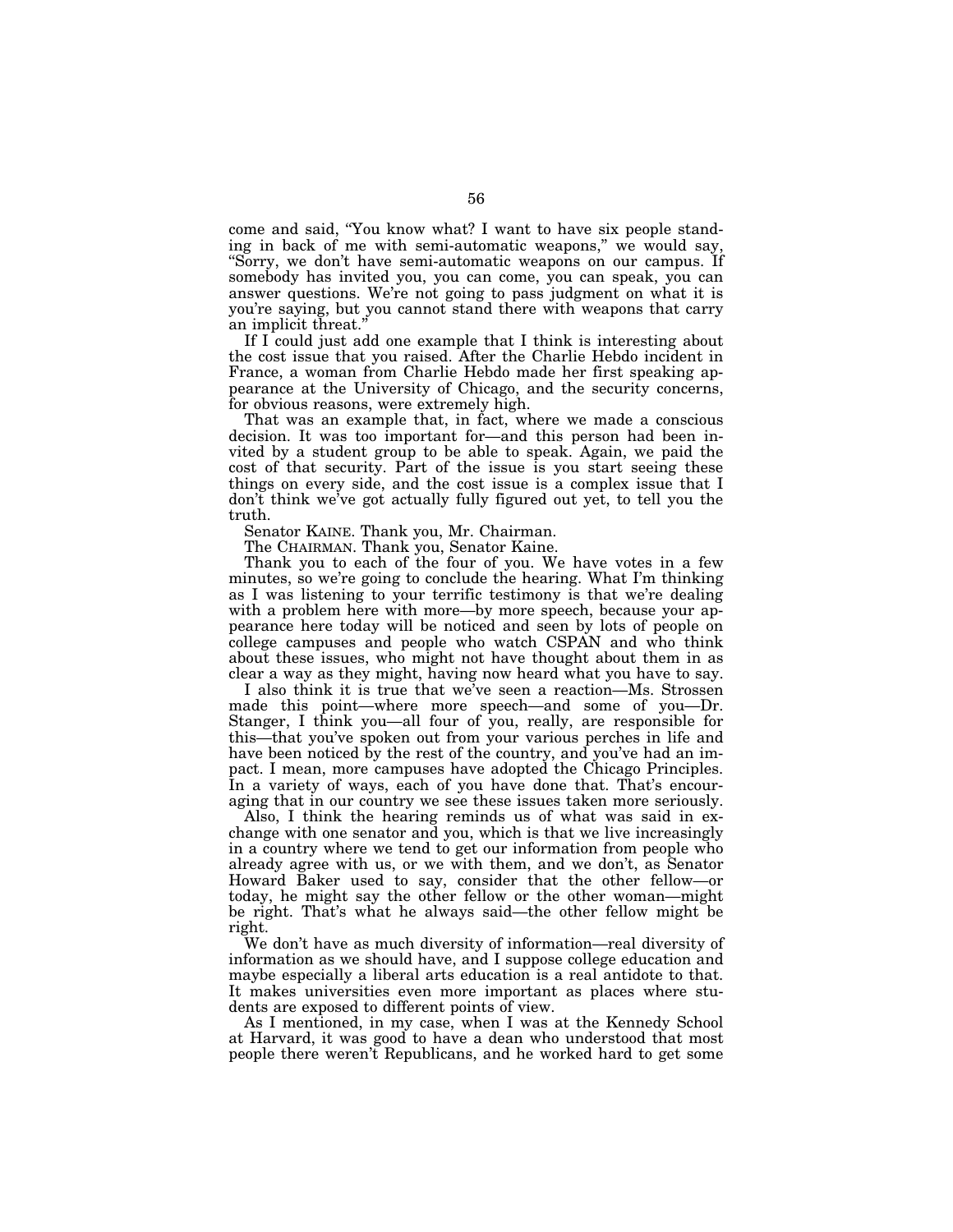come and said, "You know what? I want to have six people standing in back of me with semi-automatic weapons," we would say, "Sorry, we don't have semi-automatic weapons on our campus. If somebody has invited you, you can come, you can speak, you can answer questions. We're not going to pass judgment on what it is you're saying, but you cannot stand there with weapons that carry an implicit threat."

If I could just add one example that I think is interesting about the cost issue that you raised. After the Charlie Hebdo incident in France, a woman from Charlie Hebdo made her first speaking appearance at the University of Chicago, and the security concerns, for obvious reasons, were extremely high.

That was an example that, in fact, where we made a conscious decision. It was too important for—and this person had been invited by a student group to be able to speak. Again, we paid the cost of that security. Part of the issue is you start seeing these things on every side, and the cost issue is a complex issue that I don't think we've got actually fully figured out yet, to tell you the truth.

Senator KAINE. Thank you, Mr. Chairman.

The CHAIRMAN. Thank you, Senator Kaine.

Thank you to each of the four of you. We have votes in a few minutes, so we're going to conclude the hearing. What I'm thinking as I was listening to your terrific testimony is that we're dealing with a problem here with more—by more speech, because your appearance here today will be noticed and seen by lots of people on college campuses and people who watch CSPAN and who think about these issues, who might not have thought about them in as clear a way as they might, having now heard what you have to say.

I also think it is true that we've seen a reaction—Ms. Strossen made this point—where more speech—and some of you—Dr. Stanger, I think you—all four of you, really, are responsible for this—that you've spoken out from your various perches in life and have been noticed by the rest of the country, and you've had an impact. I mean, more campuses have adopted the Chicago Principles. In a variety of ways, each of you have done that. That's encouraging that in our country we see these issues taken more seriously.

Also, I think the hearing reminds us of what was said in exchange with one senator and you, which is that we live increasingly in a country where we tend to get our information from people who already agree with us, or we with them, and we don't, as Senator Howard Baker used to say, consider that the other fellow—or today, he might say the other fellow or the other woman—might be right. That's what he always said—the other fellow might be right.

We don't have as much diversity of information—real diversity of information as we should have, and I suppose college education and maybe especially a liberal arts education is a real antidote to that. It makes universities even more important as places where students are exposed to different points of view.

As I mentioned, in my case, when I was at the Kennedy School at Harvard, it was good to have a dean who understood that most people there weren't Republicans, and he worked hard to get some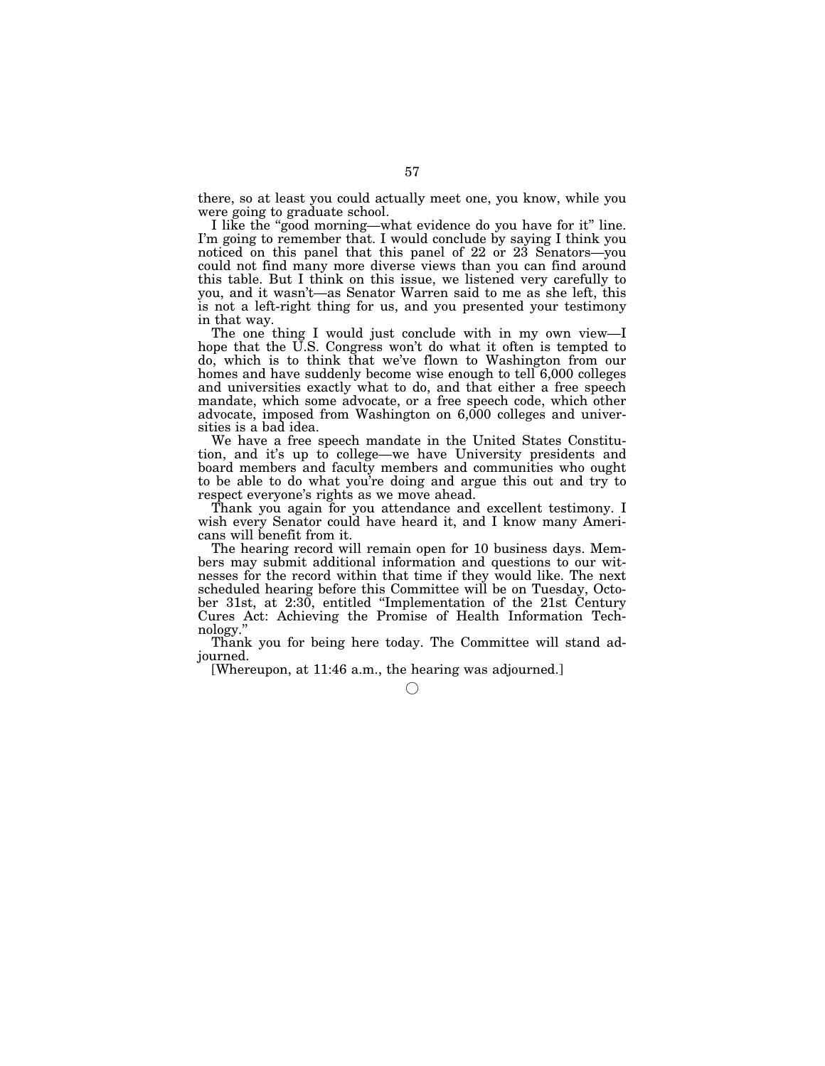there, so at least you could actually meet one, you know, while you were going to graduate school.

I like the "good morning—what evidence do you have for it" line. I'm going to remember that. I would conclude by saying I think you noticed on this panel that this panel of 22 or 23 Senators—you could not find many more diverse views than you can find around this table. But I think on this issue, we listened very carefully to you, and it wasn't—as Senator Warren said to me as she left, this is not a left-right thing for us, and you presented your testimony in that way.

The one thing I would just conclude with in my own view—I hope that the U.S. Congress won't do what it often is tempted to do, which is to think that we've flown to Washington from our homes and have suddenly become wise enough to tell 6,000 colleges and universities exactly what to do, and that either a free speech mandate, which some advocate, or a free speech code, which other advocate, imposed from Washington on 6,000 colleges and universities is a bad idea.

We have a free speech mandate in the United States Constitution, and it's up to college—we have University presidents and board members and faculty members and communities who ought to be able to do what you're doing and argue this out and try to respect everyone's rights as we move ahead.

Thank you again for you attendance and excellent testimony. I wish every Senator could have heard it, and I know many Americans will benefit from it.

The hearing record will remain open for 10 business days. Members may submit additional information and questions to our witnesses for the record within that time if they would like. The next scheduled hearing before this Committee will be on Tuesday, October 31st, at 2:30, entitled "Implementation of the 21st Century Cures Act: Achieving the Promise of Health Information Technology."

Thank you for being here today. The Committee will stand adjourned.

[Whereupon, at 11:46 a.m., the hearing was adjourned.]

○